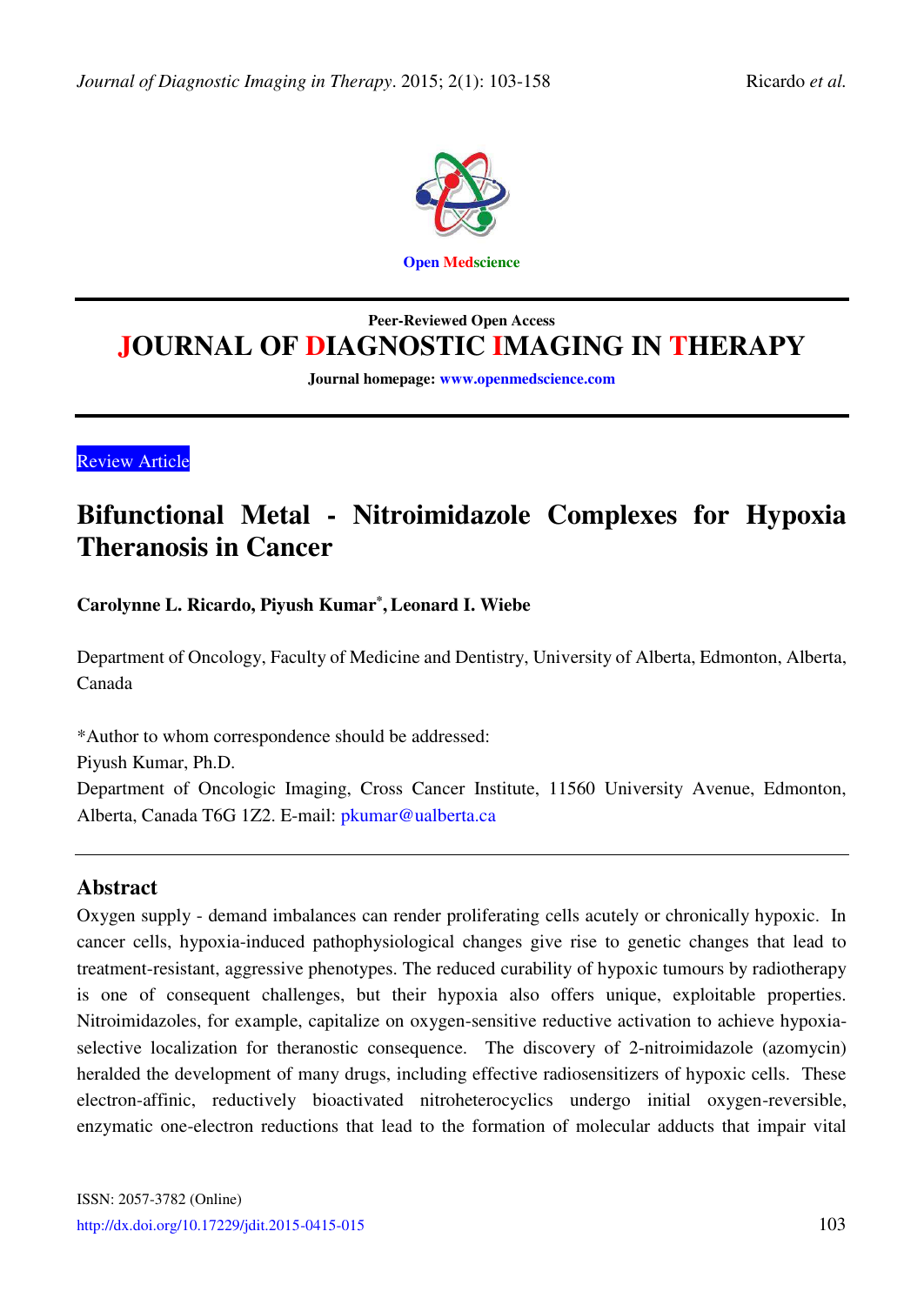Peer-Reviewed Open Access

# JOURNAL OF DIAGNOSTIC IMAGING IN THERAPY

Journal homepage: www.openmedscience.com

Review Article

# Bifunctional Metal - Nitroimidazole Complexes for Hypoxia Theranosis in Cancer

**Carolynne L. Ricardo, Piyush Kumar*, Leonard I. Wiebe**

Department of Oncology, Faculty of Medicine and Dentistry, University of Alberta, Edmonton, Alberta, Canada

*Author to whom correspondence should be addressed:
Piyush Kumar, Ph.D.
Department of Oncologic Imaging, Cross Cancer Institute, 11560 University Avenue, Edmonton, Alberta, Canada T6G 1Z2. E-mail: pkumar@ualberta.ca

## Abstract

Oxygen supply - demand imbalances can render proliferating cells acutely or chronically hypoxic. In cancer cells, hypoxia-induced pathophysiological changes give rise to genetic changes that lead to treatment-resistant, aggressive phenotypes. The reduced curability of hypoxic tumours by radiotherapy is one of consequent challenges, but their hypoxia also offers unique, exploitable properties. Nitroimidazoles, for example, capitalize on oxygen-sensitive reductive activation to achieve hypoxia-selective localization for theranostic consequence. The discovery of 2-nitroimidazole (azomycin) heralded the development of many drugs, including effective radiosensitizers of hypoxic cells. These electron-affinic, reductively bioactivated nitroheterocyclics undergo initial oxygen-reversible, enzymatic one-electron reductions that lead to the formation of molecular adducts that impair vital

ISSN: 2057-3782 (Online)
http://dx.doi.org/10.17229/jdit.2015-0415-015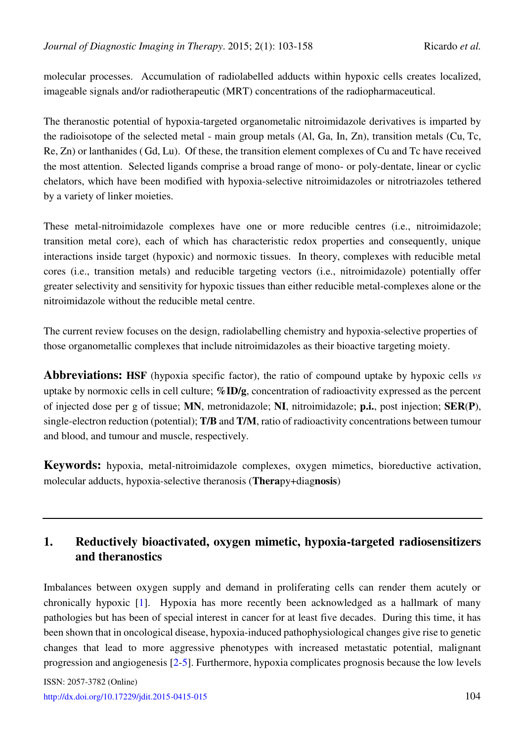molecular processes. Accumulation of radiolabelled adducts within hypoxic cells creates localized, imageable signals and/or radiotherapeutic (MRT) concentrations of the radiopharmaceutical.

The theranostic potential of hypoxia-targeted organometalic nitroimidazole derivatives is imparted by the radioisotope of the selected metal - main group metals (Al, Ga, In, Zn), transition metals (Cu, Tc, Re, Zn) or lanthanides ( Gd, Lu). Of these, the transition element complexes of Cu and Tc have received the most attention. Selected ligands comprise a broad range of mono- or poly-dentate, linear or cyclic chelators, which have been modified with hypoxia-selective nitroimidazoles or nitrotriazoles tethered by a variety of linker moieties.

These metal-nitroimidazole complexes have one or more reducible centres (i.e., nitroimidazole; transition metal core), each of which has characteristic redox properties and consequently, unique interactions inside target (hypoxic) and normoxic tissues. In theory, complexes with reducible metal cores (i.e., transition metals) and reducible targeting vectors (i.e., nitroimidazole) potentially offer greater selectivity and sensitivity for hypoxic tissues than either reducible metal-complexes alone or the nitroimidazole without the reducible metal centre.

The current review focuses on the design, radiolabelling chemistry and hypoxia-selective properties of those organometallic complexes that include nitroimidazoles as their bioactive targeting moiety.

**Abbreviations:** **HSF** (hypoxia specific factor), the ratio of compound uptake by hypoxic cells *vs* uptake by normoxic cells in cell culture; **%ID/g**, concentration of radioactivity expressed as the percent of injected dose per g of tissue; **MN**, metronidazole; **NI**, nitroimidazole; **p.i.**, post injection; **SER(P)**, single-electron reduction (potential); **T/B** and **T/M**, ratio of radioactivity concentrations between tumour and blood, and tumour and muscle, respectively.

**Keywords:** hypoxia, metal-nitroimidazole complexes, oxygen mimetics, bioreductive activation, molecular adducts, hypoxia-selective theranosis (**Thera**py+diag**nosis**)

---

## 1. Reductively bioactivated, oxygen mimetic, hypoxia-targeted radiosensitizers and theranostics

Imbalances between oxygen supply and demand in proliferating cells can render them acutely or chronically hypoxic [1]. Hypoxia has more recently been acknowledged as a hallmark of many pathologies but has been of special interest in cancer for at least five decades. During this time, it has been shown that in oncological disease, hypoxia-induced pathophysiological changes give rise to genetic changes that lead to more aggressive phenotypes with increased metastatic potential, malignant progression and angiogenesis [2-5]. Furthermore, hypoxia complicates prognosis because the low levels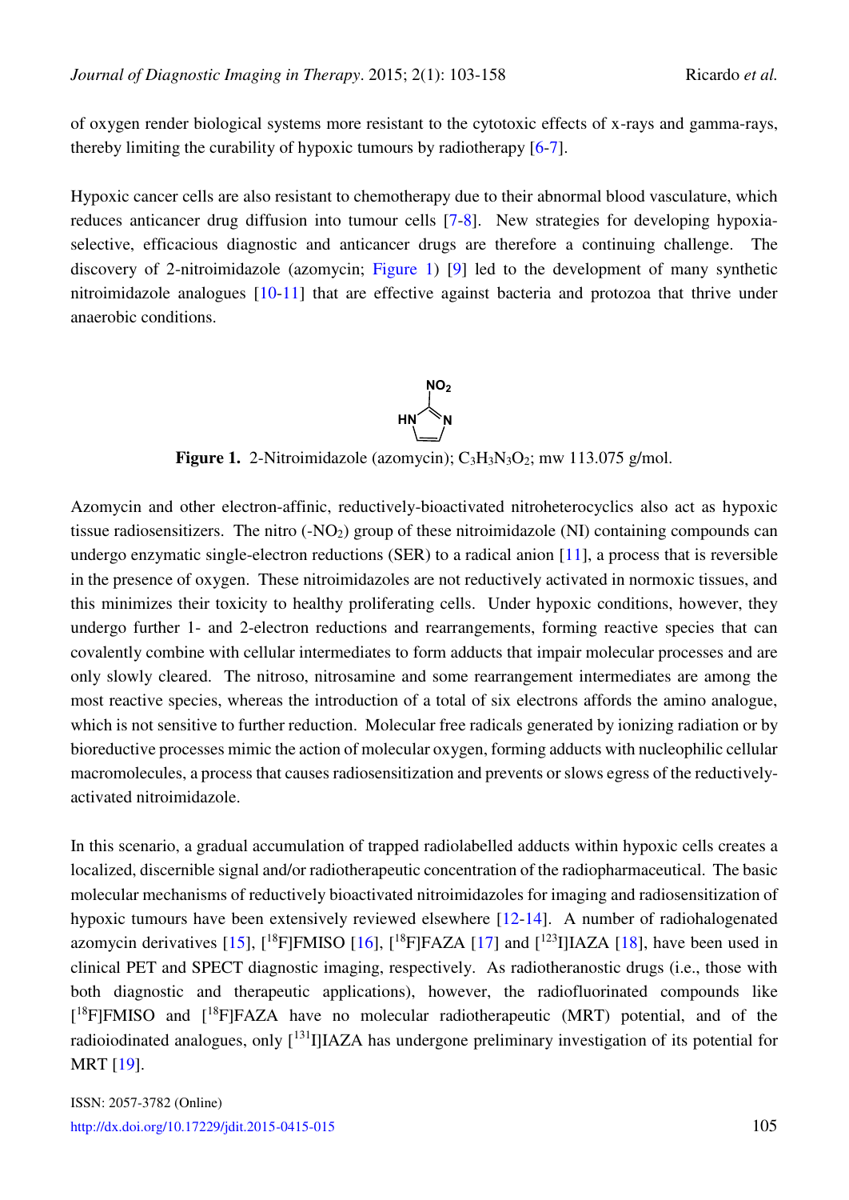of oxygen render biological systems more resistant to the cytotoxic effects of x-rays and gamma-rays, thereby limiting the curability of hypoxic tumours by radiotherapy [6-7].

Hypoxic cancer cells are also resistant to chemotherapy due to their abnormal blood vasculature, which reduces anticancer drug diffusion into tumour cells [7-8]. New strategies for developing hypoxia-selective, efficacious diagnostic and anticancer drugs are therefore a continuing challenge. The discovery of 2-nitroimidazole (azomycin; Figure 1) [9] led to the development of many synthetic nitroimidazole analogues [10-11] that are effective against bacteria and protozoa that thrive under anaerobic conditions.

**Figure 1.** 2-Nitroimidazole (azomycin); $C_3H_3N_3O_2$; mw 113.075 g/mol.

Azomycin and other electron-affinic, reductively-bioactivated nitroheterocyclics also act as hypoxic tissue radiosensitizers. The nitro ($-NO_2$) group of these nitroimidazole (NI) containing compounds can undergo enzymatic single-electron reductions (SER) to a radical anion [11], a process that is reversible in the presence of oxygen. These nitroimidazoles are not reductively activated in normoxic tissues, and this minimizes their toxicity to healthy proliferating cells. Under hypoxic conditions, however, they undergo further 1- and 2-electron reductions and rearrangements, forming reactive species that can covalently combine with cellular intermediates to form adducts that impair molecular processes and are only slowly cleared. The nitroso, nitrosamine and some rearrangement intermediates are among the most reactive species, whereas the introduction of a total of six electrons affords the amino analogue, which is not sensitive to further reduction. Molecular free radicals generated by ionizing radiation or by bioreductive processes mimic the action of molecular oxygen, forming adducts with nucleophilic cellular macromolecules, a process that causes radiosensitization and prevents or slows egress of the reductively-activated nitroimidazole.

In this scenario, a gradual accumulation of trapped radiolabelled adducts within hypoxic cells creates a localized, discernible signal and/or radiotherapeutic concentration of the radiopharmaceutical. The basic molecular mechanisms of reductively bioactivated nitroimidazoles for imaging and radiosensitization of hypoxic tumours have been extensively reviewed elsewhere [12-14]. A number of radiohalogenated azomycin derivatives [15], [$^{18}$F]FMISO [16], [$^{18}$F]FAZA [17] and [$^{123}$I]IAZA [18], have been used in clinical PET and SPECT diagnostic imaging, respectively. As radiotheranostic drugs (i.e., those with both diagnostic and therapeutic applications), however, the radiofluorinated compounds like [$^{18}$F]FMISO and [$^{18}$F]FAZA have no molecular radiotherapeutic (MRT) potential, and of the radioiodinated analogues, only [$^{131}$I]IAZA has undergone preliminary investigation of its potential for MRT [19].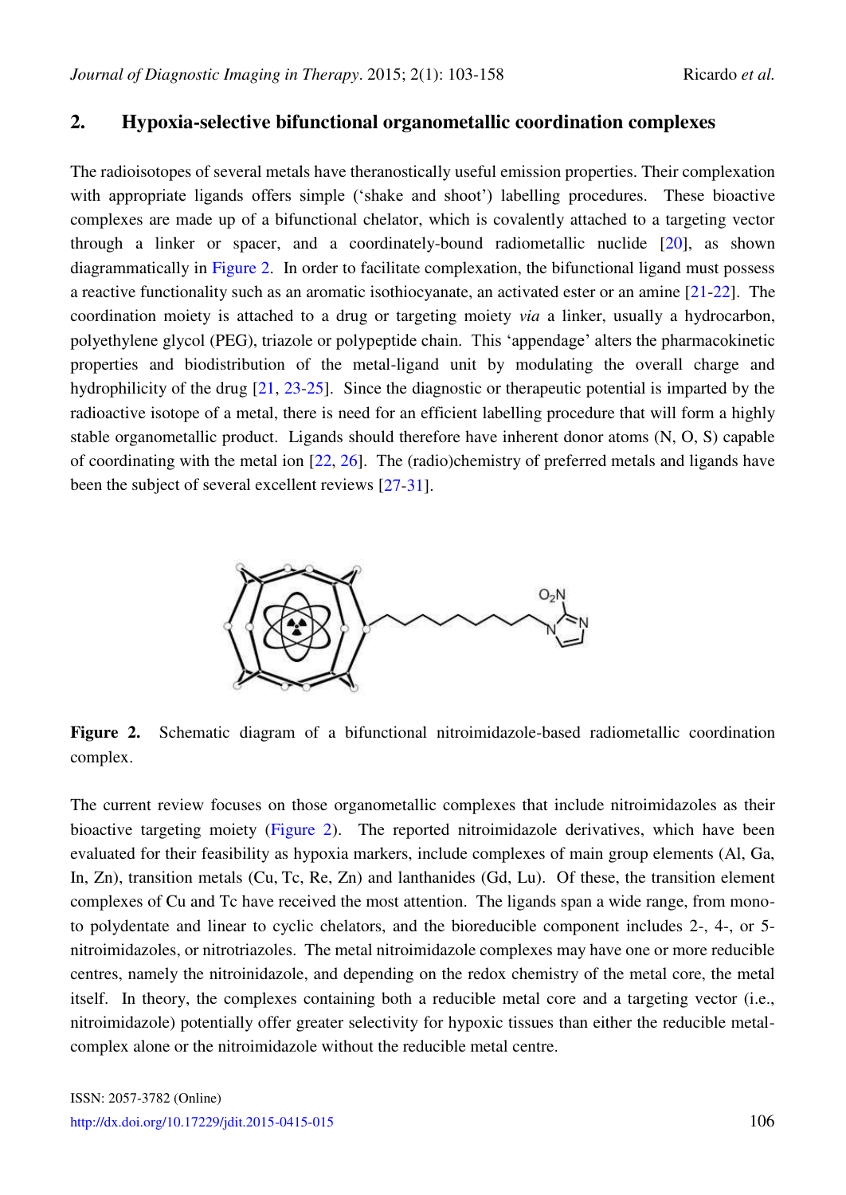## 2. Hypoxia-selective bifunctional organometallic coordination complexes

The radioisotopes of several metals have theranostically useful emission properties. Their complexation with appropriate ligands offers simple ('shake and shoot') labelling procedures. These bioactive complexes are made up of a bifunctional chelator, which is covalently attached to a targeting vector through a linker or spacer, and a coordinately-bound radiometallic nuclide [20], as shown diagrammatically in Figure 2. In order to facilitate complexation, the bifunctional ligand must possess a reactive functionality such as an aromatic isothiocyanate, an activated ester or an amine [21-22]. The coordination moiety is attached to a drug or targeting moiety *via* a linker, usually a hydrocarbon, polyethylene glycol (PEG), triazole or polypeptide chain. This 'appendage' alters the pharmacokinetic properties and biodistribution of the metal-ligand unit by modulating the overall charge and hydrophilicity of the drug [21, 23-25]. Since the diagnostic or therapeutic potential is imparted by the radioactive isotope of a metal, there is need for an efficient labelling procedure that will form a highly stable organometallic product. Ligands should therefore have inherent donor atoms (N, O, S) capable of coordinating with the metal ion [22, 26]. The (radio)chemistry of preferred metals and ligands have been the subject of several excellent reviews [27-31].

**Figure 2.** Schematic diagram of a bifunctional nitroimidazole-based radiometallic coordination complex.

The current review focuses on those organometallic complexes that include nitroimidazoles as their bioactive targeting moiety (Figure 2). The reported nitroimidazole derivatives, which have been evaluated for their feasibility as hypoxia markers, include complexes of main group elements (Al, Ga, In, Zn), transition metals (Cu, Tc, Re, Zn) and lanthanides (Gd, Lu). Of these, the transition element complexes of Cu and Tc have received the most attention. The ligands span a wide range, from mono- to polydentate and linear to cyclic chelators, and the bioreducible component includes 2-, 4-, or 5-nitroimidazoles, or nitrotriazoles. The metal nitroimidazole complexes may have one or more reducible centres, namely the nitroinidazole, and depending on the redox chemistry of the metal core, the metal itself. In theory, the complexes containing both a reducible metal core and a targeting vector (i.e., nitroimidazole) potentially offer greater selectivity for hypoxic tissues than either the reducible metal-complex alone or the nitroimidazole without the reducible metal centre.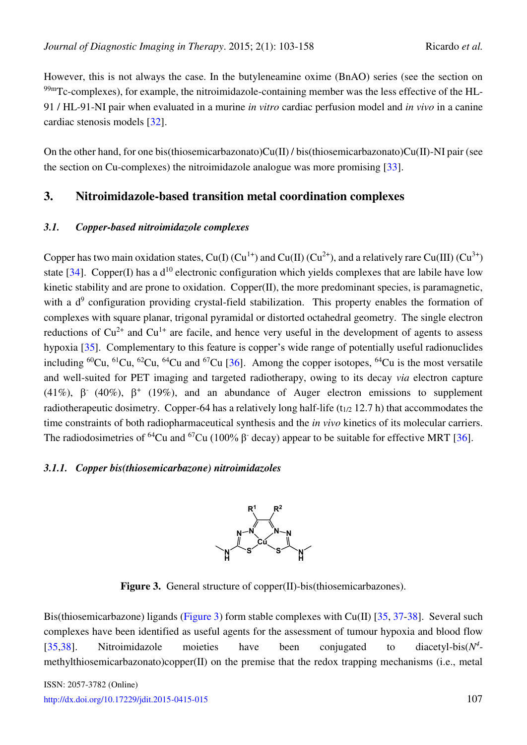However, this is not always the case. In the butyleneamine oxime (BnAO) series (see the section on $^{99m}$Tc-complexes), for example, the nitroimidazole-containing member was the less effective of the HL-91 / HL-91-NI pair when evaluated in a murine *in vitro* cardiac perfusion model and *in vivo* in a canine cardiac stenosis models [32].

On the other hand, for one bis(thiosemicarbazonato)Cu(II) / bis(thiosemicarbazonato)Cu(II)-NI pair (see the section on Cu-complexes) the nitroimidazole analogue was more promising [33].

## 3. Nitroimidazole-based transition metal coordination complexes

### *3.1. Copper-based nitroimidazole complexes*

Copper has two main oxidation states, Cu(I) ($Cu^{1+}$) and Cu(II) ($Cu^{2+}$), and a relatively rare Cu(III) ($Cu^{3+}$) state [34]. Copper(I) has a $d^{10}$ electronic configuration which yields complexes that are labile have low kinetic stability and are prone to oxidation. Copper(II), the more predominant species, is paramagnetic, with a $d^9$ configuration providing crystal-field stabilization. This property enables the formation of complexes with square planar, trigonal pyramidal or distorted octahedral geometry. The single electron reductions of $Cu^{2+}$ and $Cu^{1+}$ are facile, and hence very useful in the development of agents to assess hypoxia [35]. Complementary to this feature is copper's wide range of potentially useful radionuclides including $^{60}$Cu, $^{61}$Cu, $^{62}$Cu, $^{64}$Cu and $^{67}$Cu [36]. Among the copper isotopes, $^{64}$Cu is the most versatile and well-suited for PET imaging and targeted radiotherapy, owing to its decay *via* electron capture (41%), $\beta^-$ (40%), $\beta^+$ (19%), and an abundance of Auger electron emissions to supplement radiotherapeutic dosimetry. Copper-64 has a relatively long half-life ($t_{1/2}$ 12.7 h) that accommodates the time constraints of both radiopharmaceutical synthesis and the *in vivo* kinetics of its molecular carriers. The radiodosimetries of $^{64}$Cu and $^{67}$Cu (100% $\beta^-$ decay) appear to be suitable for effective MRT [36].

#### *3.1.1. Copper bis(thiosemicarbazone) nitroimidazoles*

**Figure 3.** General structure of copper(II)-bis(thiosemicarbazones).

Bis(thiosemicarbazone) ligands (Figure 3) form stable complexes with Cu(II) [35, 37-38]. Several such complexes have been identified as useful agents for the assessment of tumour hypoxia and blood flow [35,38]. Nitroimidazole moieties have been conjugated to diacetyl-bis($N^4$-methylthiosemicarbazonato)copper(II) on the premise that the redox trapping mechanisms (i.e., metal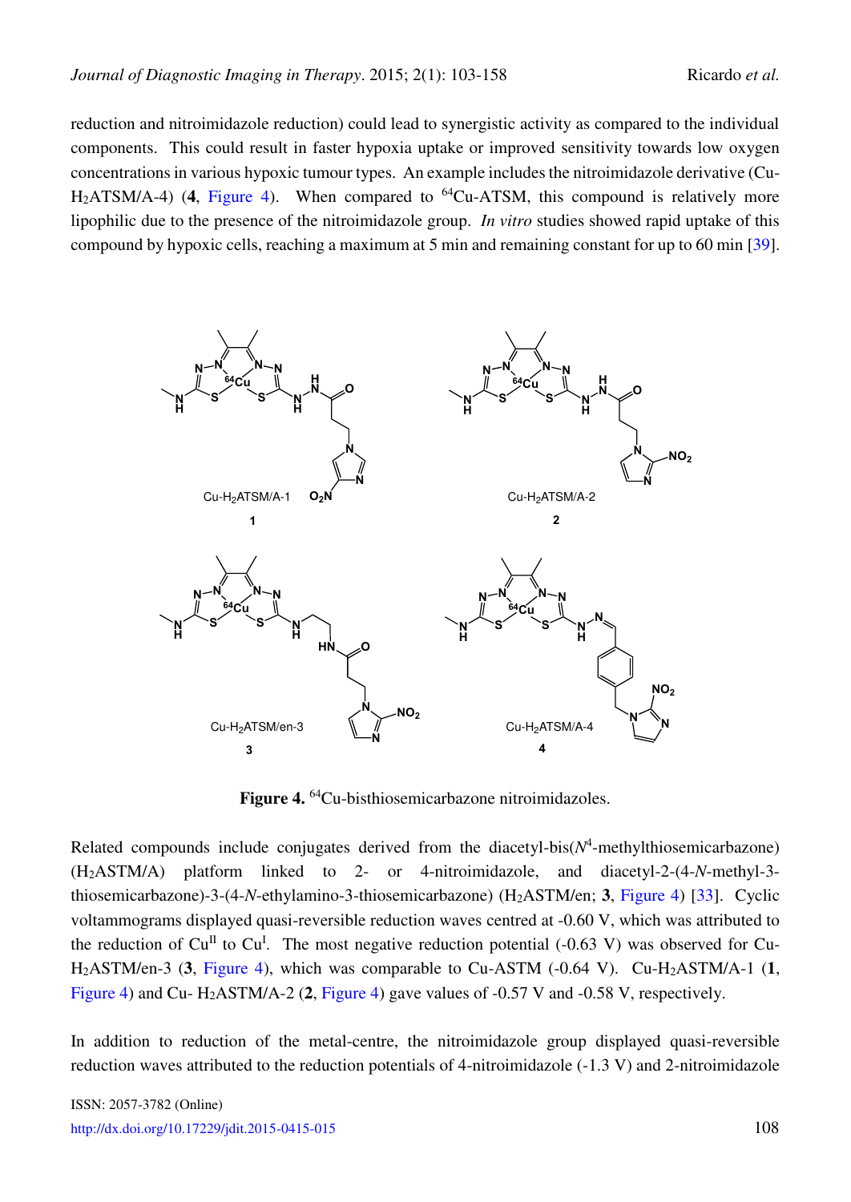reduction and nitroimidazole reduction) could lead to synergistic activity as compared to the individual components. This could result in faster hypoxia uptake or improved sensitivity towards low oxygen concentrations in various hypoxic tumour types. An example includes the nitroimidazole derivative (Cu-$H_2$ATSM/A-4) (**4**, Figure 4). When compared to $^{64}$Cu-ATSM, this compound is relatively more lipophilic due to the presence of the nitroimidazole group. *In vitro* studies showed rapid uptake of this compound by hypoxic cells, reaching a maximum at 5 min and remaining constant for up to 60 min [39].

**Figure 4.** $^{64}$Cu-bisthiosemicarbazone nitroimidazoles.

Related compounds include conjugates derived from the diacetyl-bis($N^4$-methylthiosemicarbazone) ($H_2$ASTM/A) platform linked to 2- or 4-nitroimidazole, and diacetyl-2-(4-*N*-methyl-3-thiosemicarbazone)-3-(4-*N*-ethylamino-3-thiosemicarbazone) ($H_2$ASTM/en; **3**, Figure 4) [33]. Cyclic voltammograms displayed quasi-reversible reduction waves centred at -0.60 V, which was attributed to the reduction of $Cu^{II}$ to $Cu^{I}$. The most negative reduction potential (-0.63 V) was observed for Cu-$H_2$ASTM/en-3 (**3**, Figure 4), which was comparable to Cu-ASTM (-0.64 V). Cu-$H_2$ASTM/A-1 (**1**, Figure 4) and Cu- $H_2$ASTM/A-2 (**2**, Figure 4) gave values of -0.57 V and -0.58 V, respectively.

In addition to reduction of the metal-centre, the nitroimidazole group displayed quasi-reversible reduction waves attributed to the reduction potentials of 4-nitroimidazole (-1.3 V) and 2-nitroimidazole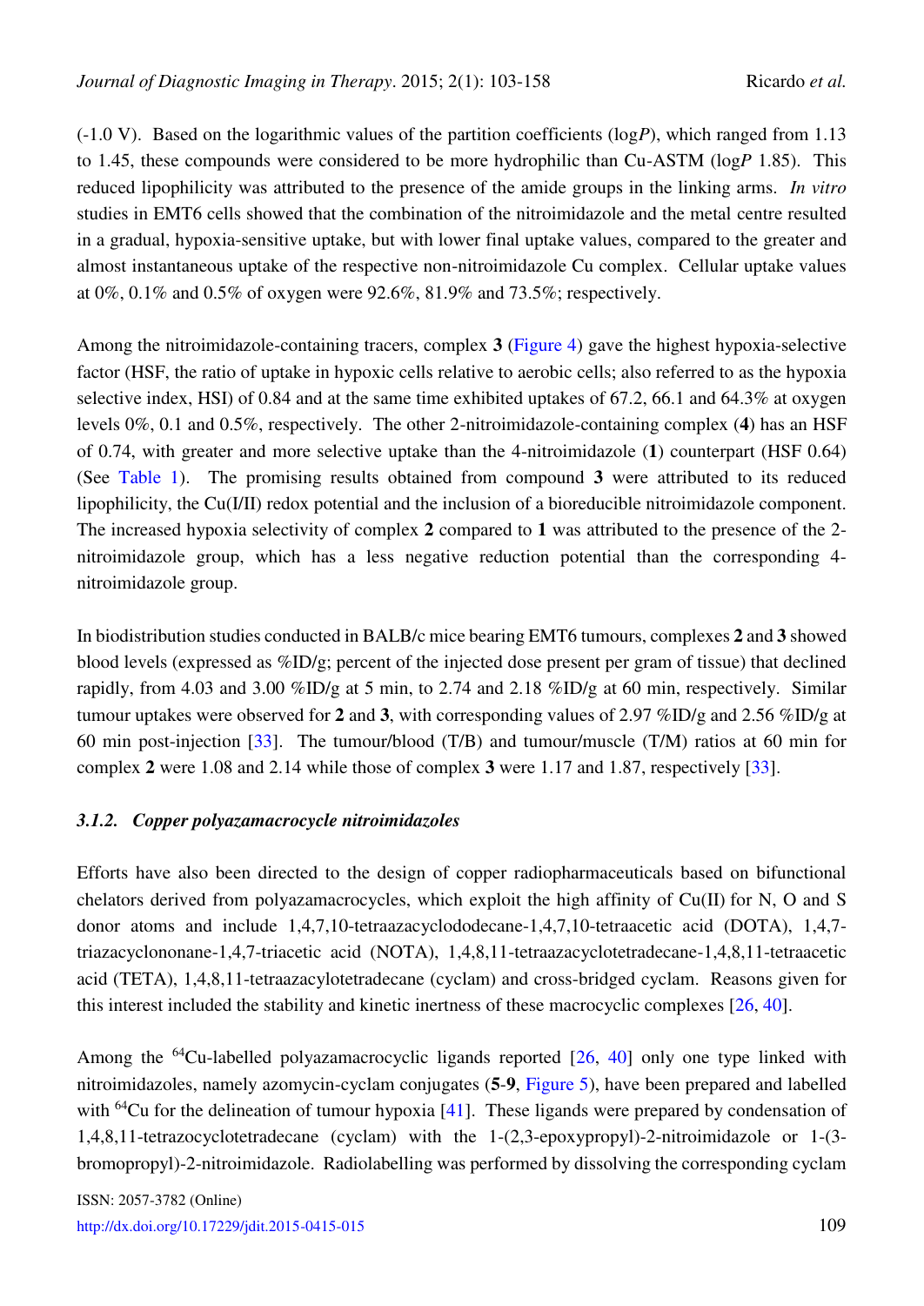(-1.0 V). Based on the logarithmic values of the partition coefficients (log*P*), which ranged from 1.13 to 1.45, these compounds were considered to be more hydrophilic than Cu-ASTM (log*P* 1.85). This reduced lipophilicity was attributed to the presence of the amide groups in the linking arms. *In vitro* studies in EMT6 cells showed that the combination of the nitroimidazole and the metal centre resulted in a gradual, hypoxia-sensitive uptake, but with lower final uptake values, compared to the greater and almost instantaneous uptake of the respective non-nitroimidazole Cu complex. Cellular uptake values at 0%, 0.1% and 0.5% of oxygen were 92.6%, 81.9% and 73.5%; respectively.

Among the nitroimidazole-containing tracers, complex **3** (Figure 4) gave the highest hypoxia-selective factor (HSF, the ratio of uptake in hypoxic cells relative to aerobic cells; also referred to as the hypoxia selective index, HSI) of 0.84 and at the same time exhibited uptakes of 67.2, 66.1 and 64.3% at oxygen levels 0%, 0.1 and 0.5%, respectively. The other 2-nitroimidazole-containing complex (**4**) has an HSF of 0.74, with greater and more selective uptake than the 4-nitroimidazole (**1**) counterpart (HSF 0.64) (See Table 1). The promising results obtained from compound **3** were attributed to its reduced lipophilicity, the Cu(I/II) redox potential and the inclusion of a bioreducible nitroimidazole component. The increased hypoxia selectivity of complex **2** compared to **1** was attributed to the presence of the 2-nitroimidazole group, which has a less negative reduction potential than the corresponding 4-nitroimidazole group.

In biodistribution studies conducted in BALB/c mice bearing EMT6 tumours, complexes **2** and **3** showed blood levels (expressed as %ID/g; percent of the injected dose present per gram of tissue) that declined rapidly, from 4.03 and 3.00 %ID/g at 5 min, to 2.74 and 2.18 %ID/g at 60 min, respectively. Similar tumour uptakes were observed for **2** and **3**, with corresponding values of 2.97 %ID/g and 2.56 %ID/g at 60 min post-injection [33]. The tumour/blood (T/B) and tumour/muscle (T/M) ratios at 60 min for complex **2** were 1.08 and 2.14 while those of complex **3** were 1.17 and 1.87, respectively [33].

### *3.1.2. Copper polyazamacrocycle nitroimidazoles*

Efforts have also been directed to the design of copper radiopharmaceuticals based on bifunctional chelators derived from polyazamacrocycles, which exploit the high affinity of Cu(II) for N, O and S donor atoms and include 1,4,7,10-tetraazacyclododecane-1,4,7,10-tetraacetic acid (DOTA), 1,4,7-triazacyclononane-1,4,7-triacetic acid (NOTA), 1,4,8,11-tetraazacyclotetradecane-1,4,8,11-tetraacetic acid (TETA), 1,4,8,11-tetraazacylotetradecane (cyclam) and cross-bridged cyclam. Reasons given for this interest included the stability and kinetic inertness of these macrocyclic complexes [26, 40].

Among the $^{64}$Cu-labelled polyazamacrocyclic ligands reported [26, 40] only one type linked with nitroimidazoles, namely azomycin-cyclam conjugates (**5**-**9**, Figure 5), have been prepared and labelled with $^{64}$Cu for the delineation of tumour hypoxia [41]. These ligands were prepared by condensation of 1,4,8,11-tetrazocyclotetradecane (cyclam) with the 1-(2,3-epoxypropyl)-2-nitroimidazole or 1-(3-bromopropyl)-2-nitroimidazole. Radiolabelling was performed by dissolving the corresponding cyclam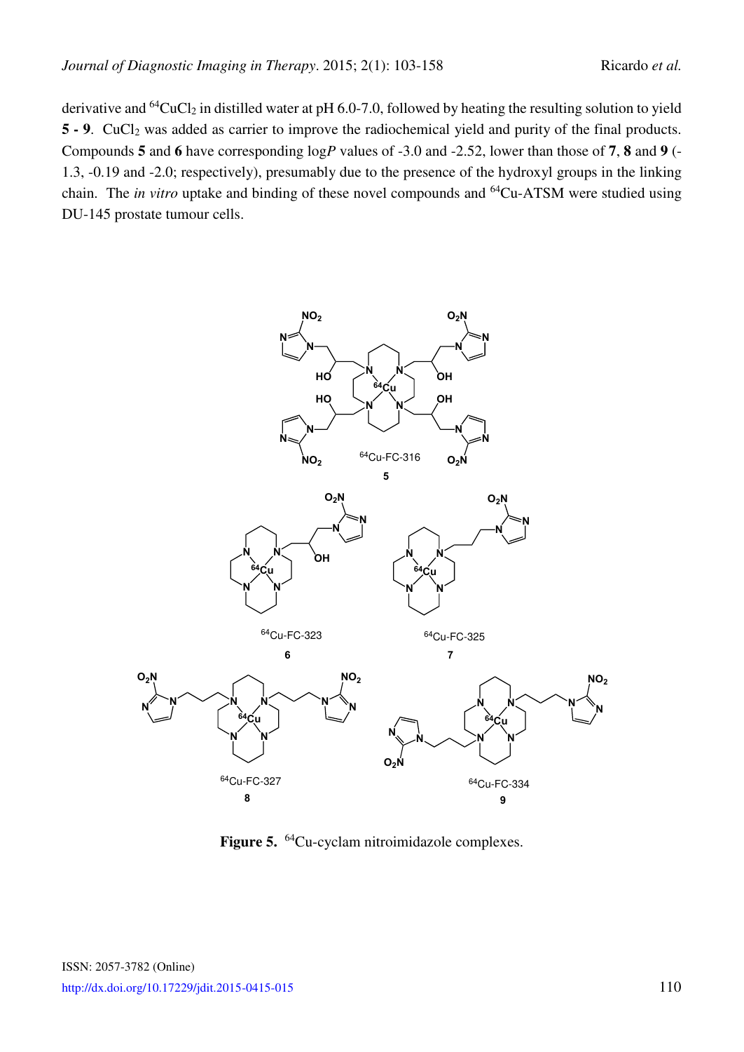derivative and $^{64}CuCl_2$ in distilled water at pH 6.0-7.0, followed by heating the resulting solution to yield **5 - 9**. $CuCl_2$ was added as carrier to improve the radiochemical yield and purity of the final products. Compounds **5** and **6** have corresponding log*P* values of -3.0 and -2.52, lower than those of **7**, **8** and **9** (-1.3, -0.19 and -2.0; respectively), presumably due to the presence of the hydroxyl groups in the linking chain. The *in vitro* uptake and binding of these novel compounds and $^{64}$Cu-ATSM were studied using DU-145 prostate tumour cells.

**Figure 5.** $^{64}$Cu-cyclam nitroimidazole complexes.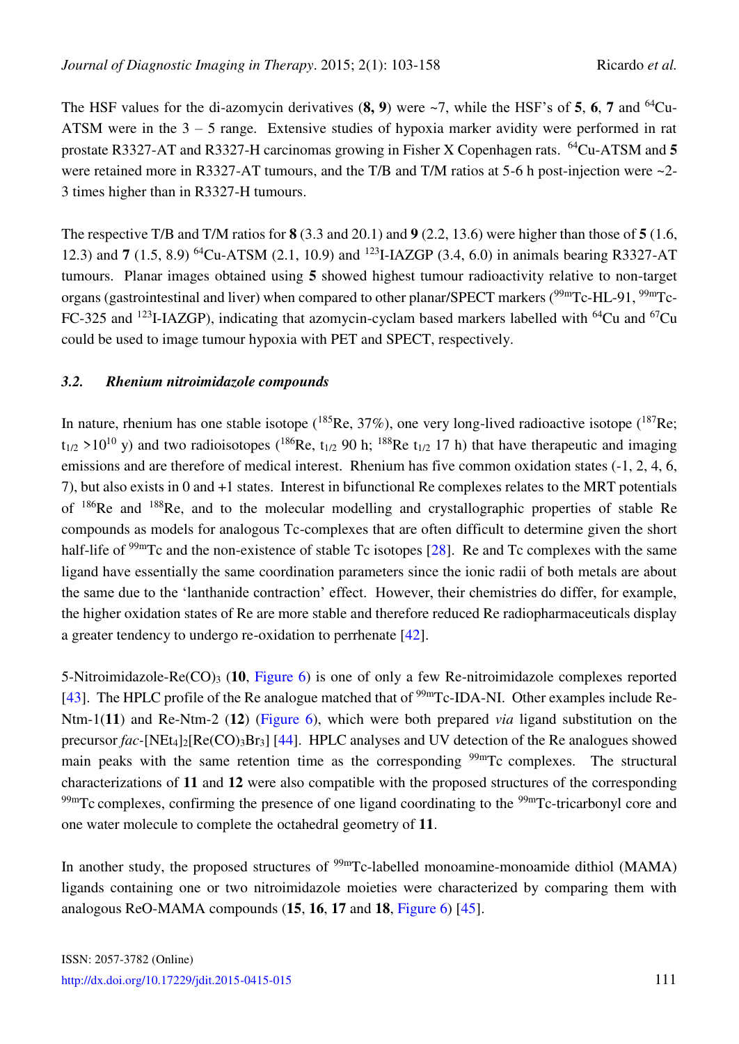The HSF values for the di-azomycin derivatives (**8, 9**) were ~7, while the HSF's of **5**, **6**, **7** and $^{64}$Cu-ATSM were in the 3 – 5 range. Extensive studies of hypoxia marker avidity were performed in rat prostate R3327-AT and R3327-H carcinomas growing in Fisher X Copenhagen rats. $^{64}$Cu-ATSM and **5** were retained more in R3327-AT tumours, and the T/B and T/M ratios at 5-6 h post-injection were ~2-3 times higher than in R3327-H tumours.

The respective T/B and T/M ratios for **8** (3.3 and 20.1) and **9** (2.2, 13.6) were higher than those of **5** (1.6, 12.3) and **7** (1.5, 8.9) $^{64}$Cu-ATSM (2.1, 10.9) and $^{123}$I-IAZGP (3.4, 6.0) in animals bearing R3327-AT tumours. Planar images obtained using **5** showed highest tumour radioactivity relative to non-target organs (gastrointestinal and liver) when compared to other planar/SPECT markers ($^{99m}$Tc-HL-91, $^{99m}$Tc-FC-325 and $^{123}$I-IAZGP), indicating that azomycin-cyclam based markers labelled with $^{64}$Cu and $^{67}$Cu could be used to image tumour hypoxia with PET and SPECT, respectively.

### *3.2. Rhenium nitroimidazole compounds*

In nature, rhenium has one stable isotope ($^{185}$Re, 37%), one very long-lived radioactive isotope ($^{187}$Re; $t_{1/2}$ >$10^{10}$ y) and two radioisotopes ($^{186}$Re, $t_{1/2}$ 90 h; $^{188}$Re $t_{1/2}$ 17 h) that have therapeutic and imaging emissions and are therefore of medical interest. Rhenium has five common oxidation states (-1, 2, 4, 6, 7), but also exists in 0 and +1 states. Interest in bifunctional Re complexes relates to the MRT potentials of $^{186}$Re and $^{188}$Re, and to the molecular modelling and crystallographic properties of stable Re compounds as models for analogous Tc-complexes that are often difficult to determine given the short half-life of $^{99m}$Tc and the non-existence of stable Tc isotopes [28]. Re and Tc complexes with the same ligand have essentially the same coordination parameters since the ionic radii of both metals are about the same due to the 'lanthanide contraction' effect. However, their chemistries do differ, for example, the higher oxidation states of Re are more stable and therefore reduced Re radiopharmaceuticals display a greater tendency to undergo re-oxidation to perrhenate [42].

5-Nitroimidazole-Re(CO)$_3$ (**10**, Figure 6) is one of only a few Re-nitroimidazole complexes reported [43]. The HPLC profile of the Re analogue matched that of $^{99m}$Tc-IDA-NI. Other examples include Re-Ntm-1(**11**) and Re-Ntm-2 (**12**) (Figure 6), which were both prepared *via* ligand substitution on the precursor *fac*-[NEt$_4$]$_2$[Re(CO)$_3$Br$_3$] [44]. HPLC analyses and UV detection of the Re analogues showed main peaks with the same retention time as the corresponding $^{99m}$Tc complexes. The structural characterizations of **11** and **12** were also compatible with the proposed structures of the corresponding $^{99m}$Tc complexes, confirming the presence of one ligand coordinating to the $^{99m}$Tc-tricarbonyl core and one water molecule to complete the octahedral geometry of **11**.

In another study, the proposed structures of $^{99m}$Tc-labelled monoamine-monoamide dithiol (MAMA) ligands containing one or two nitroimidazole moieties were characterized by comparing them with analogous ReO-MAMA compounds (**15**, **16**, **17** and **18**, Figure 6) [45].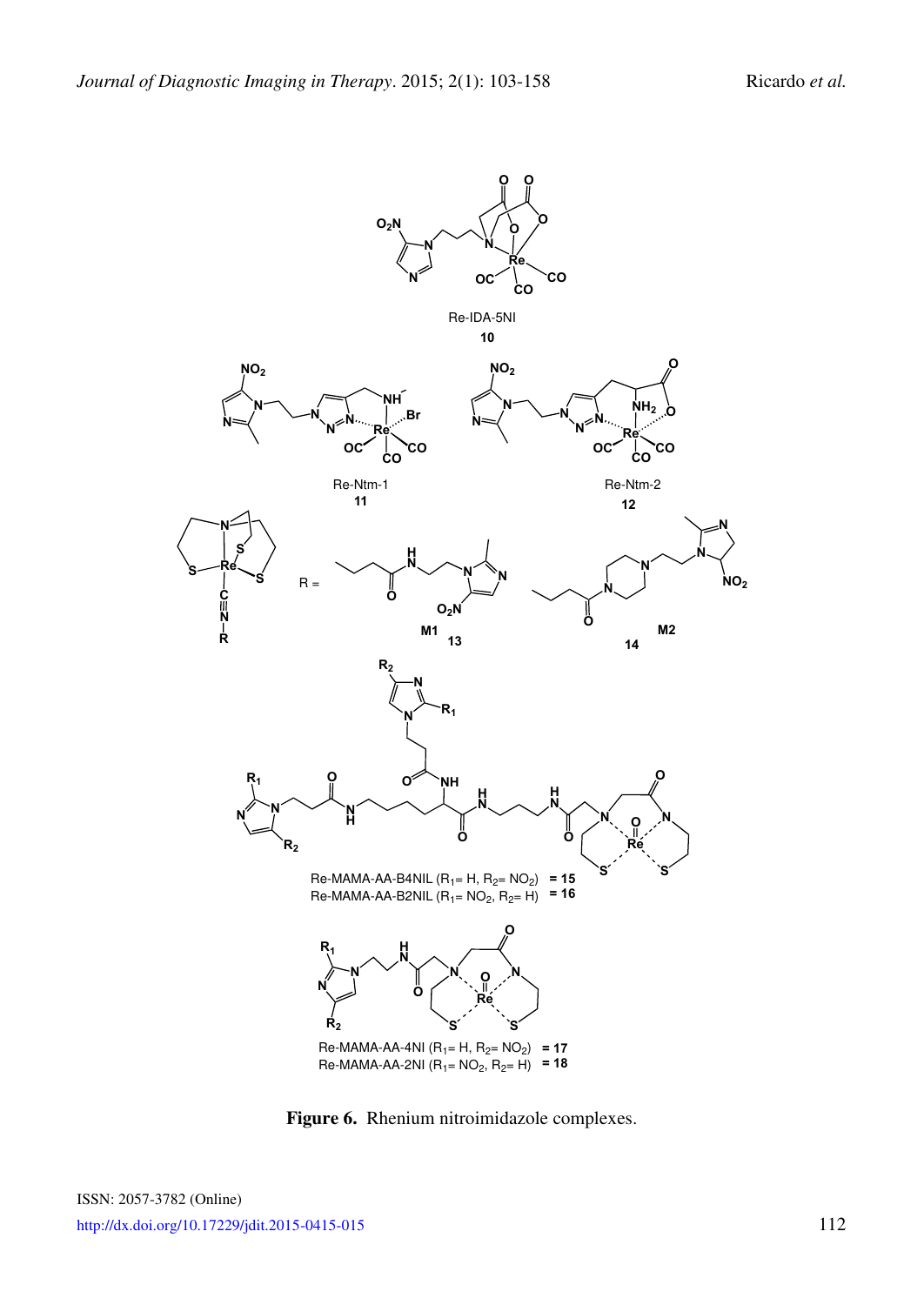Re-IDA-5NI
**10**

Re-Ntm-1
**11**

Re-Ntm-2
**12**

R =

M1
**13**

M2
**14**

Re-MAMA-AA-B4NIL ($R_1$= H, $R_2$= $NO_2$) **= 15**
Re-MAMA-AA-B2NIL ($R_1$= $NO_2$, $R_2$= H) **= 16**

Re-MAMA-AA-4NI ($R_1$= H, $R_2$= $NO_2$) **= 17**
Re-MAMA-AA-2NI ($R_1$= $NO_2$, $R_2$= H) **= 18**

**Figure 6.** Rhenium nitroimidazole complexes.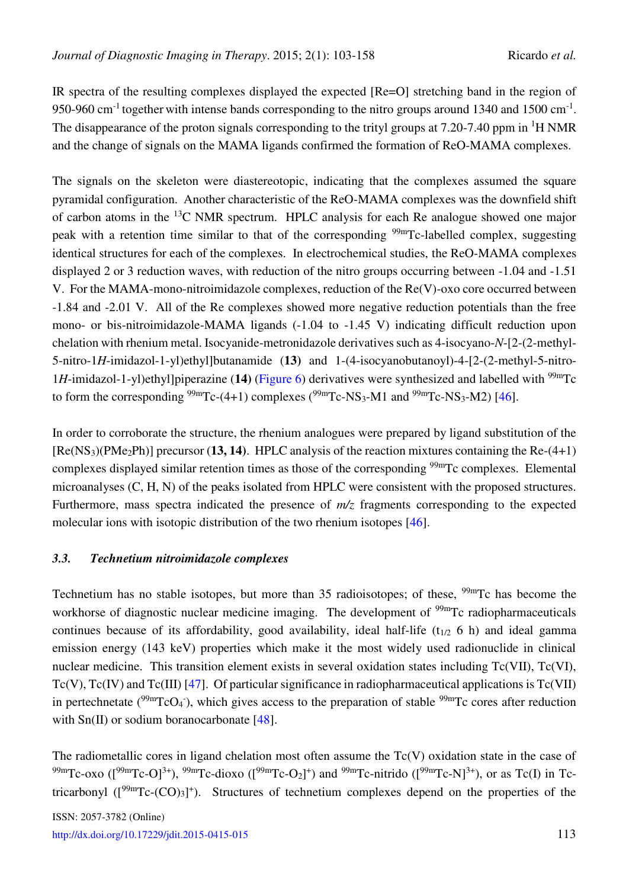IR spectra of the resulting complexes displayed the expected [Re=O] stretching band in the region of 950-960 $cm^{-1}$ together with intense bands corresponding to the nitro groups around 1340 and 1500 $cm^{-1}$. The disappearance of the proton signals corresponding to the trityl groups at 7.20-7.40 ppm in $^1H$ NMR and the change of signals on the MAMA ligands confirmed the formation of ReO-MAMA complexes.

The signals on the skeleton were diastereotopic, indicating that the complexes assumed the square pyramidal configuration. Another characteristic of the ReO-MAMA complexes was the downfield shift of carbon atoms in the $^{13}C$ NMR spectrum. HPLC analysis for each Re analogue showed one major peak with a retention time similar to that of the corresponding $^{99m}Tc$-labelled complex, suggesting identical structures for each of the complexes. In electrochemical studies, the ReO-MAMA complexes displayed 2 or 3 reduction waves, with reduction of the nitro groups occurring between -1.04 and -1.51 V. For the MAMA-mono-nitroimidazole complexes, reduction of the Re(V)-oxo core occurred between -1.84 and -2.01 V. All of the Re complexes showed more negative reduction potentials than the free mono- or bis-nitroimidazole-MAMA ligands (-1.04 to -1.45 V) indicating difficult reduction upon chelation with rhenium metal. Isocyanide-metronidazole derivatives such as 4-isocyano-*N*-[2-(2-methyl-5-nitro-1*H*-imidazol-1-yl)ethyl]butanamide (**13**) and 1-(4-isocyanobutanoyl)-4-[2-(2-methyl-5-nitro-1*H*-imidazol-1-yl)ethyl]piperazine (**14**) (Figure 6) derivatives were synthesized and labelled with $^{99m}Tc$ to form the corresponding $^{99m}Tc$-(4+1) complexes ($^{99m}Tc$-$NS_3$-M1 and $^{99m}Tc$-$NS_3$-M2) [46].

In order to corroborate the structure, the rhenium analogues were prepared by ligand substitution of the [$Re(NS_3)(PMe_2Ph)$] precursor (**13, 14**). HPLC analysis of the reaction mixtures containing the Re-(4+1) complexes displayed similar retention times as those of the corresponding $^{99m}Tc$ complexes. Elemental microanalyses (C, H, N) of the peaks isolated from HPLC were consistent with the proposed structures. Furthermore, mass spectra indicated the presence of *m/z* fragments corresponding to the expected molecular ions with isotopic distribution of the two rhenium isotopes [46].

### *3.3. Technetium nitroimidazole complexes*

Technetium has no stable isotopes, but more than 35 radioisotopes; of these, $^{99m}Tc$ has become the workhorse of diagnostic nuclear medicine imaging. The development of $^{99m}Tc$ radiopharmaceuticals continues because of its affordability, good availability, ideal half-life ($t_{1/2}$ 6 h) and ideal gamma emission energy (143 keV) properties which make it the most widely used radionuclide in clinical nuclear medicine. This transition element exists in several oxidation states including Tc(VII), Tc(VI), Tc(V), Tc(IV) and Tc(III) [47]. Of particular significance in radiopharmaceutical applications is Tc(VII) in pertechnetate ($^{99m}TcO_4^-$), which gives access to the preparation of stable $^{99m}Tc$ cores after reduction with Sn(II) or sodium boranocarbonate [48].

The radiometallic cores in ligand chelation most often assume the Tc(V) oxidation state in the case of $^{99m}Tc$-oxo ($[^{99m}Tc\text{-}O]^{3+}$), $^{99m}Tc$-dioxo ($[^{99m}Tc\text{-}O_2]^{+}$) and $^{99m}Tc$-nitrido ($[^{99m}Tc\text{-}N]^{3+}$), or as Tc(I) in Tc-tricarbonyl ($[^{99m}Tc\text{-}(CO)_3]^{+}$). Structures of technetium complexes depend on the properties of the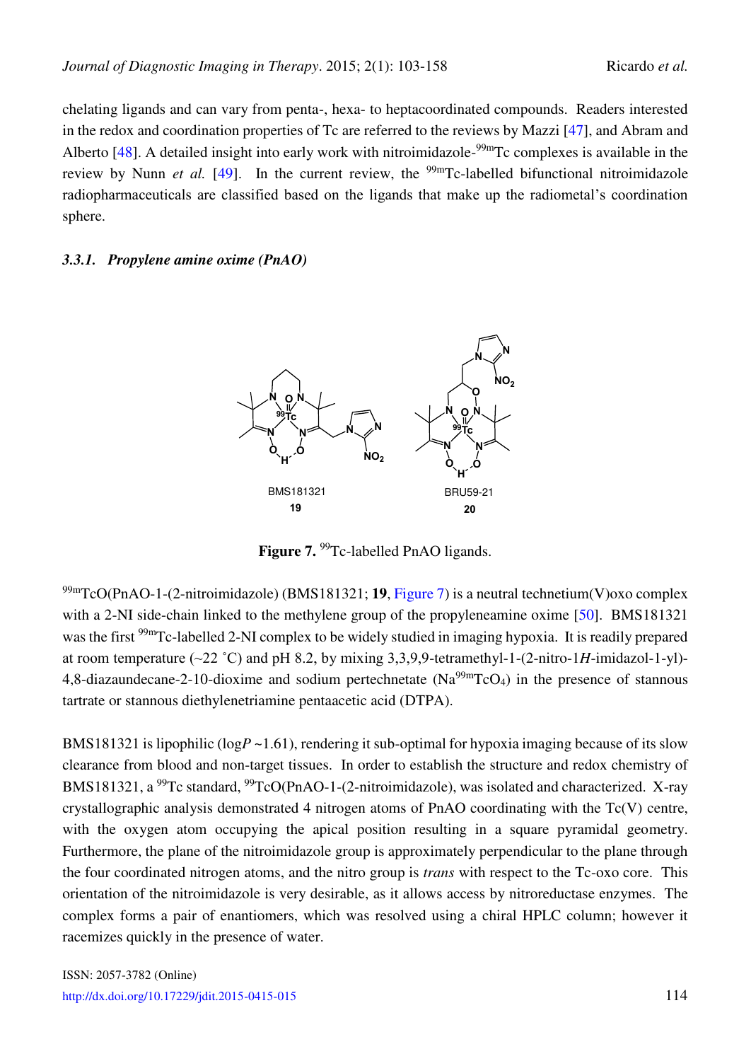chelating ligands and can vary from penta-, hexa- to heptacoordinated compounds. Readers interested in the redox and coordination properties of Tc are referred to the reviews by Mazzi [47], and Abram and Alberto [48]. A detailed insight into early work with nitroimidazole-$^{99m}$Tc complexes is available in the review by Nunn *et al.* [49]. In the current review, the $^{99m}$Tc-labelled bifunctional nitroimidazole radiopharmaceuticals are classified based on the ligands that make up the radiometal's coordination sphere.

#### *3.3.1. Propylene amine oxime (PnAO)*

BMS181321
**19**

BRU59-21
**20**

**Figure 7.** $^{99}$Tc-labelled PnAO ligands.

$^{99m}$TcO(PnAO-1-(2-nitroimidazole) (BMS181321; **19**, Figure 7) is a neutral technetium(V)oxo complex with a 2-NI side-chain linked to the methylene group of the propyleneamine oxime [50]. BMS181321 was the first $^{99m}$Tc-labelled 2-NI complex to be widely studied in imaging hypoxia. It is readily prepared at room temperature (~22 ˚C) and pH 8.2, by mixing 3,3,9,9-tetramethyl-1-(2-nitro-1*H*-imidazol-1-yl)-4,8-diazaundecane-2-10-dioxime and sodium pertechnetate ($Na^{99m}TcO_4$) in the presence of stannous tartrate or stannous diethylenetriamine pentaacetic acid (DTPA).

BMS181321 is lipophilic (log*P* ~1.61), rendering it sub-optimal for hypoxia imaging because of its slow clearance from blood and non-target tissues. In order to establish the structure and redox chemistry of BMS181321, a $^{99}$Tc standard, $^{99}$TcO(PnAO-1-(2-nitroimidazole), was isolated and characterized. X-ray crystallographic analysis demonstrated 4 nitrogen atoms of PnAO coordinating with the Tc(V) centre, with the oxygen atom occupying the apical position resulting in a square pyramidal geometry. Furthermore, the plane of the nitroimidazole group is approximately perpendicular to the plane through the four coordinated nitrogen atoms, and the nitro group is *trans* with respect to the Tc-oxo core. This orientation of the nitroimidazole is very desirable, as it allows access by nitroreductase enzymes. The complex forms a pair of enantiomers, which was resolved using a chiral HPLC column; however it racemizes quickly in the presence of water.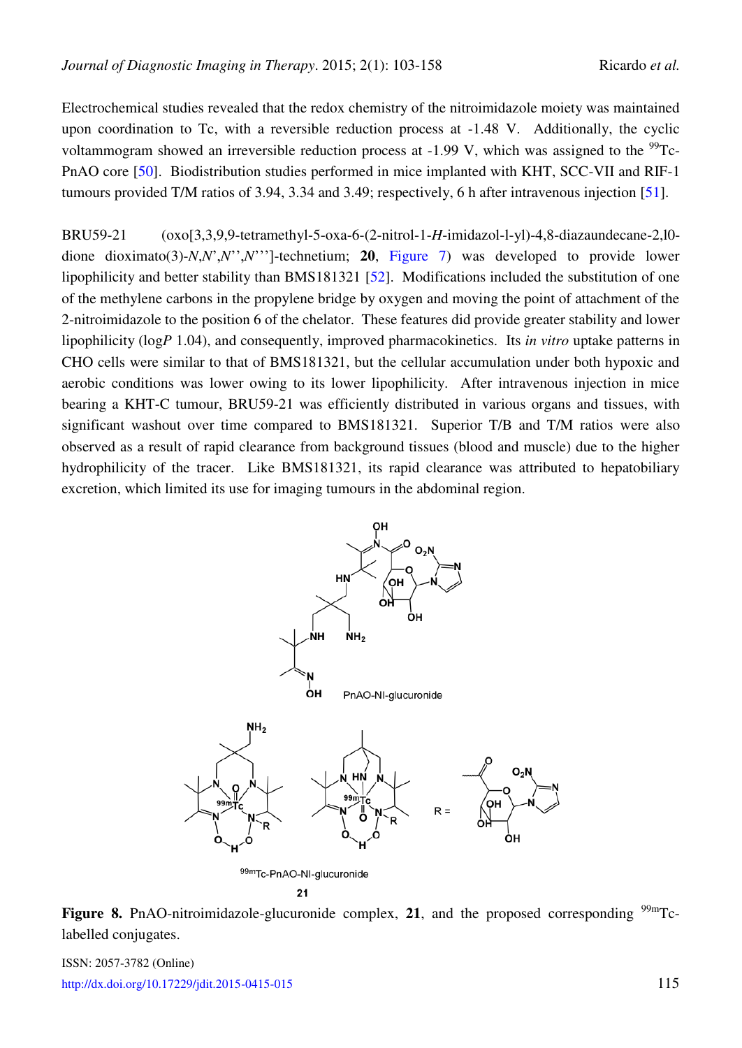Electrochemical studies revealed that the redox chemistry of the nitroimidazole moiety was maintained upon coordination to Tc, with a reversible reduction process at -1.48 V. Additionally, the cyclic voltammogram showed an irreversible reduction process at -1.99 V, which was assigned to the $^{99}$Tc-PnAO core [50]. Biodistribution studies performed in mice implanted with KHT, SCC-VII and RIF-1 tumours provided T/M ratios of 3.94, 3.34 and 3.49; respectively, 6 h after intravenous injection [51].

BRU59-21 (oxo[3,3,9,9-tetramethyl-5-oxa-6-(2-nitrol-1-*H*-imidazol-l-yl)-4,8-diazaundecane-2,l0-dione dioximato(3)-*N*,*N*',*N*'',*N*''']-technetium; **20**, Figure 7) was developed to provide lower lipophilicity and better stability than BMS181321 [52]. Modifications included the substitution of one of the methylene carbons in the propylene bridge by oxygen and moving the point of attachment of the 2-nitroimidazole to the position 6 of the chelator. These features did provide greater stability and lower lipophilicity (log*P* 1.04), and consequently, improved pharmacokinetics. Its *in vitro* uptake patterns in CHO cells were similar to that of BMS181321, but the cellular accumulation under both hypoxic and aerobic conditions was lower owing to its lower lipophilicity. After intravenous injection in mice bearing a KHT-C tumour, BRU59-21 was efficiently distributed in various organs and tissues, with significant washout over time compared to BMS181321. Superior T/B and T/M ratios were also observed as a result of rapid clearance from background tissues (blood and muscle) due to the higher hydrophilicity of the tracer. Like BMS181321, its rapid clearance was attributed to hepatobiliary excretion, which limited its use for imaging tumours in the abdominal region.

PnAO-NI-glucuronide

$^{99m}$Tc-PnAO-NI-glucuronide

**21**

**Figure 8.** PnAO-nitroimidazole-glucuronide complex, **21**, and the proposed corresponding $^{99m}$Tc-labelled conjugates.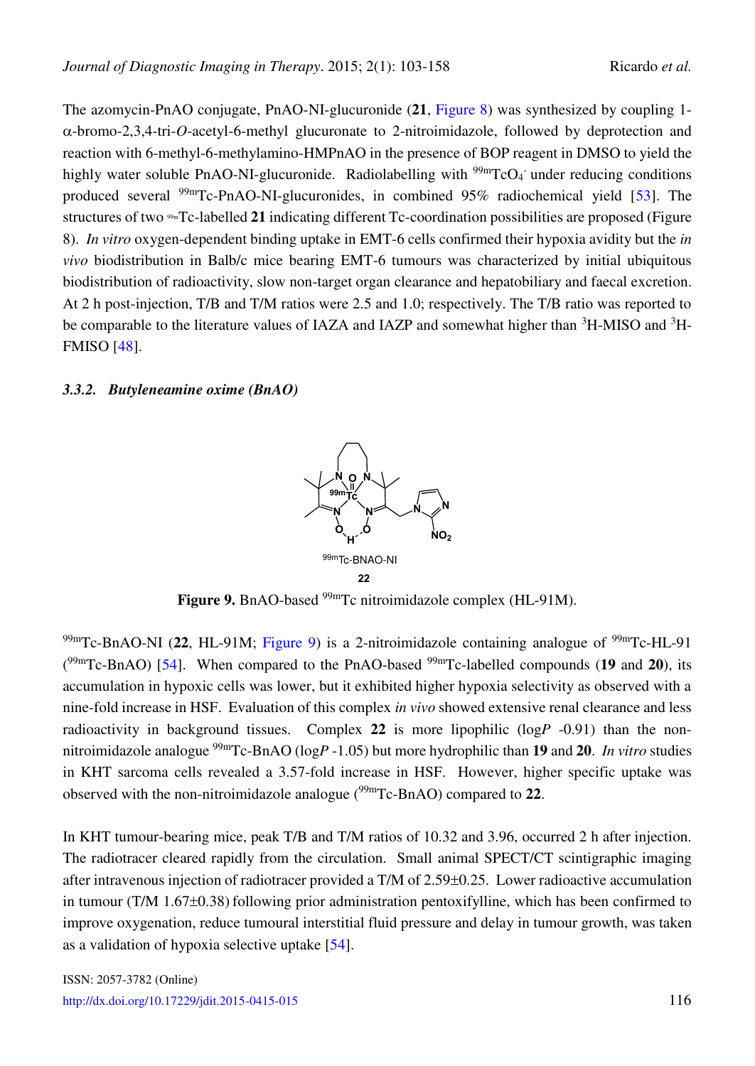The azomycin-PnAO conjugate, PnAO-NI-glucuronide (**21**, Figure 8) was synthesized by coupling 1-α-bromo-2,3,4-tri-*O*-acetyl-6-methyl glucuronate to 2-nitroimidazole, followed by deprotection and reaction with 6-methyl-6-methylamino-HMPnAO in the presence of BOP reagent in DMSO to yield the highly water soluble PnAO-NI-glucuronide. Radiolabelling with $^{99m}TcO_4^-$ under reducing conditions produced several $^{99m}$Tc-PnAO-NI-glucuronides, in combined 95% radiochemical yield [53]. The structures of two $^{99m}$Tc-labelled **21** indicating different Tc-coordination possibilities are proposed (Figure 8). *In vitro* oxygen-dependent binding uptake in EMT-6 cells confirmed their hypoxia avidity but the *in vivo* biodistribution in Balb/c mice bearing EMT-6 tumours was characterized by initial ubiquitous biodistribution of radioactivity, slow non-target organ clearance and hepatobiliary and faecal excretion. At 2 h post-injection, T/B and T/M ratios were 2.5 and 1.0; respectively. The T/B ratio was reported to be comparable to the literature values of IAZA and IAZP and somewhat higher than $^{3}$H-MISO and $^{3}$H-FMISO [48].

### *3.3.2. Butyleneamine oxime (BnAO)*

$^{99m}$Tc-BNAO-NI

**22**

**Figure 9.** BnAO-based $^{99m}$Tc nitroimidazole complex (HL-91M).

$^{99m}$Tc-BnAO-NI (**22**, HL-91M; Figure 9) is a 2-nitroimidazole containing analogue of $^{99m}$Tc-HL-91 ($^{99m}$Tc-BnAO) [54]. When compared to the PnAO-based $^{99m}$Tc-labelled compounds (**19** and **20**), its accumulation in hypoxic cells was lower, but it exhibited higher hypoxia selectivity as observed with a nine-fold increase in HSF. Evaluation of this complex *in vivo* showed extensive renal clearance and less radioactivity in background tissues. Complex **22** is more lipophilic (log*P* -0.91) than the non-nitroimidazole analogue $^{99m}$Tc-BnAO (log*P* -1.05) but more hydrophilic than **19** and **20**. *In vitro* studies in KHT sarcoma cells revealed a 3.57-fold increase in HSF. However, higher specific uptake was observed with the non-nitroimidazole analogue ($^{99m}$Tc-BnAO) compared to **22**.

In KHT tumour-bearing mice, peak T/B and T/M ratios of 10.32 and 3.96, occurred 2 h after injection. The radiotracer cleared rapidly from the circulation. Small animal SPECT/CT scintigraphic imaging after intravenous injection of radiotracer provided a T/M of 2.59±0.25. Lower radioactive accumulation in tumour (T/M 1.67±0.38) following prior administration pentoxifylline, which has been confirmed to improve oxygenation, reduce tumoural interstitial fluid pressure and delay in tumour growth, was taken as a validation of hypoxia selective uptake [54].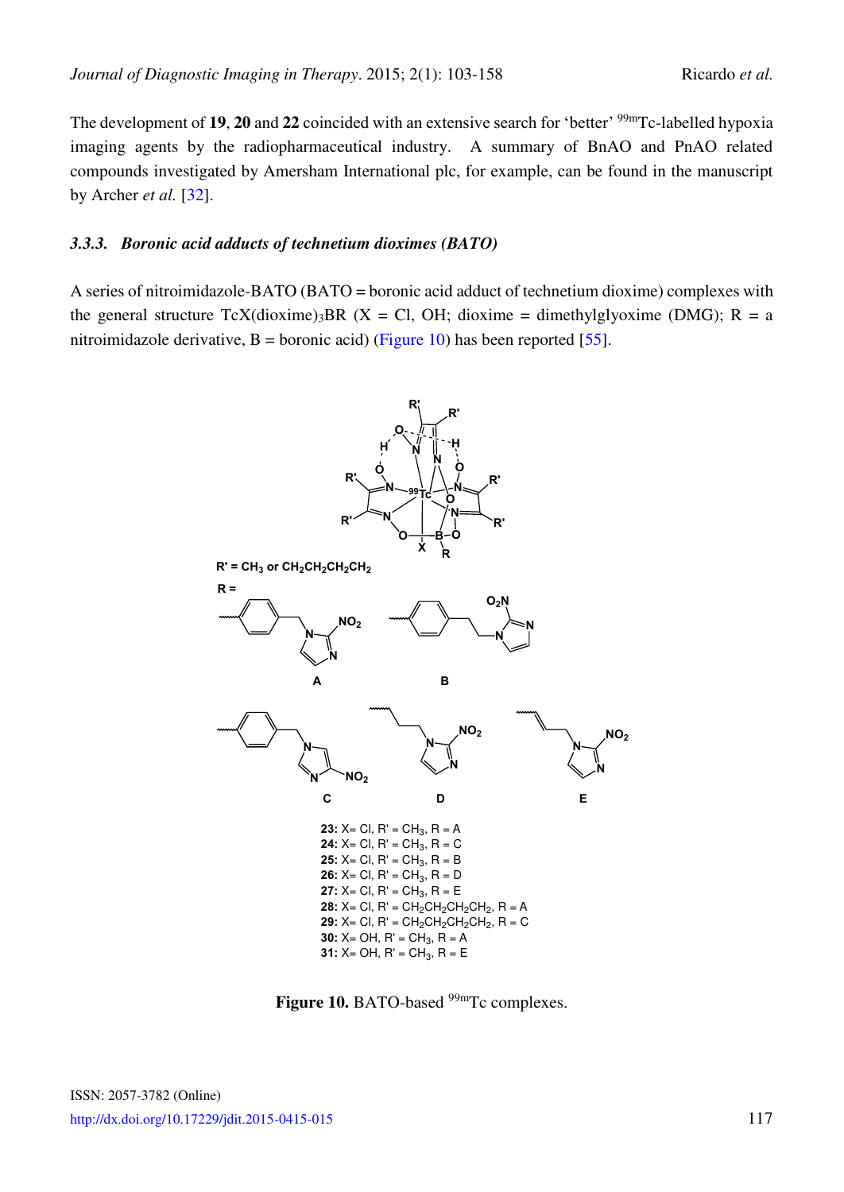The development of **19**, **20** and **22** coincided with an extensive search for 'better' $^{99m}$Tc-labelled hypoxia imaging agents by the radiopharmaceutical industry. A summary of BnAO and PnAO related compounds investigated by Amersham International plc, for example, can be found in the manuscript by Archer *et al.* [32].

### *3.3.3. Boronic acid adducts of technetium dioximes (BATO)*

A series of nitroimidazole-BATO (BATO = boronic acid adduct of technetium dioxime) complexes with the general structure TcX(dioxime)$_3$BR (X = Cl, OH; dioxime = dimethylglyoxime (DMG); R = a nitroimidazole derivative, B = boronic acid) (Figure 10) has been reported [55].

R' = $CH_3$ or $CH_2CH_2CH_2CH_2$

**23:** X= Cl, R' = $CH_3$, R = A
**24:** X= Cl, R' = $CH_3$, R = C
**25:** X= Cl, R' = $CH_3$, R = B
**26:** X= Cl, R' = $CH_3$, R = D
**27:** X= Cl, R' = $CH_3$, R = E
**28:** X= Cl, R' = $CH_2CH_2CH_2CH_2$, R = A
**29:** X= Cl, R' = $CH_2CH_2CH_2CH_2$, R = C
**30:** X= OH, R' = $CH_3$, R = A
**31:** X= OH, R' = $CH_3$, R = E

**Figure 10.** BATO-based $^{99m}$Tc complexes.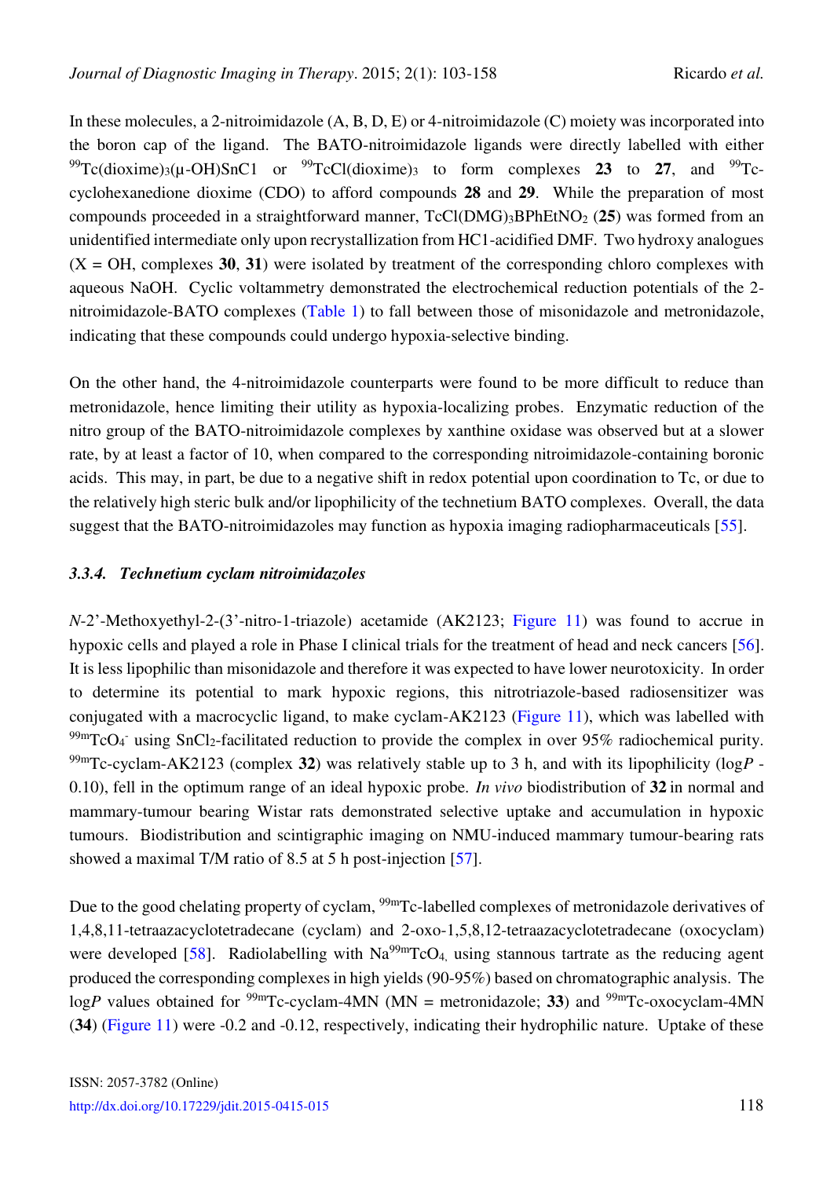In these molecules, a 2-nitroimidazole (A, B, D, E) or 4-nitroimidazole (C) moiety was incorporated into the boron cap of the ligand. The BATO-nitroimidazole ligands were directly labelled with either $^{99}Tc(dioxime)_3(\mu\text{-}OH)SnC1$ or $^{99}TcCl(dioxime)_3$ to form complexes **23** to **27**, and $^{99}$Tc-cyclohexanedione dioxime (CDO) to afford compounds **28** and **29**. While the preparation of most compounds proceeded in a straightforward manner, $TcCl(DMG)_3BPhEtNO_2$ (**25**) was formed from an unidentified intermediate only upon recrystallization from HC1-acidified DMF. Two hydroxy analogues (X = OH, complexes **30**, **31**) were isolated by treatment of the corresponding chloro complexes with aqueous NaOH. Cyclic voltammetry demonstrated the electrochemical reduction potentials of the 2-nitroimidazole-BATO complexes (Table 1) to fall between those of misonidazole and metronidazole, indicating that these compounds could undergo hypoxia-selective binding.

On the other hand, the 4-nitroimidazole counterparts were found to be more difficult to reduce than metronidazole, hence limiting their utility as hypoxia-localizing probes. Enzymatic reduction of the nitro group of the BATO-nitroimidazole complexes by xanthine oxidase was observed but at a slower rate, by at least a factor of 10, when compared to the corresponding nitroimidazole-containing boronic acids. This may, in part, be due to a negative shift in redox potential upon coordination to Tc, or due to the relatively high steric bulk and/or lipophilicity of the technetium BATO complexes. Overall, the data suggest that the BATO-nitroimidazoles may function as hypoxia imaging radiopharmaceuticals [55].

### *3.3.4. Technetium cyclam nitroimidazoles*

*N*-2'-Methoxyethyl-2-(3'-nitro-1-triazole) acetamide (AK2123; Figure 11) was found to accrue in hypoxic cells and played a role in Phase I clinical trials for the treatment of head and neck cancers [56]. It is less lipophilic than misonidazole and therefore it was expected to have lower neurotoxicity. In order to determine its potential to mark hypoxic regions, this nitrotriazole-based radiosensitizer was conjugated with a macrocyclic ligand, to make cyclam-AK2123 (Figure 11), which was labelled with $^{99m}TcO_4^-$ using $SnCl_2$-facilitated reduction to provide the complex in over 95% radiochemical purity. $^{99m}$Tc-cyclam-AK2123 (complex **32**) was relatively stable up to 3 h, and with its lipophilicity (log*P* -0.10), fell in the optimum range of an ideal hypoxic probe. *In vivo* biodistribution of **32** in normal and mammary-tumour bearing Wistar rats demonstrated selective uptake and accumulation in hypoxic tumours. Biodistribution and scintigraphic imaging on NMU-induced mammary tumour-bearing rats showed a maximal T/M ratio of 8.5 at 5 h post-injection [57].

Due to the good chelating property of cyclam, $^{99m}$Tc-labelled complexes of metronidazole derivatives of 1,4,8,11-tetraazacyclotetradecane (cyclam) and 2-oxo-1,5,8,12-tetraazacyclotetradecane (oxocyclam) were developed [58]. Radiolabelling with $Na^{99m}TcO_4$, using stannous tartrate as the reducing agent produced the corresponding complexes in high yields (90-95%) based on chromatographic analysis. The log*P* values obtained for $^{99m}$Tc-cyclam-4MN (MN = metronidazole; **33**) and $^{99m}$Tc-oxocyclam-4MN (**34**) (Figure 11) were -0.2 and -0.12, respectively, indicating their hydrophilic nature. Uptake of these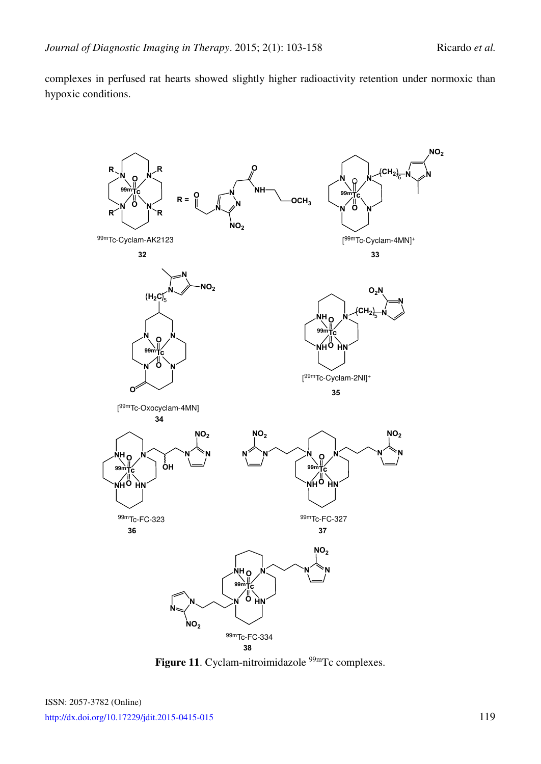complexes in perfused rat hearts showed slightly higher radioactivity retention under normoxic than hypoxic conditions.

**Figure 11**. Cyclam-nitroimidazole $^{99m}$Tc complexes.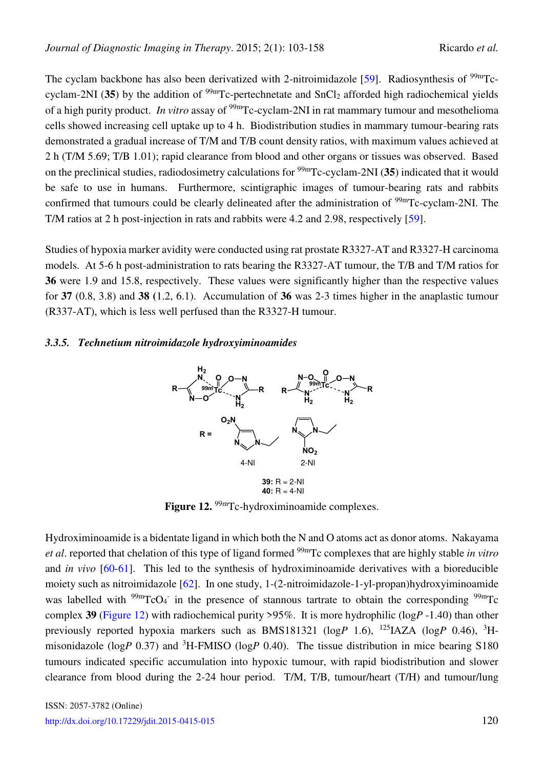The cyclam backbone has also been derivatized with 2-nitroimidazole [59]. Radiosynthesis of $^{99m}$Tc-cyclam-2NI (**35**) by the addition of $^{99m}$Tc-pertechnetate and $SnCl_2$ afforded high radiochemical yields of a high purity product. *In vitro* assay of $^{99m}$Tc-cyclam-2NI in rat mammary tumour and mesothelioma cells showed increasing cell uptake up to 4 h. Biodistribution studies in mammary tumour-bearing rats demonstrated a gradual increase of T/M and T/B count density ratios, with maximum values achieved at 2 h (T/M 5.69; T/B 1.01); rapid clearance from blood and other organs or tissues was observed. Based on the preclinical studies, radiodosimetry calculations for $^{99m}$Tc-cyclam-2NI (**35**) indicated that it would be safe to use in humans. Furthermore, scintigraphic images of tumour-bearing rats and rabbits confirmed that tumours could be clearly delineated after the administration of $^{99m}$Tc-cyclam-2NI. The T/M ratios at 2 h post-injection in rats and rabbits were 4.2 and 2.98, respectively [59].

Studies of hypoxia marker avidity were conducted using rat prostate R3327-AT and R3327-H carcinoma models. At 5-6 h post-administration to rats bearing the R3327-AT tumour, the T/B and T/M ratios for **36** were 1.9 and 15.8, respectively. These values were significantly higher than the respective values for **37** (0.8, 3.8) and **38** (1.2, 6.1). Accumulation of **36** was 2-3 times higher in the anaplastic tumour (R337-AT), which is less well perfused than the R3327-H tumour.

#### *3.3.5. Technetium nitroimidazole hydroxyiminoamides*

**39:** R = 2-NI
**40:** R = 4-NI

**Figure 12.** $^{99m}$Tc-hydroximinoamide complexes.

Hydroximinoamide is a bidentate ligand in which both the N and O atoms act as donor atoms. Nakayama *et al*. reported that chelation of this type of ligand formed $^{99m}$Tc complexes that are highly stable *in vitro* and *in vivo* [60-61]. This led to the synthesis of hydroximinoamide derivatives with a bioreducible moiety such as nitroimidazole [62]. In one study, 1-(2-nitroimidazole-1-yl-propan)hydroxyiminoamide was labelled with $^{99m}TcO_4^-$ in the presence of stannous tartrate to obtain the corresponding $^{99m}$Tc complex **39** (Figure 12) with radiochemical purity >95%. It is more hydrophilic (log*P* -1.40) than other previously reported hypoxia markers such as BMS181321 (log*P* 1.6), $^{125}$IAZA (log*P* 0.46), $^{3}$H-misonidazole (log*P* 0.37) and $^{3}$H-FMISO (log*P* 0.40). The tissue distribution in mice bearing S180 tumours indicated specific accumulation into hypoxic tumour, with rapid biodistribution and slower clearance from blood during the 2-24 hour period. T/M, T/B, tumour/heart (T/H) and tumour/lung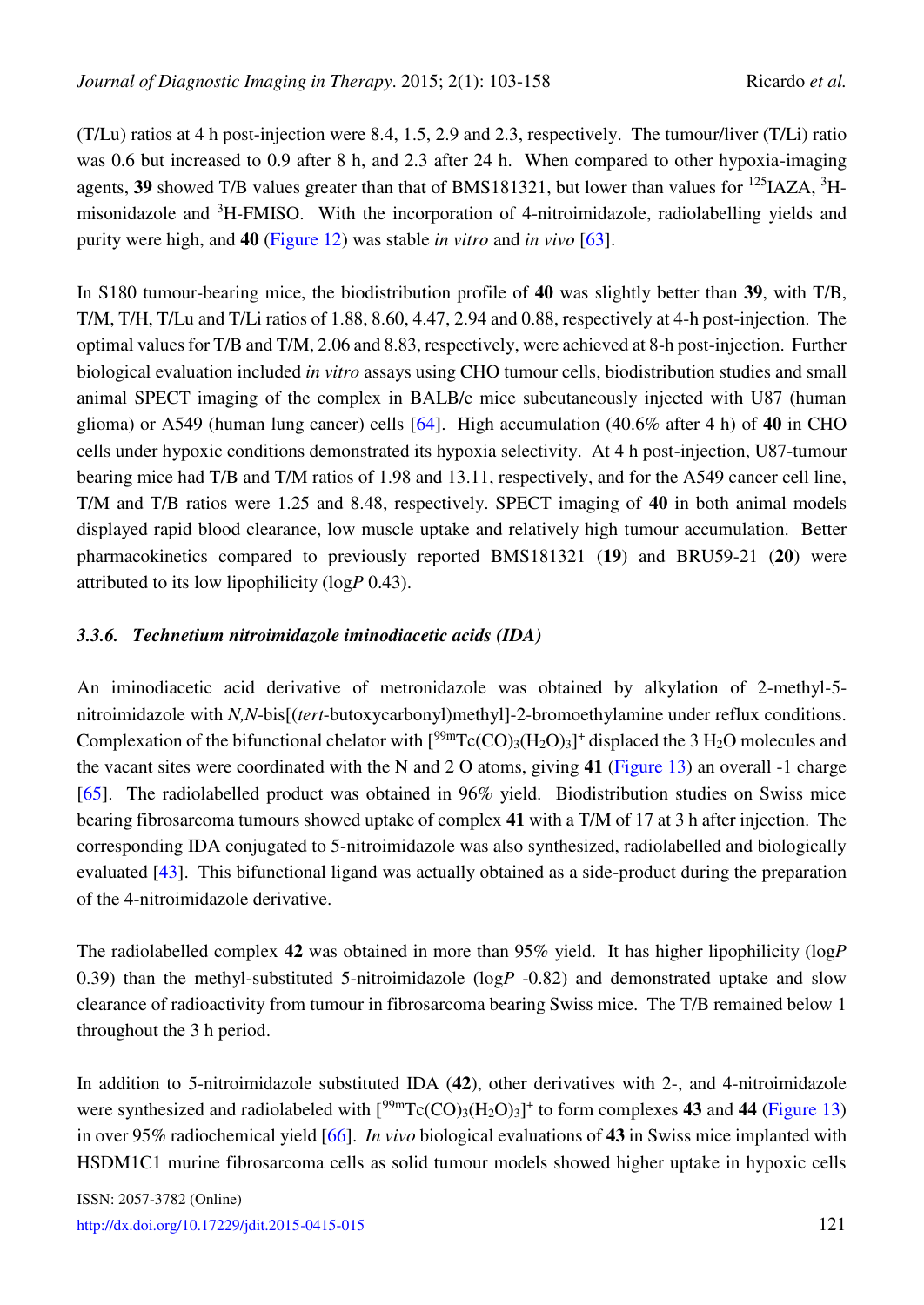(T/Lu) ratios at 4 h post-injection were 8.4, 1.5, 2.9 and 2.3, respectively. The tumour/liver (T/Li) ratio was 0.6 but increased to 0.9 after 8 h, and 2.3 after 24 h. When compared to other hypoxia-imaging agents, **39** showed T/B values greater than that of BMS181321, but lower than values for $^{125}$IAZA, $^{3}$H-misonidazole and $^{3}$H-FMISO. With the incorporation of 4-nitroimidazole, radiolabelling yields and purity were high, and **40** (Figure 12) was stable *in vitro* and *in vivo* [63].

In S180 tumour-bearing mice, the biodistribution profile of **40** was slightly better than **39**, with T/B, T/M, T/H, T/Lu and T/Li ratios of 1.88, 8.60, 4.47, 2.94 and 0.88, respectively at 4-h post-injection. The optimal values for T/B and T/M, 2.06 and 8.83, respectively, were achieved at 8-h post-injection. Further biological evaluation included *in vitro* assays using CHO tumour cells, biodistribution studies and small animal SPECT imaging of the complex in BALB/c mice subcutaneously injected with U87 (human glioma) or A549 (human lung cancer) cells [64]. High accumulation (40.6% after 4 h) of **40** in CHO cells under hypoxic conditions demonstrated its hypoxia selectivity. At 4 h post-injection, U87-tumour bearing mice had T/B and T/M ratios of 1.98 and 13.11, respectively, and for the A549 cancer cell line, T/M and T/B ratios were 1.25 and 8.48, respectively. SPECT imaging of **40** in both animal models displayed rapid blood clearance, low muscle uptake and relatively high tumour accumulation. Better pharmacokinetics compared to previously reported BMS181321 (**19**) and BRU59-21 (**20**) were attributed to its low lipophilicity (log*P* 0.43).

### 3.3.6. *Technetium nitroimidazole iminodiacetic acids (IDA)*

An iminodiacetic acid derivative of metronidazole was obtained by alkylation of 2-methyl-5-nitroimidazole with *N,N*-bis[(*tert*-butoxycarbonyl)methyl]-2-bromoethylamine under reflux conditions. Complexation of the bifunctional chelator with $[^{99m}Tc(CO)_3(H_2O)_3]^+$ displaced the 3 $H_2O$ molecules and the vacant sites were coordinated with the N and 2 O atoms, giving **41** (Figure 13) an overall -1 charge [65]. The radiolabelled product was obtained in 96% yield. Biodistribution studies on Swiss mice bearing fibrosarcoma tumours showed uptake of complex **41** with a T/M of 17 at 3 h after injection. The corresponding IDA conjugated to 5-nitroimidazole was also synthesized, radiolabelled and biologically evaluated [43]. This bifunctional ligand was actually obtained as a side-product during the preparation of the 4-nitroimidazole derivative.

The radiolabelled complex **42** was obtained in more than 95% yield. It has higher lipophilicity (log*P* 0.39) than the methyl-substituted 5-nitroimidazole (log*P* -0.82) and demonstrated uptake and slow clearance of radioactivity from tumour in fibrosarcoma bearing Swiss mice. The T/B remained below 1 throughout the 3 h period.

In addition to 5-nitroimidazole substituted IDA (**42**), other derivatives with 2-, and 4-nitroimidazole were synthesized and radiolabeled with $[^{99m}Tc(CO)_3(H_2O)_3]^+$ to form complexes **43** and **44** (Figure 13) in over 95% radiochemical yield [66]. *In vivo* biological evaluations of **43** in Swiss mice implanted with HSDM1C1 murine fibrosarcoma cells as solid tumour models showed higher uptake in hypoxic cells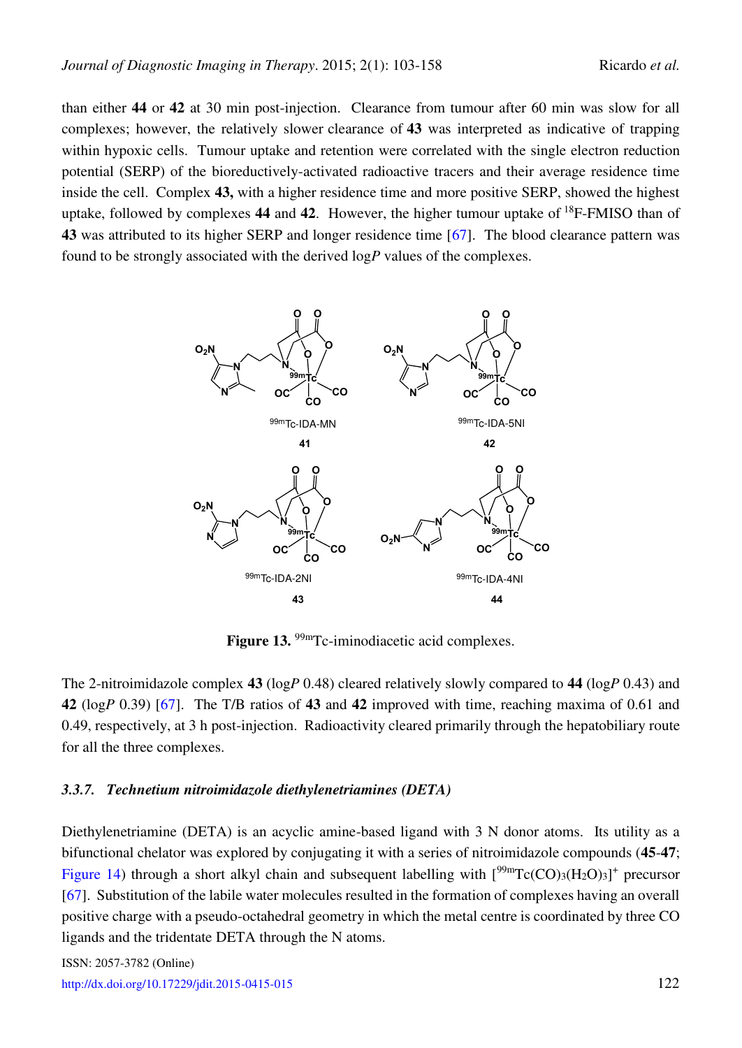than either **44** or **42** at 30 min post-injection. Clearance from tumour after 60 min was slow for all complexes; however, the relatively slower clearance of **43** was interpreted as indicative of trapping within hypoxic cells. Tumour uptake and retention were correlated with the single electron reduction potential (SERP) of the bioreductively-activated radioactive tracers and their average residence time inside the cell. Complex **43,** with a higher residence time and more positive SERP, showed the highest uptake, followed by complexes **44** and **42**. However, the higher tumour uptake of $^{18}$F-FMISO than of **43** was attributed to its higher SERP and longer residence time [67]. The blood clearance pattern was found to be strongly associated with the derived log*P* values of the complexes.

**Figure 13.** $^{99m}$Tc-iminodiacetic acid complexes.

The 2-nitroimidazole complex **43** (log*P* 0.48) cleared relatively slowly compared to **44** (log*P* 0.43) and **42** (log*P* 0.39) [67]. The T/B ratios of **43** and **42** improved with time, reaching maxima of 0.61 and 0.49, respectively, at 3 h post-injection. Radioactivity cleared primarily through the hepatobiliary route for all the three complexes.

### *3.3.7. Technetium nitroimidazole diethylenetriamines (DETA)*

Diethylenetriamine (DETA) is an acyclic amine-based ligand with 3 N donor atoms. Its utility as a bifunctional chelator was explored by conjugating it with a series of nitroimidazole compounds (**45**-**47**; Figure 14) through a short alkyl chain and subsequent labelling with $[^{99m}Tc(CO)_3(H_2O)_3]^+$ precursor [67]. Substitution of the labile water molecules resulted in the formation of complexes having an overall positive charge with a pseudo-octahedral geometry in which the metal centre is coordinated by three CO ligands and the tridentate DETA through the N atoms.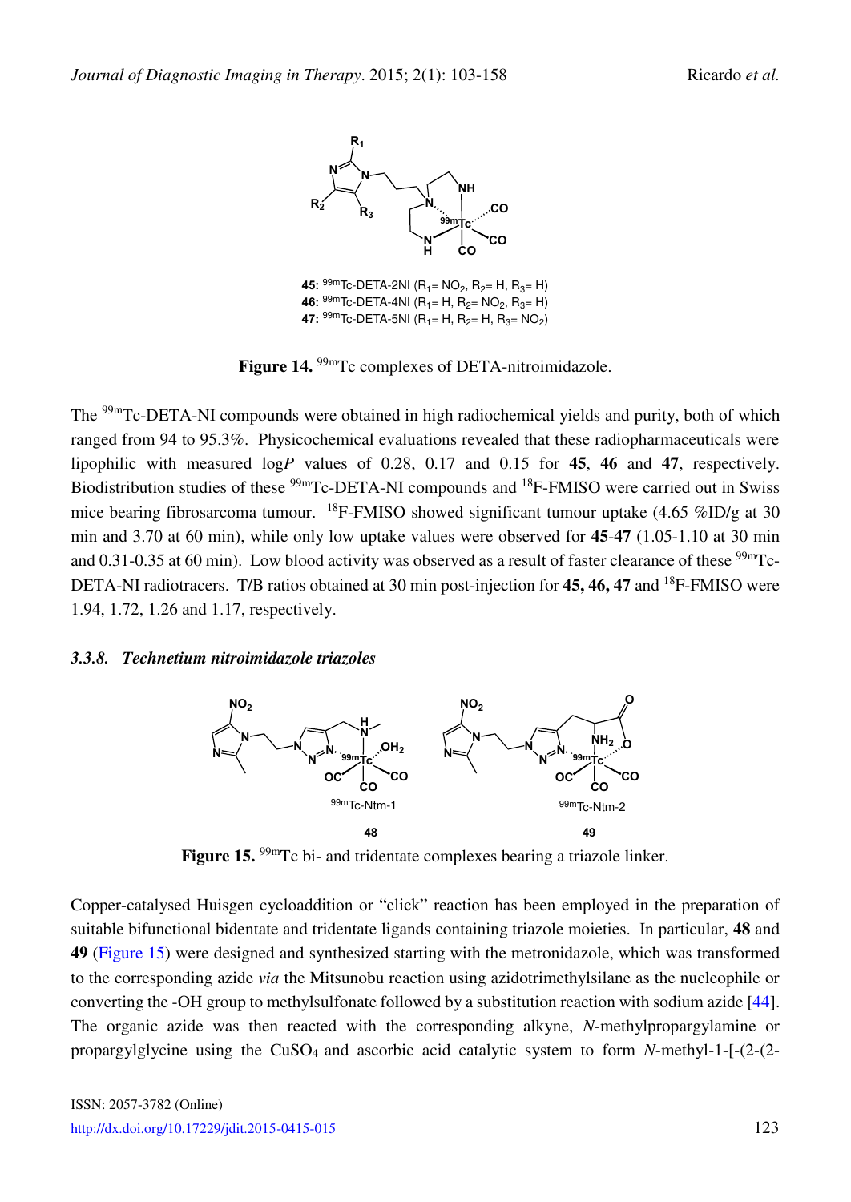**45:** $^{99m}$Tc-DETA-2NI ($R_1$= $NO_2$, $R_2$= H, $R_3$= H)
**46:** $^{99m}$Tc-DETA-4NI ($R_1$= H, $R_2$= $NO_2$, $R_3$= H)
**47:** $^{99m}$Tc-DETA-5NI ($R_1$= H, $R_2$= H, $R_3$= $NO_2$)

**Figure 14.** $^{99m}$Tc complexes of DETA-nitroimidazole.

The $^{99m}$Tc-DETA-NI compounds were obtained in high radiochemical yields and purity, both of which ranged from 94 to 95.3%. Physicochemical evaluations revealed that these radiopharmaceuticals were lipophilic with measured log*P* values of 0.28, 0.17 and 0.15 for **45**, **46** and **47**, respectively. Biodistribution studies of these $^{99m}$Tc-DETA-NI compounds and $^{18}$F-FMISO were carried out in Swiss mice bearing fibrosarcoma tumour. $^{18}$F-FMISO showed significant tumour uptake (4.65 %ID/g at 30 min and 3.70 at 60 min), while only low uptake values were observed for **45**-**47** (1.05-1.10 at 30 min and 0.31-0.35 at 60 min). Low blood activity was observed as a result of faster clearance of these $^{99m}$Tc-DETA-NI radiotracers. T/B ratios obtained at 30 min post-injection for **45, 46, 47** and $^{18}$F-FMISO were 1.94, 1.72, 1.26 and 1.17, respectively.

#### *3.3.8. Technetium nitroimidazole triazoles*

$^{99m}$Tc-Ntm-1 **48** $^{99m}$Tc-Ntm-2 **49**

**Figure 15.** $^{99m}$Tc bi- and tridentate complexes bearing a triazole linker.

Copper-catalysed Huisgen cycloaddition or "click" reaction has been employed in the preparation of suitable bifunctional bidentate and tridentate ligands containing triazole moieties. In particular, **48** and **49** (Figure 15) were designed and synthesized starting with the metronidazole, which was transformed to the corresponding azide *via* the Mitsunobu reaction using azidotrimethylsilane as the nucleophile or converting the -OH group to methylsulfonate followed by a substitution reaction with sodium azide [44]. The organic azide was then reacted with the corresponding alkyne, *N*-methylpropargylamine or propargylglycine using the $CuSO_4$ and ascorbic acid catalytic system to form *N*-methyl-1-[-(2-(2-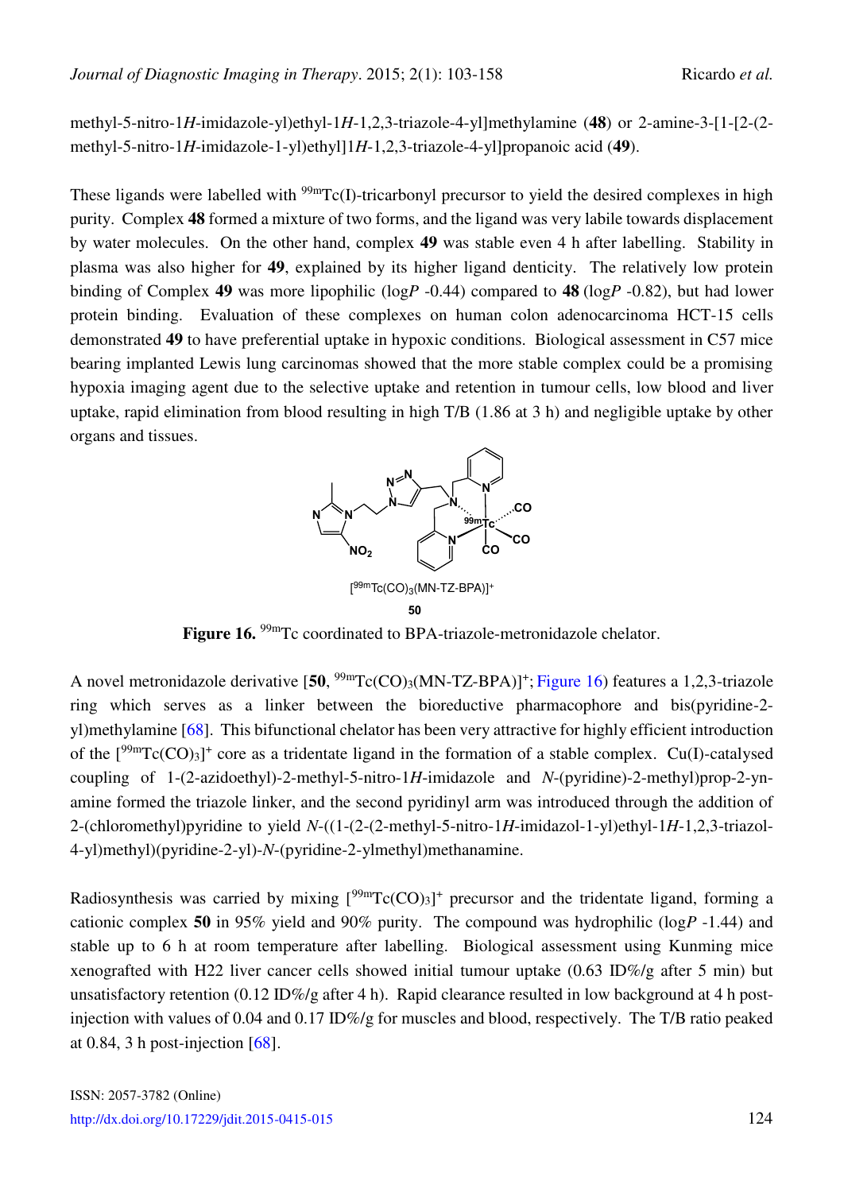methyl-5-nitro-1*H*-imidazole-yl)ethyl-1*H*-1,2,3-triazole-4-yl]methylamine (**48**) or 2-amine-3-[1-[2-(2-methyl-5-nitro-1*H*-imidazole-1-yl)ethyl]1*H*-1,2,3-triazole-4-yl]propanoic acid (**49**).

These ligands were labelled with $^{99m}$Tc(I)-tricarbonyl precursor to yield the desired complexes in high purity. Complex **48** formed a mixture of two forms, and the ligand was very labile towards displacement by water molecules. On the other hand, complex **49** was stable even 4 h after labelling. Stability in plasma was also higher for **49**, explained by its higher ligand denticity. The relatively low protein binding of Complex **49** was more lipophilic (log*P* -0.44) compared to **48** (log*P* -0.82), but had lower protein binding. Evaluation of these complexes on human colon adenocarcinoma HCT-15 cells demonstrated **49** to have preferential uptake in hypoxic conditions. Biological assessment in C57 mice bearing implanted Lewis lung carcinomas showed that the more stable complex could be a promising hypoxia imaging agent due to the selective uptake and retention in tumour cells, low blood and liver uptake, rapid elimination from blood resulting in high T/B (1.86 at 3 h) and negligible uptake by other organs and tissues.

$[^{99m}Tc(CO)_3(MN\text{-}TZ\text{-}BPA)]^+$

**50**

**Figure 16.** $^{99m}$Tc coordinated to BPA-triazole-metronidazole chelator.

A novel metronidazole derivative [**50**, $^{99m}Tc(CO)_3(MN\text{-}TZ\text{-}BPA)]^+$; Figure 16) features a 1,2,3-triazole ring which serves as a linker between the bioreductive pharmacophore and bis(pyridine-2-yl)methylamine [68]. This bifunctional chelator has been very attractive for highly efficient introduction of the $[^{99m}Tc(CO)_3]^+$ core as a tridentate ligand in the formation of a stable complex. Cu(I)-catalysed coupling of 1-(2-azidoethyl)-2-methyl-5-nitro-1*H*-imidazole and *N*-(pyridine)-2-methyl)prop-2-yn-amine formed the triazole linker, and the second pyridinyl arm was introduced through the addition of 2-(chloromethyl)pyridine to yield *N*-((1-(2-(2-methyl-5-nitro-1*H*-imidazol-1-yl)ethyl-1*H*-1,2,3-triazol-4-yl)methyl)(pyridine-2-yl)-*N*-(pyridine-2-ylmethyl)methanamine.

Radiosynthesis was carried by mixing $[^{99m}Tc(CO)_3]^+$ precursor and the tridentate ligand, forming a cationic complex **50** in 95% yield and 90% purity. The compound was hydrophilic (log*P* -1.44) and stable up to 6 h at room temperature after labelling. Biological assessment using Kunming mice xenografted with H22 liver cancer cells showed initial tumour uptake (0.63 ID%/g after 5 min) but unsatisfactory retention (0.12 ID%/g after 4 h). Rapid clearance resulted in low background at 4 h post-injection with values of 0.04 and 0.17 ID%/g for muscles and blood, respectively. The T/B ratio peaked at 0.84, 3 h post-injection [68].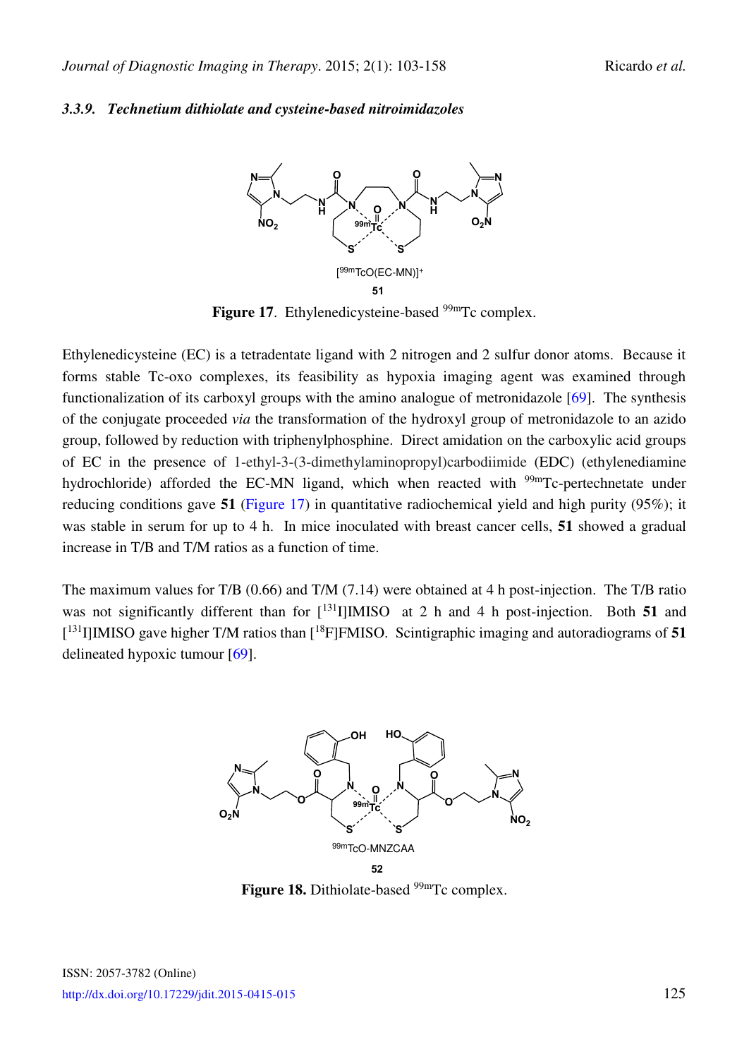### 3.3.9. *Technetium dithiolate and cysteine-based nitroimidazoles*

[$^{99m}$TcO(EC-MN)]$^+$

**51**

**Figure 17**. Ethylenedicysteine-based $^{99m}$Tc complex.

Ethylenedicysteine (EC) is a tetradentate ligand with 2 nitrogen and 2 sulfur donor atoms. Because it forms stable Tc-oxo complexes, its feasibility as hypoxia imaging agent was examined through functionalization of its carboxyl groups with the amino analogue of metronidazole [69]. The synthesis of the conjugate proceeded *via* the transformation of the hydroxyl group of metronidazole to an azido group, followed by reduction with triphenylphosphine. Direct amidation on the carboxylic acid groups of EC in the presence of 1-ethyl-3-(3-dimethylaminopropyl)carbodiimide (EDC) (ethylenediamine hydrochloride) afforded the EC-MN ligand, which when reacted with $^{99m}$Tc-pertechnetate under reducing conditions gave **51** (Figure 17) in quantitative radiochemical yield and high purity (95%); it was stable in serum for up to 4 h. In mice inoculated with breast cancer cells, **51** showed a gradual increase in T/B and T/M ratios as a function of time.

The maximum values for T/B (0.66) and T/M (7.14) were obtained at 4 h post-injection. The T/B ratio was not significantly different than for [$^{131}$I]IMISO at 2 h and 4 h post-injection. Both **51** and [$^{131}$I]IMISO gave higher T/M ratios than [$^{18}$F]FMISO. Scintigraphic imaging and autoradiograms of **51** delineated hypoxic tumour [69].

$^{99m}$TcO-MNZCAA

**52**

**Figure 18.** Dithiolate-based $^{99m}$Tc complex.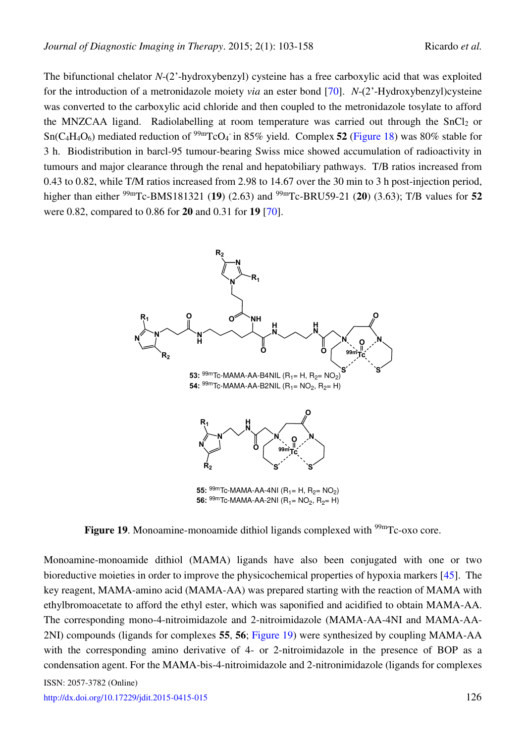The bifunctional chelator *N*-(2'-hydroxybenzyl) cysteine has a free carboxylic acid that was exploited for the introduction of a metronidazole moiety *via* an ester bond [70]. *N*-(2'-Hydroxybenzyl)cysteine was converted to the carboxylic acid chloride and then coupled to the metronidazole tosylate to afford the MNZCAA ligand. Radiolabelling at room temperature was carried out through the $SnCl_2$ or $Sn(C_4H_4O_6)$ mediated reduction of $^{99m}TcO_4^-$ in 85% yield. Complex **52** (Figure 18) was 80% stable for 3 h. Biodistribution in barcl-95 tumour-bearing Swiss mice showed accumulation of radioactivity in tumours and major clearance through the renal and hepatobiliary pathways. T/B ratios increased from 0.43 to 0.82, while T/M ratios increased from 2.98 to 14.67 over the 30 min to 3 h post-injection period, higher than either $^{99m}$Tc-BMS181321 (**19**) (2.63) and $^{99m}$Tc-BRU59-21 (**20**) (3.63); T/B values for **52** were 0.82, compared to 0.86 for **20** and 0.31 for **19** [70].

**53:** $^{99m}$Tc-MAMA-AA-B4NIL ($R_1$= H, $R_2$= $NO_2$)
**54:** $^{99m}$Tc-MAMA-AA-B2NIL ($R_1$= $NO_2$, $R_2$= H)

**55:** $^{99m}$Tc-MAMA-AA-4NI ($R_1$= H, $R_2$= $NO_2$)
**56:** $^{99m}$Tc-MAMA-AA-2NI ($R_1$= $NO_2$, $R_2$= H)

**Figure 19**. Monoamine-monoamide dithiol ligands complexed with $^{99m}$Tc-oxo core.

Monoamine-monoamide dithiol (MAMA) ligands have also been conjugated with one or two bioreductive moieties in order to improve the physicochemical properties of hypoxia markers [45]. The key reagent, MAMA-amino acid (MAMA-AA) was prepared starting with the reaction of MAMA with ethylbromoacetate to afford the ethyl ester, which was saponified and acidified to obtain MAMA-AA. The corresponding mono-4-nitroimidazole and 2-nitroimidazole (MAMA-AA-4NI and MAMA-AA-2NI) compounds (ligands for complexes **55**, **56**; Figure 19) were synthesized by coupling MAMA-AA with the corresponding amino derivative of 4- or 2-nitroimidazole in the presence of BOP as a condensation agent. For the MAMA-bis-4-nitroimidazole and 2-nitronimidazole (ligands for complexes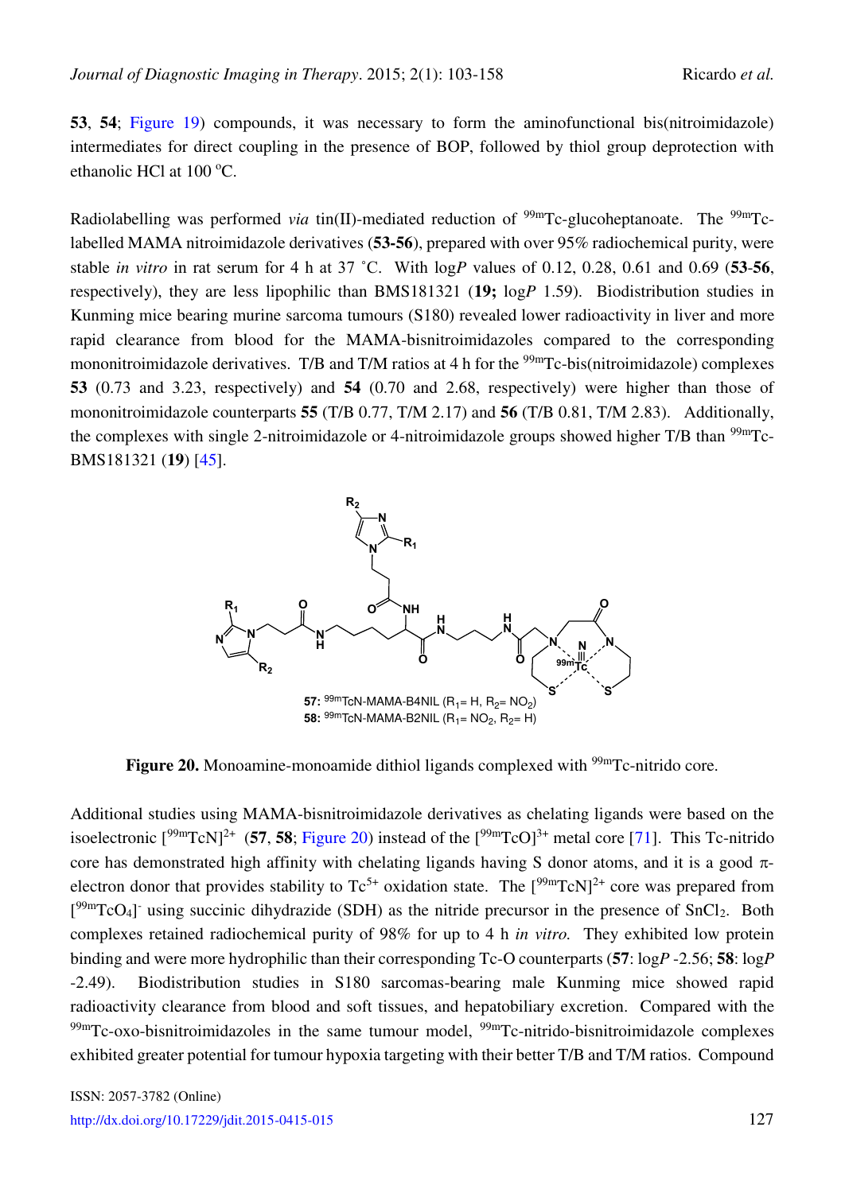**53**, **54**; Figure 19) compounds, it was necessary to form the aminofunctional bis(nitroimidazole) intermediates for direct coupling in the presence of BOP, followed by thiol group deprotection with ethanolic HCl at 100 °C.

Radiolabelling was performed *via* tin(II)-mediated reduction of $^{99m}$Tc-glucoheptanoate. The $^{99m}$Tc-labelled MAMA nitroimidazole derivatives (**53-56**), prepared with over 95% radiochemical purity, were stable *in vitro* in rat serum for 4 h at 37 ˚C. With log*P* values of 0.12, 0.28, 0.61 and 0.69 (**53**-**56**, respectively), they are less lipophilic than BMS181321 (**19;** log*P* 1.59). Biodistribution studies in Kunming mice bearing murine sarcoma tumours (S180) revealed lower radioactivity in liver and more rapid clearance from blood for the MAMA-bisnitroimidazoles compared to the corresponding mononitroimidazole derivatives. T/B and T/M ratios at 4 h for the $^{99m}$Tc-bis(nitroimidazole) complexes **53** (0.73 and 3.23, respectively) and **54** (0.70 and 2.68, respectively) were higher than those of mononitroimidazole counterparts **55** (T/B 0.77, T/M 2.17) and **56** (T/B 0.81, T/M 2.83). Additionally, the complexes with single 2-nitroimidazole or 4-nitroimidazole groups showed higher T/B than $^{99m}$Tc-BMS181321 (**19**) [45].

**57:** $^{99m}$TcN-MAMA-B4NIL ($R_1$= H, $R_2$= $NO_2$)
**58:** $^{99m}$TcN-MAMA-B2NIL ($R_1$= $NO_2$, $R_2$= H)

**Figure 20.** Monoamine-monoamide dithiol ligands complexed with $^{99m}$Tc-nitrido core.

Additional studies using MAMA-bisnitroimidazole derivatives as chelating ligands were based on the isoelectronic $[^{99m}TcN]^{2+}$ (**57**, **58**; Figure 20) instead of the $[^{99m}TcO]^{3+}$ metal core [71]. This Tc-nitrido core has demonstrated high affinity with chelating ligands having S donor atoms, and it is a good π-electron donor that provides stability to $Tc^{5+}$ oxidation state. The $[^{99m}TcN]^{2+}$ core was prepared from $[^{99m}TcO_4]^-$ using succinic dihydrazide (SDH) as the nitride precursor in the presence of $SnCl_2$. Both complexes retained radiochemical purity of 98% for up to 4 h *in vitro.* They exhibited low protein binding and were more hydrophilic than their corresponding Tc-O counterparts (**57**: log*P* -2.56; **58**: log*P* -2.49). Biodistribution studies in S180 sarcomas-bearing male Kunming mice showed rapid radioactivity clearance from blood and soft tissues, and hepatobiliary excretion. Compared with the $^{99m}$Tc-oxo-bisnitroimidazoles in the same tumour model, $^{99m}$Tc-nitrido-bisnitroimidazole complexes exhibited greater potential for tumour hypoxia targeting with their better T/B and T/M ratios. Compound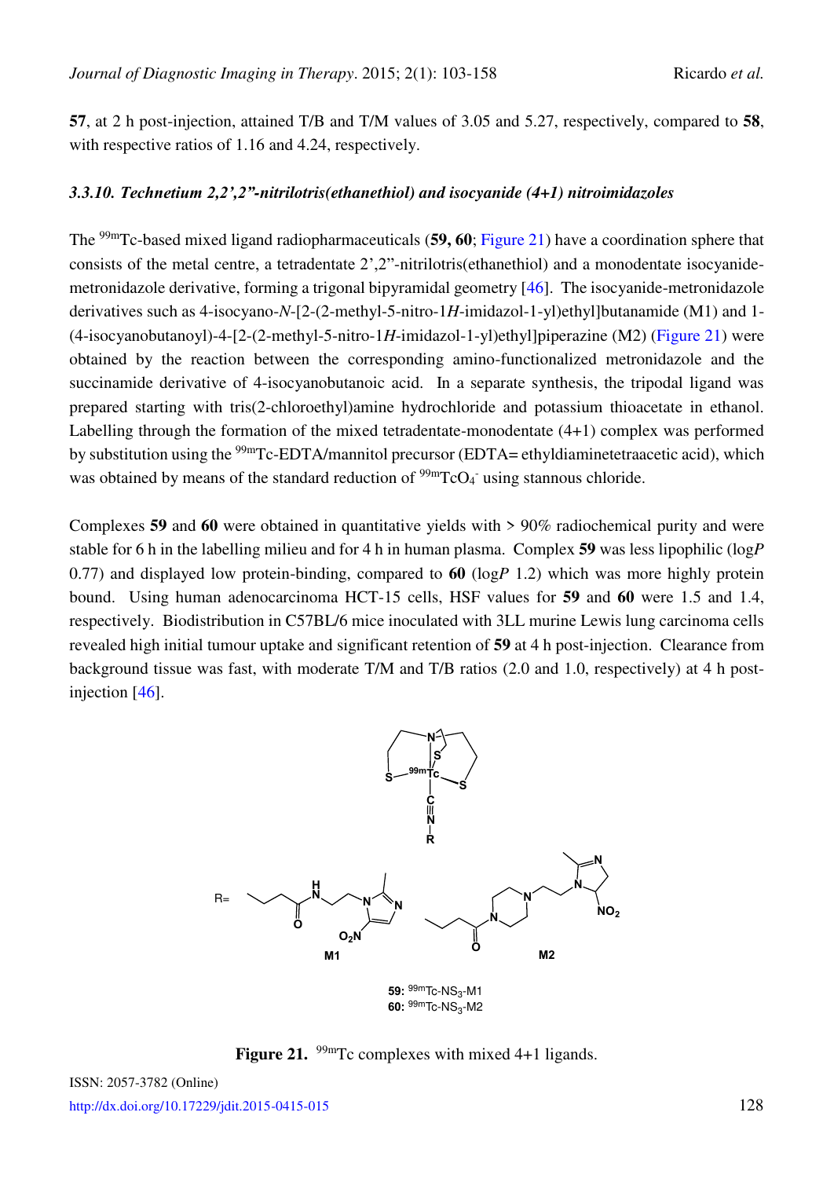**57**, at 2 h post-injection, attained T/B and T/M values of 3.05 and 5.27, respectively, compared to **58**, with respective ratios of 1.16 and 4.24, respectively.

### *3.3.10. Technetium 2,2',2"-nitrilotris(ethanethiol) and isocyanide (4+1) nitroimidazoles*

The $^{99m}$Tc-based mixed ligand radiopharmaceuticals (**59, 60**; Figure 21) have a coordination sphere that consists of the metal centre, a tetradentate 2',2"-nitrilotris(ethanethiol) and a monodentate isocyanide-metronidazole derivative, forming a trigonal bipyramidal geometry [46]. The isocyanide-metronidazole derivatives such as 4-isocyano-*N*-[2-(2-methyl-5-nitro-1*H*-imidazol-1-yl)ethyl]butanamide (M1) and 1-(4-isocyanobutanoyl)-4-[2-(2-methyl-5-nitro-1*H*-imidazol-1-yl)ethyl]piperazine (M2) (Figure 21) were obtained by the reaction between the corresponding amino-functionalized metronidazole and the succinamide derivative of 4-isocyanobutanoic acid. In a separate synthesis, the tripodal ligand was prepared starting with tris(2-chloroethyl)amine hydrochloride and potassium thioacetate in ethanol. Labelling through the formation of the mixed tetradentate-monodentate (4+1) complex was performed by substitution using the $^{99m}$Tc-EDTA/mannitol precursor (EDTA= ethyldiaminetetraacetic acid), which was obtained by means of the standard reduction of $^{99m}TcO_4^-$ using stannous chloride.

Complexes **59** and **60** were obtained in quantitative yields with > 90% radiochemical purity and were stable for 6 h in the labelling milieu and for 4 h in human plasma. Complex **59** was less lipophilic (log*P* 0.77) and displayed low protein-binding, compared to **60** (log*P* 1.2) which was more highly protein bound. Using human adenocarcinoma HCT-15 cells, HSF values for **59** and **60** were 1.5 and 1.4, respectively. Biodistribution in C57BL/6 mice inoculated with 3LL murine Lewis lung carcinoma cells revealed high initial tumour uptake and significant retention of **59** at 4 h post-injection. Clearance from background tissue was fast, with moderate T/M and T/B ratios (2.0 and 1.0, respectively) at 4 h post-injection [46].

**59:** $^{99m}$Tc-NS$_3$-M1
**60:** $^{99m}$Tc-NS$_3$-M2

**Figure 21.** $^{99m}$Tc complexes with mixed 4+1 ligands.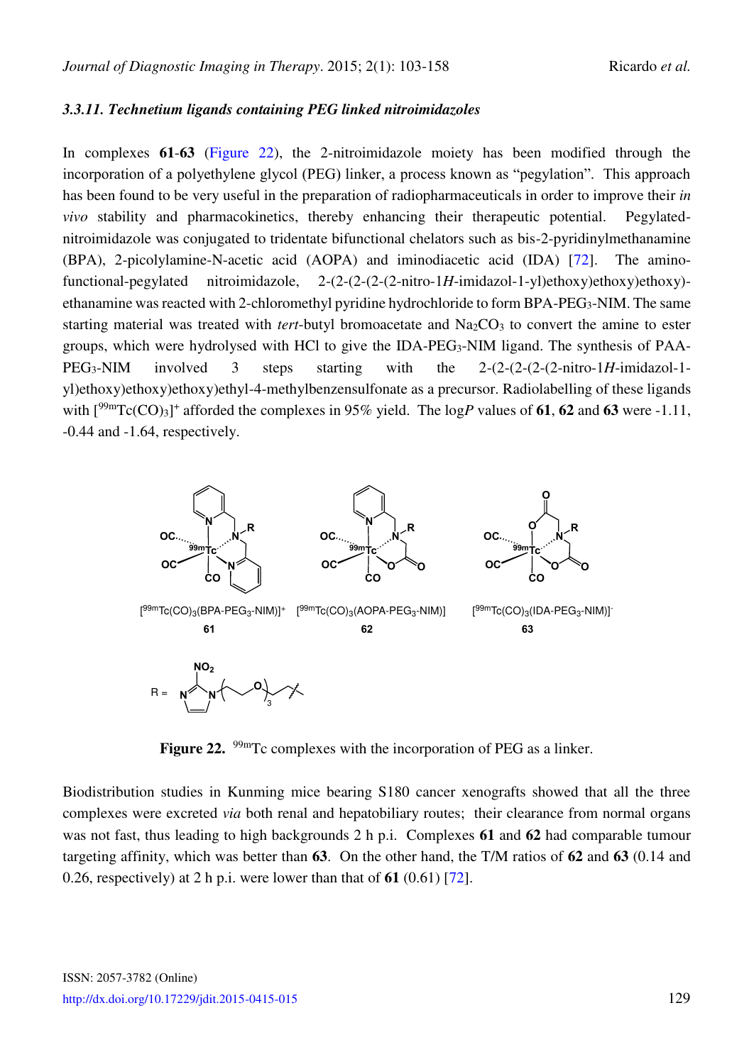### 3.3.11. Technetium ligands containing PEG linked nitroimidazoles

In complexes **61**-**63** (Figure 22), the 2-nitroimidazole moiety has been modified through the incorporation of a polyethylene glycol (PEG) linker, a process known as "pegylation". This approach has been found to be very useful in the preparation of radiopharmaceuticals in order to improve their *in vivo* stability and pharmacokinetics, thereby enhancing their therapeutic potential. Pegylated-nitroimidazole was conjugated to tridentate bifunctional chelators such as bis-2-pyridinylmethanamine (BPA), 2-picolylamine-N-acetic acid (AOPA) and iminodiacetic acid (IDA) [72]. The amino-functional-pegylated nitroimidazole, 2-(2-(2-(2-(2-nitro-1*H*-imidazol-1-yl)ethoxy)ethoxy)ethoxy)-ethanamine was reacted with 2-chloromethyl pyridine hydrochloride to form BPA-PEG$_3$-NIM. The same starting material was treated with *tert*-butyl bromoacetate and $Na_2CO_3$ to convert the amine to ester groups, which were hydrolysed with HCl to give the IDA-PEG$_3$-NIM ligand. The synthesis of PAA-PEG$_3$-NIM involved 3 steps starting with the 2-(2-(2-(2-(2-nitro-1*H*-imidazol-1-yl)ethoxy)ethoxy)ethoxy)ethyl-4-methylbenzensulfonate as a precursor. Radiolabelling of these ligands with $[^{99m}Tc(CO)_3]^+$ afforded the complexes in 95% yield. The log*P* values of **61**, **62** and **63** were -1.11, -0.44 and -1.64, respectively.

$[^{99m}Tc(CO)_3(BPA\text{-}PEG_3\text{-}NIM)]^+$ **61** $[^{99m}Tc(CO)_3(AOPA\text{-}PEG_3\text{-}NIM)]$ **62** $[^{99m}Tc(CO)_3(IDA\text{-}PEG_3\text{-}NIM)]^-$ **63**

**Figure 22.** $^{99m}$Tc complexes with the incorporation of PEG as a linker.

Biodistribution studies in Kunming mice bearing S180 cancer xenografts showed that all the three complexes were excreted *via* both renal and hepatobiliary routes; their clearance from normal organs was not fast, thus leading to high backgrounds 2 h p.i. Complexes **61** and **62** had comparable tumour targeting affinity, which was better than **63**. On the other hand, the T/M ratios of **62** and **63** (0.14 and 0.26, respectively) at 2 h p.i. were lower than that of **61** (0.61) [72].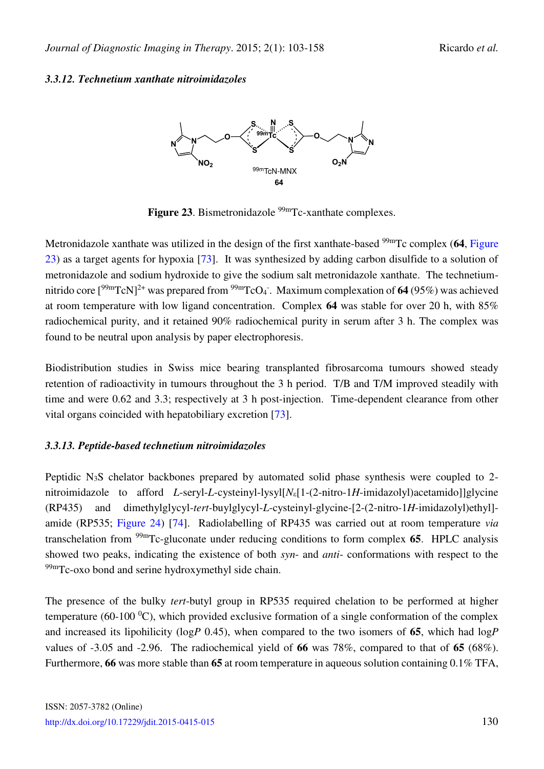#### 3.3.12. Technetium xanthate nitroimidazoles

**Figure 23**. Bismetronidazole $^{99m}$Tc-xanthate complexes.

Metronidazole xanthate was utilized in the design of the first xanthate-based $^{99m}$Tc complex (**64**, Figure 23) as a target agents for hypoxia [73]. It was synthesized by adding carbon disulfide to a solution of metronidazole and sodium hydroxide to give the sodium salt metronidazole xanthate. The technetium-nitrido core $[^{99m}TcN]^{2+}$ was prepared from $^{99m}TcO_4^-$. Maximum complexation of **64** (95%) was achieved at room temperature with low ligand concentration. Complex **64** was stable for over 20 h, with 85% radiochemical purity, and it retained 90% radiochemical purity in serum after 3 h. The complex was found to be neutral upon analysis by paper electrophoresis.

Biodistribution studies in Swiss mice bearing transplanted fibrosarcoma tumours showed steady retention of radioactivity in tumours throughout the 3 h period. T/B and T/M improved steadily with time and were 0.62 and 3.3; respectively at 3 h post-injection. Time-dependent clearance from other vital organs coincided with hepatobiliary excretion [73].

#### 3.3.13. Peptide-based technetium nitroimidazoles

Peptidic $N_3S$ chelator backbones prepared by automated solid phase synthesis were coupled to 2-nitroimidazole to afford *L*-seryl-*L*-cysteinyl-lysyl[$N_\varepsilon$[1-(2-nitro-1*H*-imidazolyl)acetamido]]glycine (RP435) and dimethylglycyl-*tert*-buylglycyl-*L*-cysteinyl-glycine-[2-(2-nitro-1*H*-imidazolyl)ethyl]-amide (RP535; Figure 24) [74]. Radiolabelling of RP435 was carried out at room temperature *via* transchelation from $^{99m}$Tc-gluconate under reducing conditions to form complex **65**. HPLC analysis showed two peaks, indicating the existence of both *syn-* and *anti-* conformations with respect to the $^{99m}$Tc-oxo bond and serine hydroxymethyl side chain.

The presence of the bulky *tert*-butyl group in RP535 required chelation to be performed at higher temperature (60-100 $^0$C), which provided exclusive formation of a single conformation of the complex and increased its lipohilicity (log*P* 0.45), when compared to the two isomers of **65**, which had log*P* values of -3.05 and -2.96. The radiochemical yield of **66** was 78%, compared to that of **65** (68%). Furthermore, **66** was more stable than **65** at room temperature in aqueous solution containing 0.1% TFA,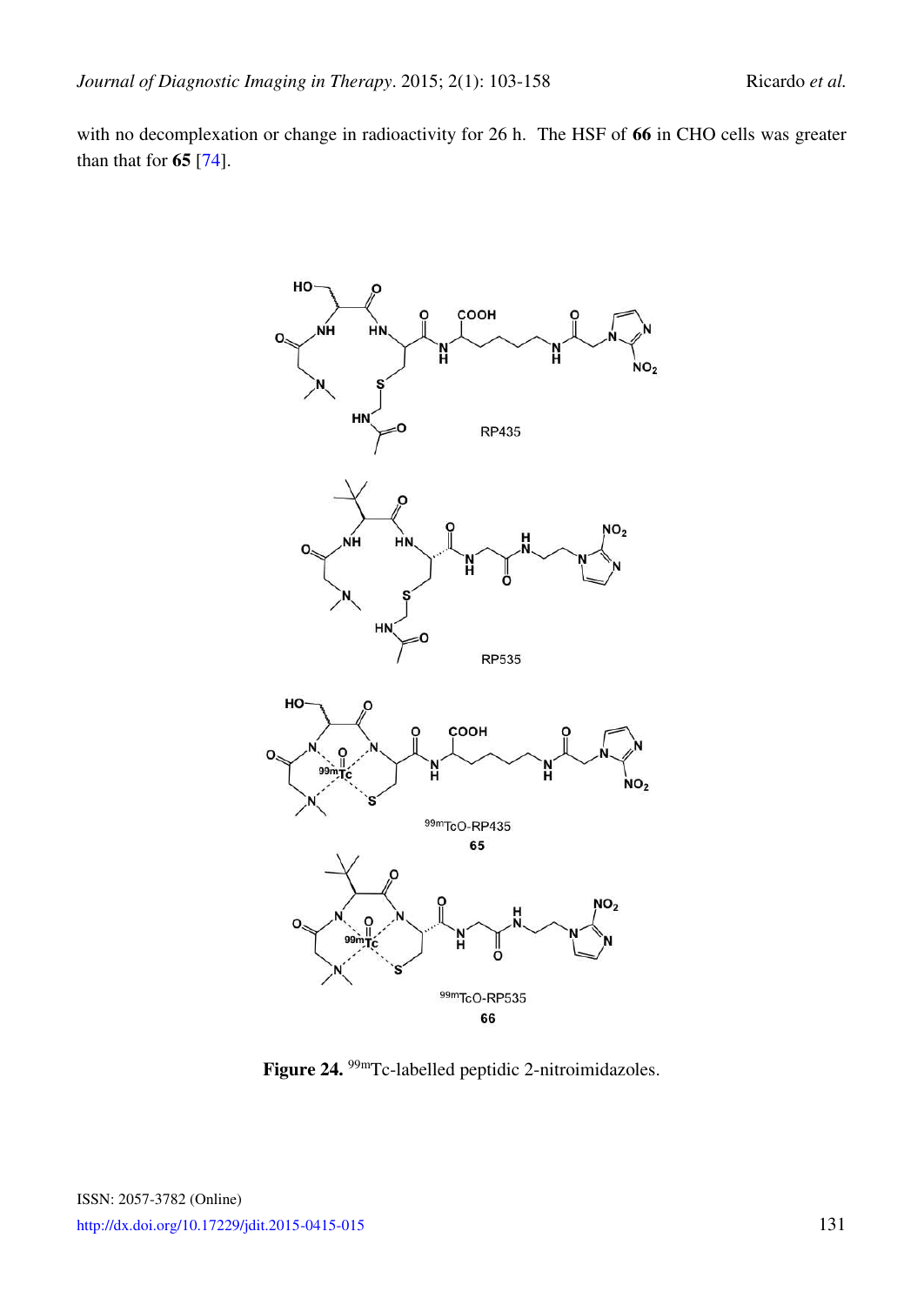with no decomplexation or change in radioactivity for 26 h. The HSF of **66** in CHO cells was greater than that for **65** [74].

**Figure 24.** $^{99m}$Tc-labelled peptidic 2-nitroimidazoles.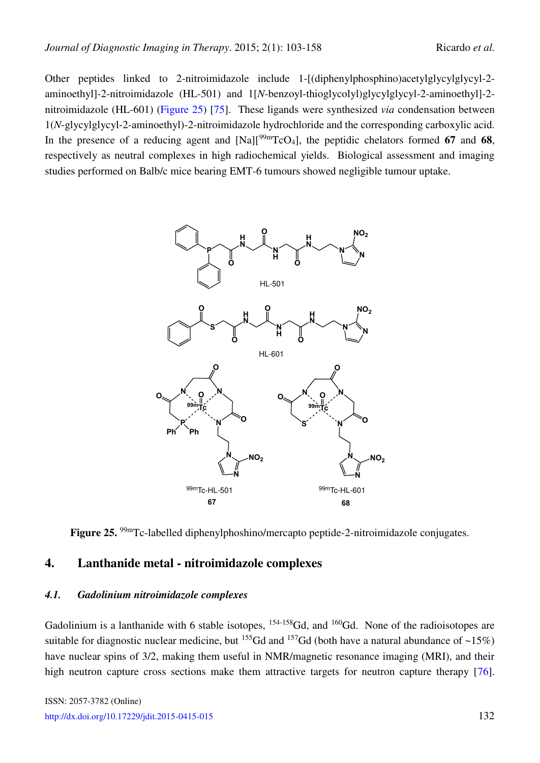Other peptides linked to 2-nitroimidazole include 1-[(diphenylphosphino)acetylglycylglycyl-2-aminoethyl]-2-nitroimidazole (HL-501) and 1[*N*-benzoyl-thioglycolyl)glycylglycyl-2-aminoethyl]-2-nitroimidazole (HL-601) (Figure 25) [75]. These ligands were synthesized *via* condensation between 1(*N*-glycylglycyl-2-aminoethyl)-2-nitroimidazole hydrochloride and the corresponding carboxylic acid. In the presence of a reducing agent and $[Na][^{99m}TcO_4]$, the peptidic chelators formed **67** and **68**, respectively as neutral complexes in high radiochemical yields. Biological assessment and imaging studies performed on Balb/c mice bearing EMT-6 tumours showed negligible tumour uptake.

**Figure 25.** $^{99m}$Tc-labelled diphenylphoshino/mercapto peptide-2-nitroimidazole conjugates.

## 4. Lanthanide metal - nitroimidazole complexes

### *4.1. Gadolinium nitroimidazole complexes*

Gadolinium is a lanthanide with 6 stable isotopes, $^{154-158}$Gd, and $^{160}$Gd. None of the radioisotopes are suitable for diagnostic nuclear medicine, but $^{155}$Gd and $^{157}$Gd (both have a natural abundance of ~15%) have nuclear spins of 3/2, making them useful in NMR/magnetic resonance imaging (MRI), and their high neutron capture cross sections make them attractive targets for neutron capture therapy [76].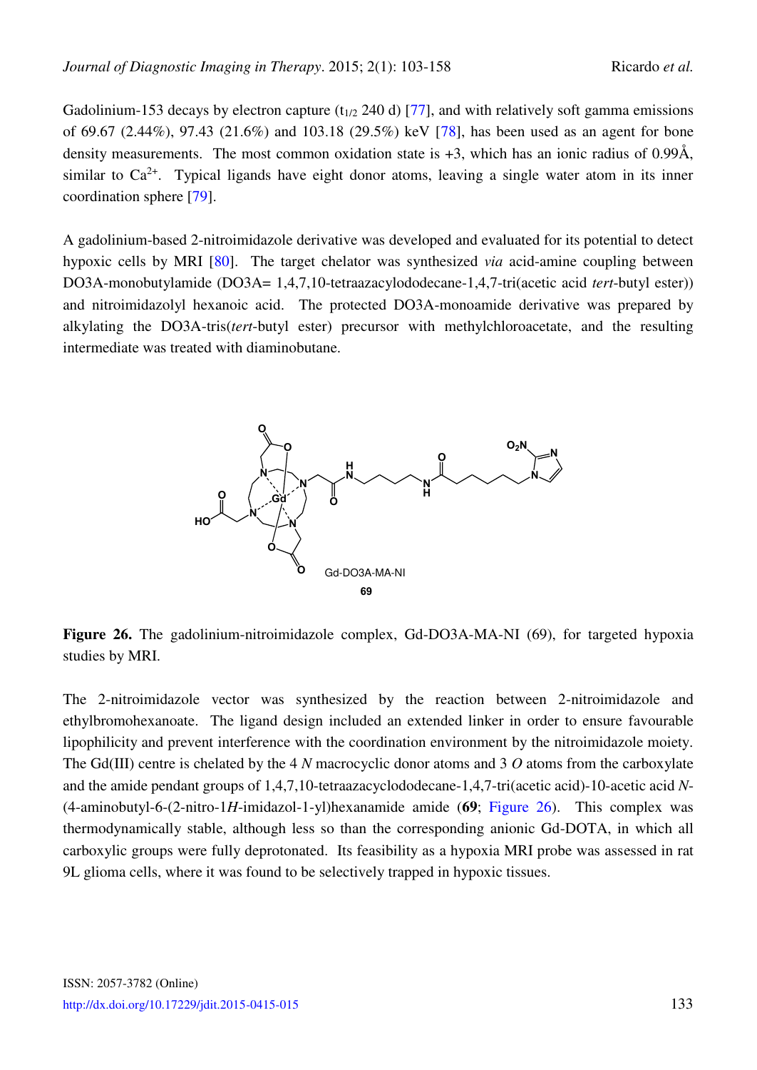Gadolinium-153 decays by electron capture ($t_{1/2}$ 240 d) [77], and with relatively soft gamma emissions of 69.67 (2.44%), 97.43 (21.6%) and 103.18 (29.5%) keV [78], has been used as an agent for bone density measurements. The most common oxidation state is +3, which has an ionic radius of 0.99Å, similar to $Ca^{2+}$. Typical ligands have eight donor atoms, leaving a single water atom in its inner coordination sphere [79].

A gadolinium-based 2-nitroimidazole derivative was developed and evaluated for its potential to detect hypoxic cells by MRI [80]. The target chelator was synthesized *via* acid-amine coupling between DO3A-monobutylamide (DO3A= 1,4,7,10-tetraazacylododecane-1,4,7-tri(acetic acid *tert*-butyl ester)) and nitroimidazolyl hexanoic acid. The protected DO3A-monoamide derivative was prepared by alkylating the DO3A-tris(*tert*-butyl ester) precursor with methylchloroacetate, and the resulting intermediate was treated with diaminobutane.

**Figure 26.** The gadolinium-nitroimidazole complex, Gd-DO3A-MA-NI (69), for targeted hypoxia studies by MRI.

The 2-nitroimidazole vector was synthesized by the reaction between 2-nitroimidazole and ethylbromohexanoate. The ligand design included an extended linker in order to ensure favourable lipophilicity and prevent interference with the coordination environment by the nitroimidazole moiety. The Gd(III) centre is chelated by the 4 *N* macrocyclic donor atoms and 3 *O* atoms from the carboxylate and the amide pendant groups of 1,4,7,10-tetraazacyclododecane-1,4,7-tri(acetic acid)-10-acetic acid *N*-(4-aminobutyl-6-(2-nitro-1*H*-imidazol-1-yl)hexanamide amide (**69**; Figure 26). This complex was thermodynamically stable, although less so than the corresponding anionic Gd-DOTA, in which all carboxylic groups were fully deprotonated. Its feasibility as a hypoxia MRI probe was assessed in rat 9L glioma cells, where it was found to be selectively trapped in hypoxic tissues.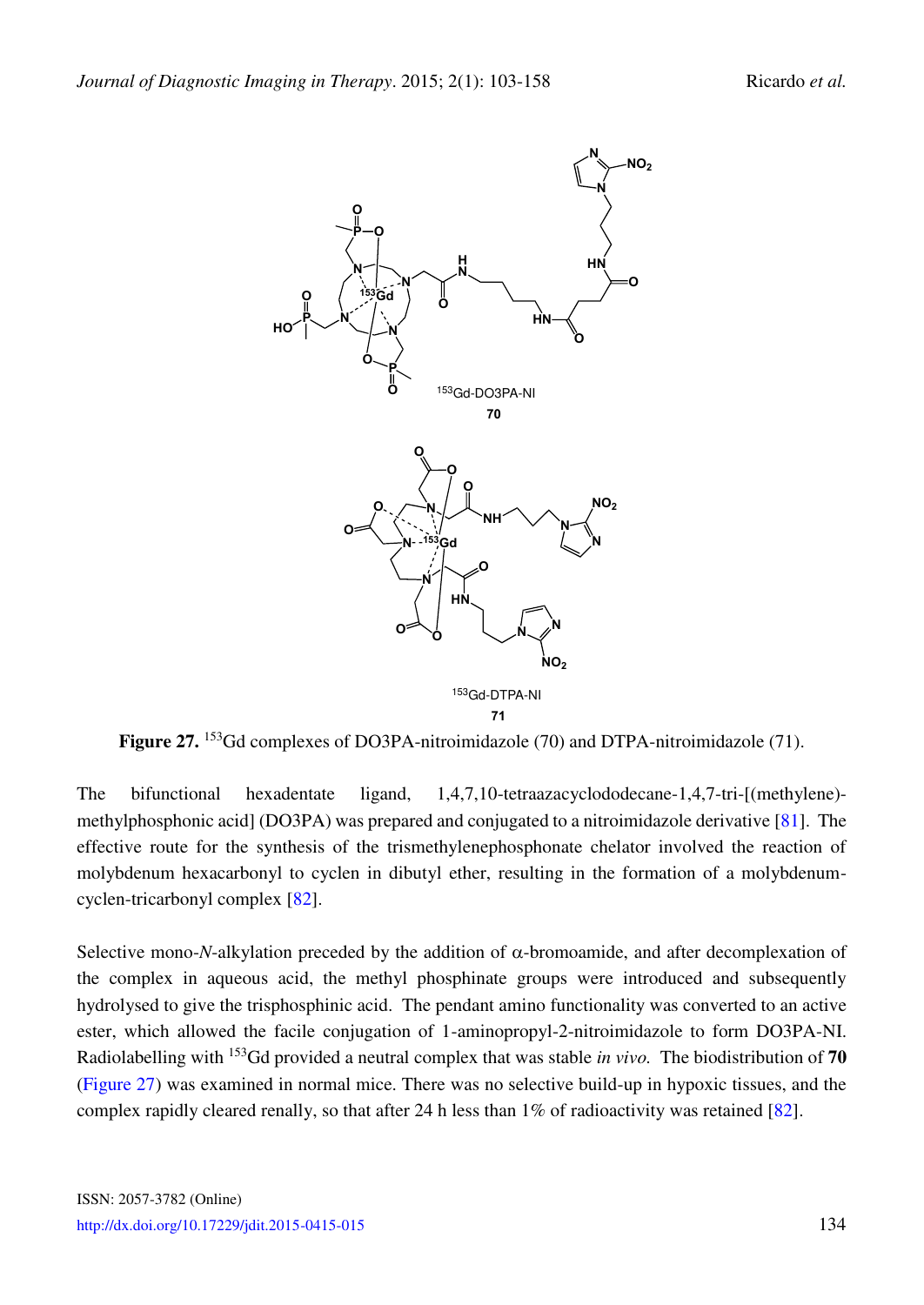**Figure 27.** $^{153}$Gd complexes of DO3PA-nitroimidazole (70) and DTPA-nitroimidazole (71).

The bifunctional hexadentate ligand, 1,4,7,10-tetraazacyclododecane-1,4,7-tri-[(methylene)-methylphosphonic acid] (DO3PA) was prepared and conjugated to a nitroimidazole derivative [81]. The effective route for the synthesis of the trismethylenephosphonate chelator involved the reaction of molybdenum hexacarbonyl to cyclen in dibutyl ether, resulting in the formation of a molybdenum-cyclen-tricarbonyl complex [82].

Selective mono-*N*-alkylation preceded by the addition of α-bromoamide, and after decomplexation of the complex in aqueous acid, the methyl phosphinate groups were introduced and subsequently hydrolysed to give the trisphosphinic acid. The pendant amino functionality was converted to an active ester, which allowed the facile conjugation of 1-aminopropyl-2-nitroimidazole to form DO3PA-NI. Radiolabelling with $^{153}$Gd provided a neutral complex that was stable *in vivo*. The biodistribution of **70** (Figure 27) was examined in normal mice. There was no selective build-up in hypoxic tissues, and the complex rapidly cleared renally, so that after 24 h less than 1% of radioactivity was retained [82].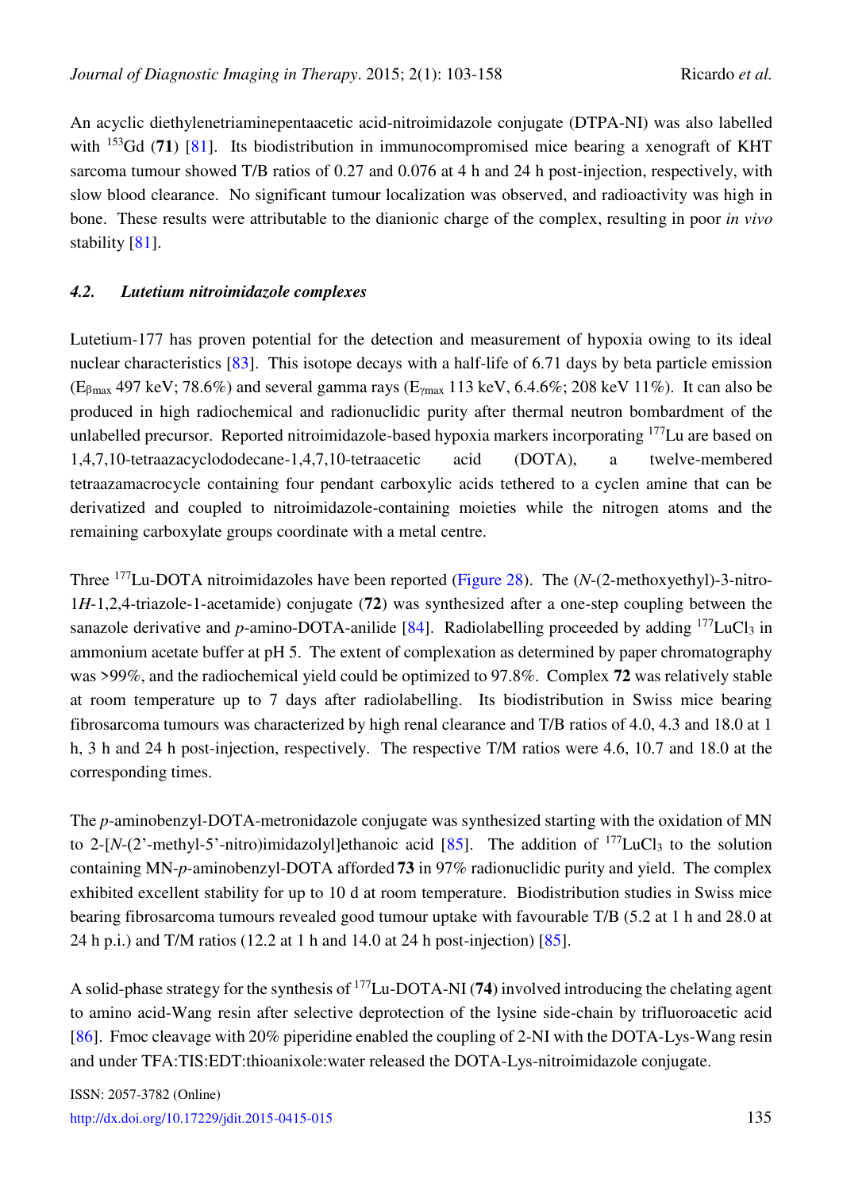An acyclic diethylenetriaminepentaacetic acid-nitroimidazole conjugate (DTPA-NI) was also labelled with $^{153}$Gd (**71**) [81]. Its biodistribution in immunocompromised mice bearing a xenograft of KHT sarcoma tumour showed T/B ratios of 0.27 and 0.076 at 4 h and 24 h post-injection, respectively, with slow blood clearance. No significant tumour localization was observed, and radioactivity was high in bone. These results were attributable to the dianionic charge of the complex, resulting in poor *in vivo* stability [81].

### *4.2. Lutetium nitroimidazole complexes*

Lutetium-177 has proven potential for the detection and measurement of hypoxia owing to its ideal nuclear characteristics [83]. This isotope decays with a half-life of 6.71 days by beta particle emission ($E_{\beta max}$ 497 keV; 78.6%) and several gamma rays ($E_{\gamma max}$ 113 keV, 6.4.6%; 208 keV 11%). It can also be produced in high radiochemical and radionuclidic purity after thermal neutron bombardment of the unlabelled precursor. Reported nitroimidazole-based hypoxia markers incorporating $^{177}$Lu are based on 1,4,7,10-tetraazacyclododecane-1,4,7,10-tetraacetic acid (DOTA), a twelve-membered tetraazamacrocycle containing four pendant carboxylic acids tethered to a cyclen amine that can be derivatized and coupled to nitroimidazole-containing moieties while the nitrogen atoms and the remaining carboxylate groups coordinate with a metal centre.

Three $^{177}$Lu-DOTA nitroimidazoles have been reported (Figure 28). The (*N*-(2-methoxyethyl)-3-nitro-1*H*-1,2,4-triazole-1-acetamide) conjugate (**72**) was synthesized after a one-step coupling between the sanazole derivative and *p*-amino-DOTA-anilide [84]. Radiolabelling proceeded by adding $^{177}LuCl_3$ in ammonium acetate buffer at pH 5. The extent of complexation as determined by paper chromatography was >99%, and the radiochemical yield could be optimized to 97.8%. Complex **72** was relatively stable at room temperature up to 7 days after radiolabelling. Its biodistribution in Swiss mice bearing fibrosarcoma tumours was characterized by high renal clearance and T/B ratios of 4.0, 4.3 and 18.0 at 1 h, 3 h and 24 h post-injection, respectively. The respective T/M ratios were 4.6, 10.7 and 18.0 at the corresponding times.

The *p*-aminobenzyl-DOTA-metronidazole conjugate was synthesized starting with the oxidation of MN to 2-[*N*-(2'-methyl-5'-nitro)imidazolyl]ethanoic acid [85]. The addition of $^{177}LuCl_3$ to the solution containing MN-*p*-aminobenzyl-DOTA afforded **73** in 97% radionuclidic purity and yield. The complex exhibited excellent stability for up to 10 d at room temperature. Biodistribution studies in Swiss mice bearing fibrosarcoma tumours revealed good tumour uptake with favourable T/B (5.2 at 1 h and 28.0 at 24 h p.i.) and T/M ratios (12.2 at 1 h and 14.0 at 24 h post-injection) [85].

A solid-phase strategy for the synthesis of $^{177}$Lu-DOTA-NI (**74**) involved introducing the chelating agent to amino acid-Wang resin after selective deprotection of the lysine side-chain by trifluoroacetic acid [86]. Fmoc cleavage with 20% piperidine enabled the coupling of 2-NI with the DOTA-Lys-Wang resin and under TFA:TIS:EDT:thioanixole:water released the DOTA-Lys-nitroimidazole conjugate.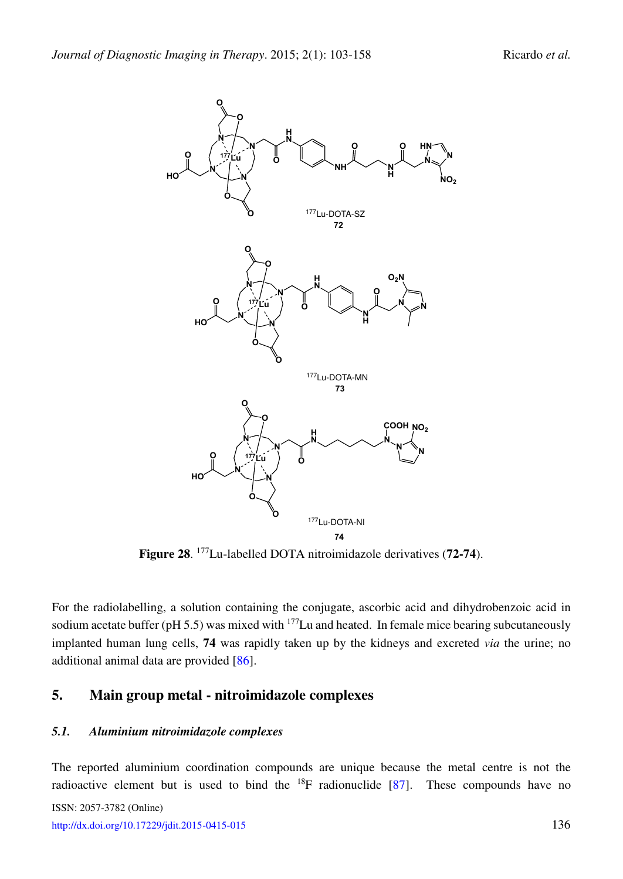**Figure 28**. $^{177}$Lu-labelled DOTA nitroimidazole derivatives (**72-74**).

For the radiolabelling, a solution containing the conjugate, ascorbic acid and dihydrobenzoic acid in sodium acetate buffer (pH 5.5) was mixed with $^{177}$Lu and heated. In female mice bearing subcutaneously implanted human lung cells, **74** was rapidly taken up by the kidneys and excreted *via* the urine; no additional animal data are provided [86].

## 5. Main group metal - nitroimidazole complexes

### *5.1. Aluminium nitroimidazole complexes*

The reported aluminium coordination compounds are unique because the metal centre is not the radioactive element but is used to bind the $^{18}$F radionuclide [87]. These compounds have no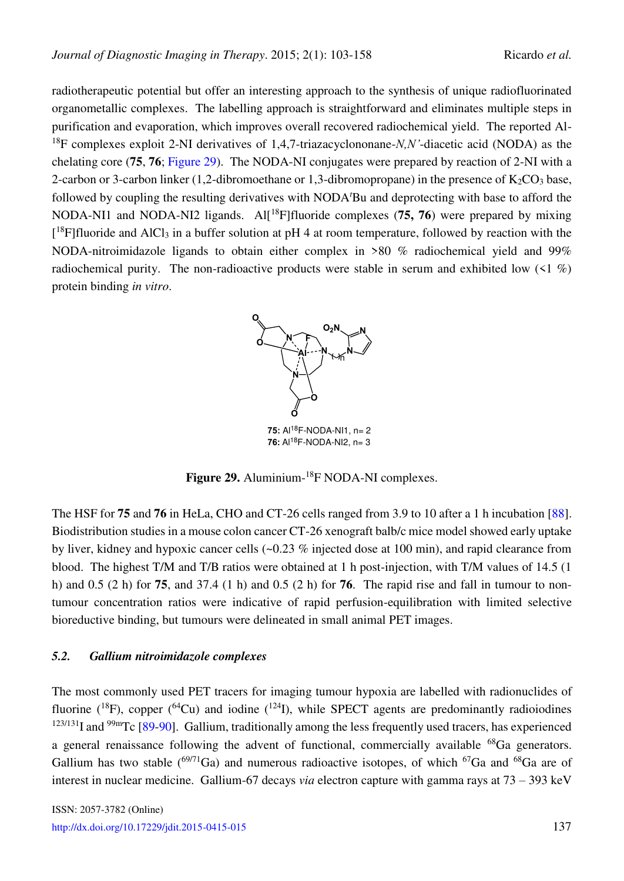radiotherapeutic potential but offer an interesting approach to the synthesis of unique radiofluorinated organometallic complexes. The labelling approach is straightforward and eliminates multiple steps in purification and evaporation, which improves overall recovered radiochemical yield. The reported Al-$^{18}$F complexes exploit 2-NI derivatives of 1,4,7-triazacyclononane-*N,N'*-diacetic acid (NODA) as the chelating core (**75**, **76**; Figure 29). The NODA-NI conjugates were prepared by reaction of 2-NI with a 2-carbon or 3-carbon linker (1,2-dibromoethane or 1,3-dibromopropane) in the presence of $K_2CO_3$ base, followed by coupling the resulting derivatives with NODA$^t$Bu and deprotecting with base to afford the NODA-NI1 and NODA-NI2 ligands. Al[$^{18}$F]fluoride complexes (**75, 76**) were prepared by mixing [$^{18}$F]fluoride and $AlCl_3$ in a buffer solution at pH 4 at room temperature, followed by reaction with the NODA-nitroimidazole ligands to obtain either complex in >80 % radiochemical yield and 99% radiochemical purity. The non-radioactive products were stable in serum and exhibited low (<1 %) protein binding *in vitro*.

**75:** Al$^{18}$F-NODA-NI1, n= 2
**76:** Al$^{18}$F-NODA-NI2, n= 3

**Figure 29.** Aluminium-$^{18}$F NODA-NI complexes.

The HSF for **75** and **76** in HeLa, CHO and CT-26 cells ranged from 3.9 to 10 after a 1 h incubation [88]. Biodistribution studies in a mouse colon cancer CT-26 xenograft balb/c mice model showed early uptake by liver, kidney and hypoxic cancer cells (~0.23 % injected dose at 100 min), and rapid clearance from blood. The highest T/M and T/B ratios were obtained at 1 h post-injection, with T/M values of 14.5 (1 h) and 0.5 (2 h) for **75**, and 37.4 (1 h) and 0.5 (2 h) for **76**. The rapid rise and fall in tumour to non-tumour concentration ratios were indicative of rapid perfusion-equilibration with limited selective bioreductive binding, but tumours were delineated in small animal PET images.

### *5.2. Gallium nitroimidazole complexes*

The most commonly used PET tracers for imaging tumour hypoxia are labelled with radionuclides of fluorine ($^{18}$F), copper ($^{64}$Cu) and iodine ($^{124}$I), while SPECT agents are predominantly radioiodines $^{123/131}$I and $^{99m}$Tc [89-90]. Gallium, traditionally among the less frequently used tracers, has experienced a general renaissance following the advent of functional, commercially available $^{68}$Ga generators. Gallium has two stable ($^{69/71}$Ga) and numerous radioactive isotopes, of which $^{67}$Ga and $^{68}$Ga are of interest in nuclear medicine. Gallium-67 decays *via* electron capture with gamma rays at 73 – 393 keV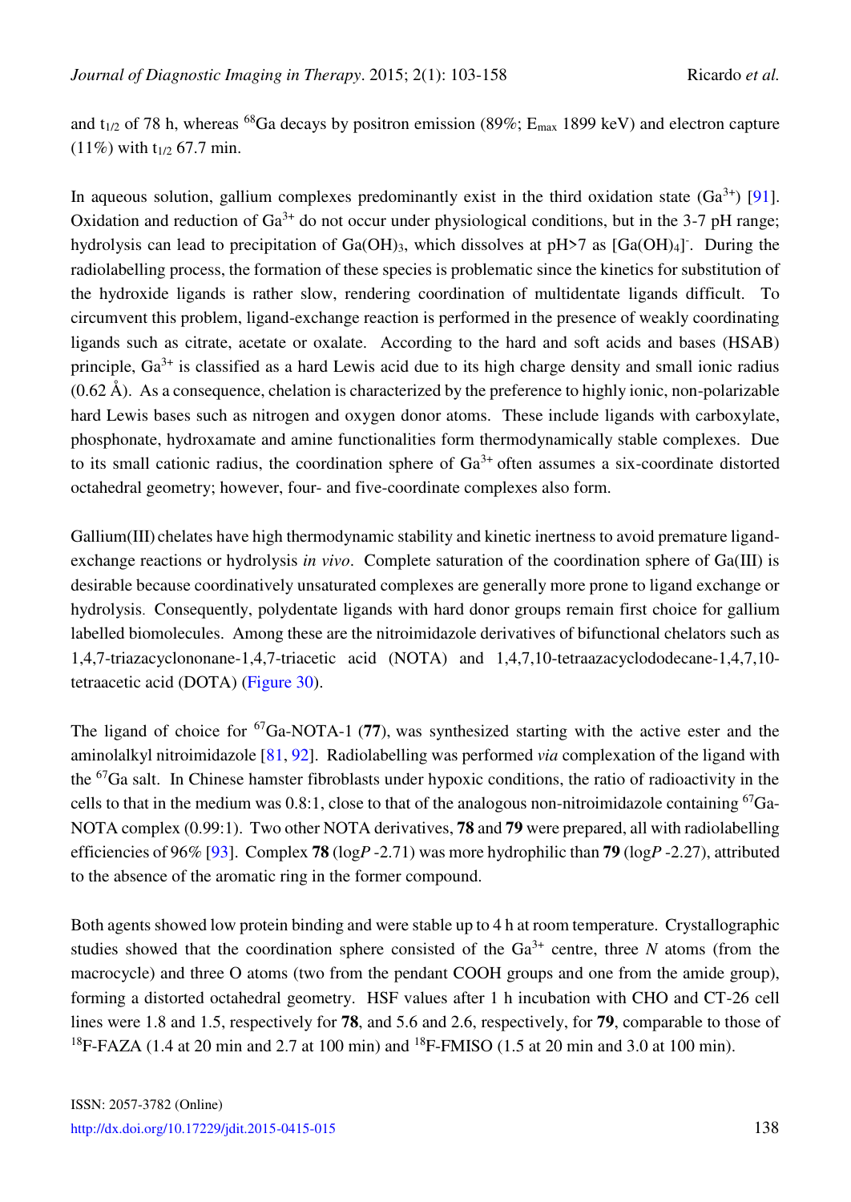and $t_{1/2}$ of 78 h, whereas $^{68}Ga$ decays by positron emission (89%; $E_{max}$ 1899 keV) and electron capture (11%) with $t_{1/2}$ 67.7 min.

In aqueous solution, gallium complexes predominantly exist in the third oxidation state ($Ga^{3+}$) [91]. Oxidation and reduction of $Ga^{3+}$ do not occur under physiological conditions, but in the 3-7 pH range; hydrolysis can lead to precipitation of $Ga(OH)_3$, which dissolves at pH>7 as $[Ga(OH)_4]^-$. During the radiolabelling process, the formation of these species is problematic since the kinetics for substitution of the hydroxide ligands is rather slow, rendering coordination of multidentate ligands difficult. To circumvent this problem, ligand-exchange reaction is performed in the presence of weakly coordinating ligands such as citrate, acetate or oxalate. According to the hard and soft acids and bases (HSAB) principle, $Ga^{3+}$ is classified as a hard Lewis acid due to its high charge density and small ionic radius (0.62 Å). As a consequence, chelation is characterized by the preference to highly ionic, non-polarizable hard Lewis bases such as nitrogen and oxygen donor atoms. These include ligands with carboxylate, phosphonate, hydroxamate and amine functionalities form thermodynamically stable complexes. Due to its small cationic radius, the coordination sphere of $Ga^{3+}$ often assumes a six-coordinate distorted octahedral geometry; however, four- and five-coordinate complexes also form.

Gallium(III) chelates have high thermodynamic stability and kinetic inertness to avoid premature ligand-exchange reactions or hydrolysis *in vivo*. Complete saturation of the coordination sphere of Ga(III) is desirable because coordinatively unsaturated complexes are generally more prone to ligand exchange or hydrolysis. Consequently, polydentate ligands with hard donor groups remain first choice for gallium labelled biomolecules. Among these are the nitroimidazole derivatives of bifunctional chelators such as 1,4,7-triazacyclononane-1,4,7-triacetic acid (NOTA) and 1,4,7,10-tetraazacyclododecane-1,4,7,10-tetraacetic acid (DOTA) (Figure 30).

The ligand of choice for $^{67}$Ga-NOTA-1 (**77**), was synthesized starting with the active ester and the aminolalkyl nitroimidazole [81, 92]. Radiolabelling was performed *via* complexation of the ligand with the $^{67}$Ga salt. In Chinese hamster fibroblasts under hypoxic conditions, the ratio of radioactivity in the cells to that in the medium was 0.8:1, close to that of the analogous non-nitroimidazole containing $^{67}$Ga-NOTA complex (0.99:1). Two other NOTA derivatives, **78** and **79** were prepared, all with radiolabelling efficiencies of 96% [93]. Complex **78** (log*P* -2.71) was more hydrophilic than **79** (log*P* -2.27), attributed to the absence of the aromatic ring in the former compound.

Both agents showed low protein binding and were stable up to 4 h at room temperature. Crystallographic studies showed that the coordination sphere consisted of the $Ga^{3+}$ centre, three *N* atoms (from the macrocycle) and three O atoms (two from the pendant COOH groups and one from the amide group), forming a distorted octahedral geometry. HSF values after 1 h incubation with CHO and CT-26 cell lines were 1.8 and 1.5, respectively for **78**, and 5.6 and 2.6, respectively, for **79**, comparable to those of $^{18}$F-FAZA (1.4 at 20 min and 2.7 at 100 min) and $^{18}$F-FMISO (1.5 at 20 min and 3.0 at 100 min).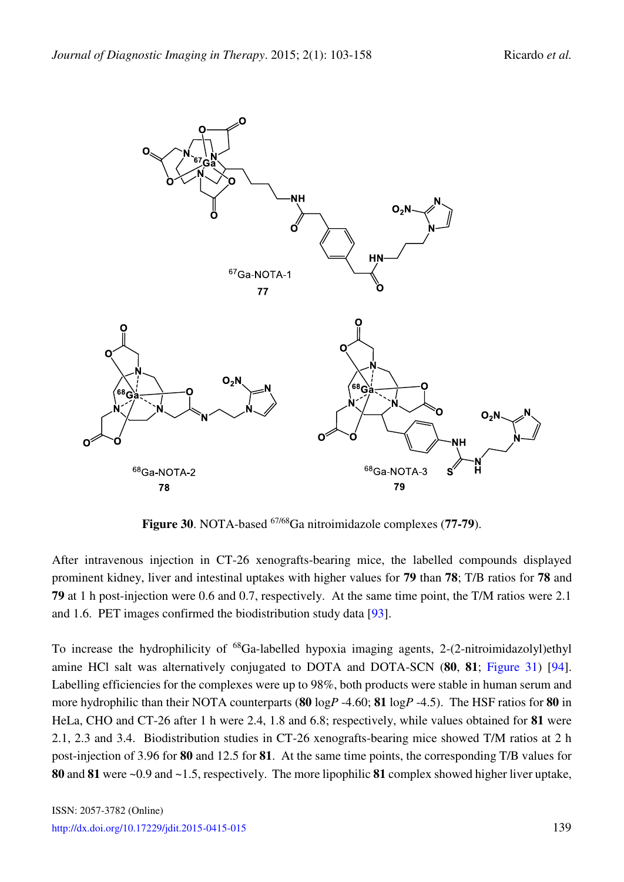**Figure 30**. NOTA-based $^{67/68}$Ga nitroimidazole complexes (**77-79**).

After intravenous injection in CT-26 xenografts-bearing mice, the labelled compounds displayed prominent kidney, liver and intestinal uptakes with higher values for **79** than **78**; T/B ratios for **78** and **79** at 1 h post-injection were 0.6 and 0.7, respectively. At the same time point, the T/M ratios were 2.1 and 1.6. PET images confirmed the biodistribution study data [93].

To increase the hydrophilicity of $^{68}$Ga-labelled hypoxia imaging agents, 2-(2-nitroimidazolyl)ethyl amine HCl salt was alternatively conjugated to DOTA and DOTA-SCN (**80**, **81**; Figure 31) [94]. Labelling efficiencies for the complexes were up to 98%, both products were stable in human serum and more hydrophilic than their NOTA counterparts (**80** log*P* -4.60; **81** log*P* -4.5). The HSF ratios for **80** in HeLa, CHO and CT-26 after 1 h were 2.4, 1.8 and 6.8; respectively, while values obtained for **81** were 2.1, 2.3 and 3.4. Biodistribution studies in CT-26 xenografts-bearing mice showed T/M ratios at 2 h post-injection of 3.96 for **80** and 12.5 for **81**. At the same time points, the corresponding T/B values for **80** and **81** were ~0.9 and ~1.5, respectively. The more lipophilic **81** complex showed higher liver uptake,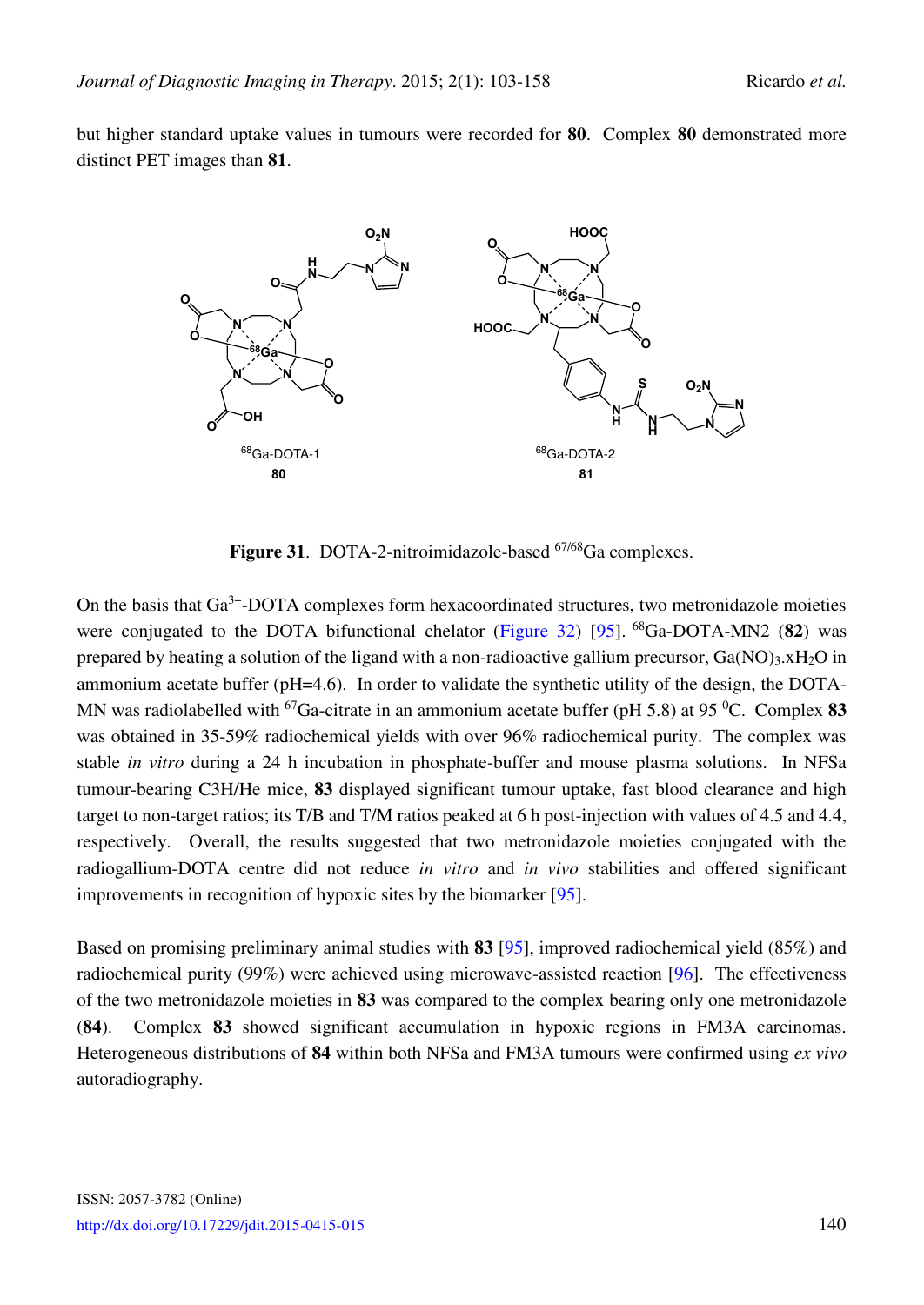but higher standard uptake values in tumours were recorded for **80**. Complex **80** demonstrated more distinct PET images than **81**.

**Figure 31**. DOTA-2-nitroimidazole-based $^{67/68}Ga$ complexes.

On the basis that $Ga^{3+}$-DOTA complexes form hexacoordinated structures, two metronidazole moieties were conjugated to the DOTA bifunctional chelator (Figure 32) [95]. $^{68}Ga$-DOTA-MN2 (**82**) was prepared by heating a solution of the ligand with a non-radioactive gallium precursor, $Ga(NO)_3.xH_2O$ in ammonium acetate buffer (pH=4.6). In order to validate the synthetic utility of the design, the DOTA-MN was radiolabelled with $^{67}Ga$-citrate in an ammonium acetate buffer (pH 5.8) at 95 $^0$C. Complex **83** was obtained in 35-59% radiochemical yields with over 96% radiochemical purity. The complex was stable *in vitro* during a 24 h incubation in phosphate-buffer and mouse plasma solutions. In NFSa tumour-bearing C3H/He mice, **83** displayed significant tumour uptake, fast blood clearance and high target to non-target ratios; its T/B and T/M ratios peaked at 6 h post-injection with values of 4.5 and 4.4, respectively. Overall, the results suggested that two metronidazole moieties conjugated with the radiogallium-DOTA centre did not reduce *in vitro* and *in vivo* stabilities and offered significant improvements in recognition of hypoxic sites by the biomarker [95].

Based on promising preliminary animal studies with **83** [95], improved radiochemical yield (85%) and radiochemical purity (99%) were achieved using microwave-assisted reaction [96]. The effectiveness of the two metronidazole moieties in **83** was compared to the complex bearing only one metronidazole (**84**). Complex **83** showed significant accumulation in hypoxic regions in FM3A carcinomas. Heterogeneous distributions of **84** within both NFSa and FM3A tumours were confirmed using *ex vivo* autoradiography.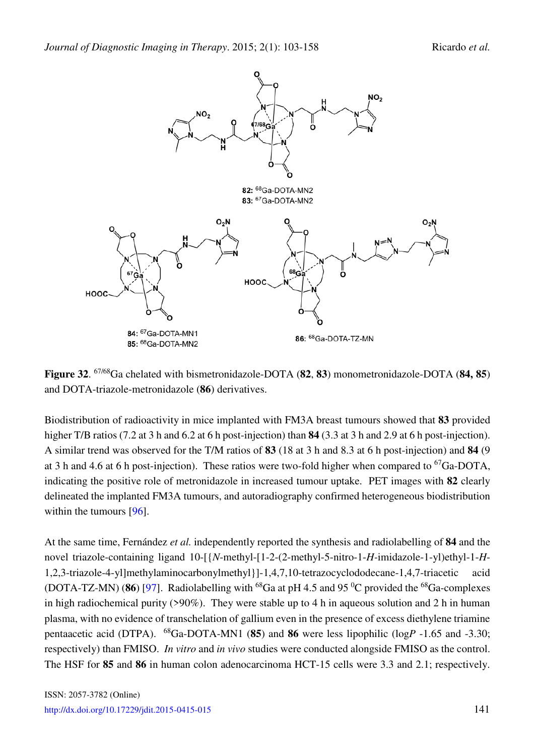**Figure 32**. $^{67/68}$Ga chelated with bismetronidazole-DOTA (**82**, **83**) monometronidazole-DOTA (**84, 85**) and DOTA-triazole-metronidazole (**86**) derivatives.

Biodistribution of radioactivity in mice implanted with FM3A breast tumours showed that **83** provided higher T/B ratios (7.2 at 3 h and 6.2 at 6 h post-injection) than **84** (3.3 at 3 h and 2.9 at 6 h post-injection). A similar trend was observed for the T/M ratios of **83** (18 at 3 h and 8.3 at 6 h post-injection) and **84** (9 at 3 h and 4.6 at 6 h post-injection). These ratios were two-fold higher when compared to $^{67}$Ga-DOTA, indicating the positive role of metronidazole in increased tumour uptake. PET images with **82** clearly delineated the implanted FM3A tumours, and autoradiography confirmed heterogeneous biodistribution within the tumours [96].

At the same time, Fernández *et al.* independently reported the synthesis and radiolabelling of **84** and the novel triazole-containing ligand 10-[{*N*-methyl-[1-2-(2-methyl-5-nitro-1-*H*-imidazole-1-yl)ethyl-1-*H*-1,2,3-triazole-4-yl]methylaminocarbonylmethyl}]-1,4,7,10-tetrazocyclododecane-1,4,7-triacetic acid (DOTA-TZ-MN) (**86**) [97]. Radiolabelling with $^{68}$Ga at pH 4.5 and 95 $^{0}$C provided the $^{68}$Ga-complexes in high radiochemical purity (>90%). They were stable up to 4 h in aqueous solution and 2 h in human plasma, with no evidence of transchelation of gallium even in the presence of excess diethylene triamine pentaacetic acid (DTPA). $^{68}$Ga-DOTA-MN1 (**85**) and **86** were less lipophilic (log*P* -1.65 and -3.30; respectively) than FMISO. *In vitro* and *in vivo* studies were conducted alongside FMISO as the control. The HSF for **85** and **86** in human colon adenocarcinoma HCT-15 cells were 3.3 and 2.1; respectively.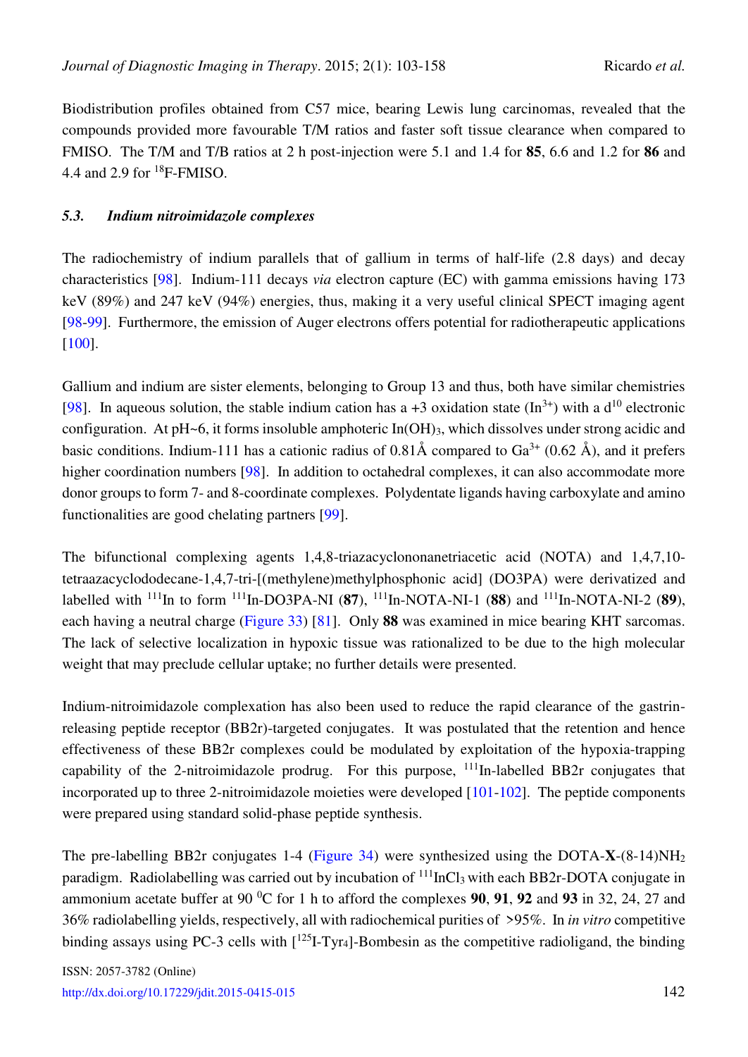Biodistribution profiles obtained from C57 mice, bearing Lewis lung carcinomas, revealed that the compounds provided more favourable T/M ratios and faster soft tissue clearance when compared to FMISO. The T/M and T/B ratios at 2 h post-injection were 5.1 and 1.4 for **85**, 6.6 and 1.2 for **86** and 4.4 and 2.9 for $^{18}$F-FMISO.

### *5.3. Indium nitroimidazole complexes*

The radiochemistry of indium parallels that of gallium in terms of half-life (2.8 days) and decay characteristics [98]. Indium-111 decays *via* electron capture (EC) with gamma emissions having 173 keV (89%) and 247 keV (94%) energies, thus, making it a very useful clinical SPECT imaging agent [98-99]. Furthermore, the emission of Auger electrons offers potential for radiotherapeutic applications [100].

Gallium and indium are sister elements, belonging to Group 13 and thus, both have similar chemistries [98]. In aqueous solution, the stable indium cation has a +3 oxidation state ($In^{3+}$) with a $d^{10}$ electronic configuration. At pH~6, it forms insoluble amphoteric $In(OH)_3$, which dissolves under strong acidic and basic conditions. Indium-111 has a cationic radius of 0.81Å compared to $Ga^{3+}$ (0.62 Å), and it prefers higher coordination numbers [98]. In addition to octahedral complexes, it can also accommodate more donor groups to form 7- and 8-coordinate complexes. Polydentate ligands having carboxylate and amino functionalities are good chelating partners [99].

The bifunctional complexing agents 1,4,8-triazacyclononanetriacetic acid (NOTA) and 1,4,7,10-tetraazacyclododecane-1,4,7-tri-[(methylene)methylphosphonic acid] (DO3PA) were derivatized and labelled with $^{111}$In to form $^{111}$In-DO3PA-NI (**87**), $^{111}$In-NOTA-NI-1 (**88**) and $^{111}$In-NOTA-NI-2 (**89**), each having a neutral charge (Figure 33) [81]. Only **88** was examined in mice bearing KHT sarcomas. The lack of selective localization in hypoxic tissue was rationalized to be due to the high molecular weight that may preclude cellular uptake; no further details were presented.

Indium-nitroimidazole complexation has also been used to reduce the rapid clearance of the gastrin-releasing peptide receptor (BB2r)-targeted conjugates. It was postulated that the retention and hence effectiveness of these BB2r complexes could be modulated by exploitation of the hypoxia-trapping capability of the 2-nitroimidazole prodrug. For this purpose, $^{111}$In-labelled BB2r conjugates that incorporated up to three 2-nitroimidazole moieties were developed [101-102]. The peptide components were prepared using standard solid-phase peptide synthesis.

The pre-labelling BB2r conjugates 1-4 (Figure 34) were synthesized using the DOTA-**X**-(8-14)$NH_2$ paradigm. Radiolabelling was carried out by incubation of $^{111}InCl_3$ with each BB2r-DOTA conjugate in ammonium acetate buffer at 90 $^0$C for 1 h to afford the complexes **90**, **91**, **92** and **93** in 32, 24, 27 and 36% radiolabelling yields, respectively, all with radiochemical purities of >95%. In *in vitro* competitive binding assays using PC-3 cells with [$^{125}$I-Tyr$_4$]-Bombesin as the competitive radioligand, the binding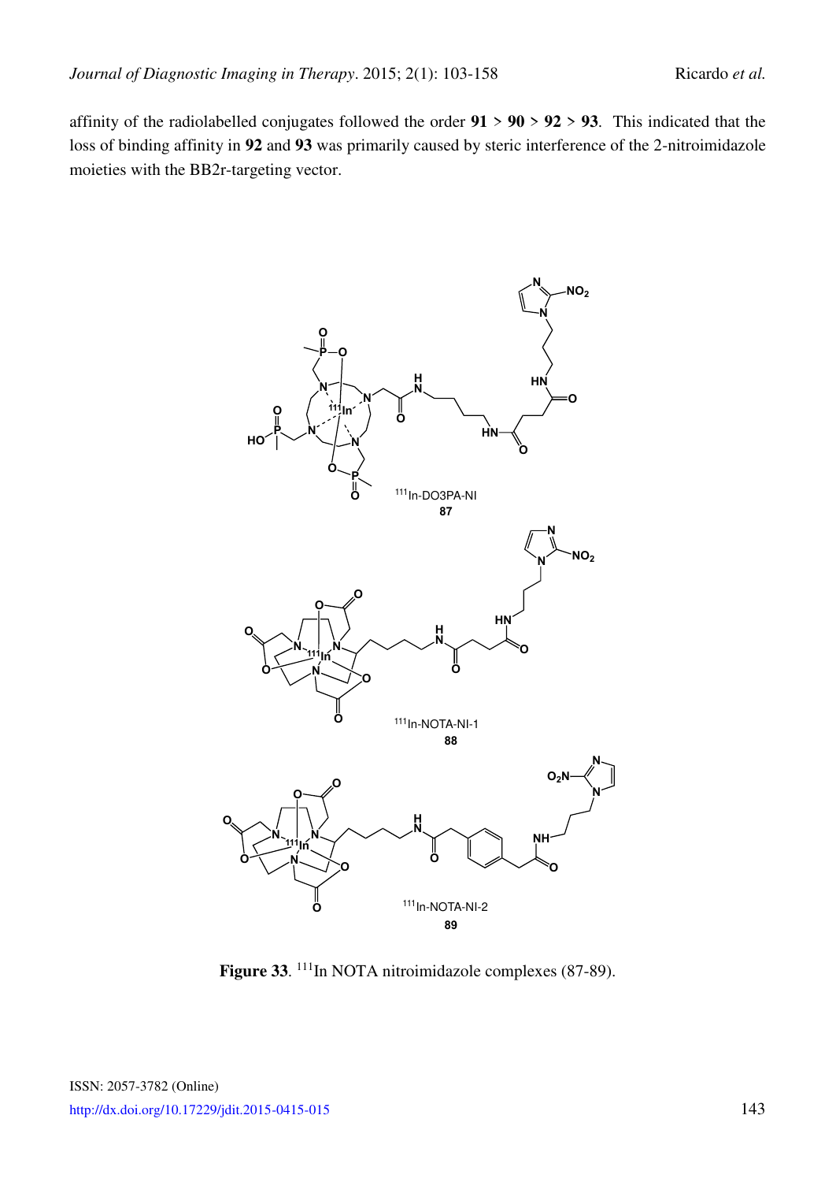affinity of the radiolabelled conjugates followed the order **91** > **90** > **92** > **93**. This indicated that the loss of binding affinity in **92** and **93** was primarily caused by steric interference of the 2-nitroimidazole moieties with the BB2r-targeting vector.

$^{111}$In-DO3PA-NI
**87**

$^{111}$In-NOTA-NI-1
**88**

$^{111}$In-NOTA-NI-2
**89**

**Figure 33**. $^{111}$In NOTA nitroimidazole complexes (87-89).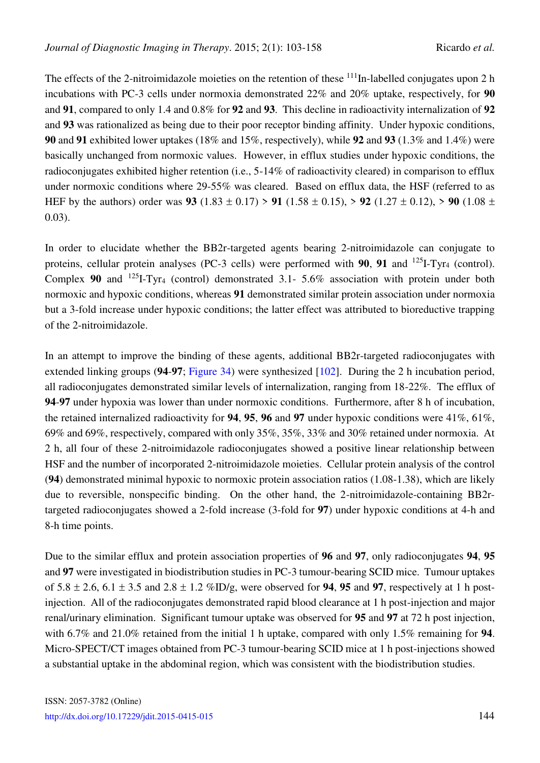The effects of the 2-nitroimidazole moieties on the retention of these $^{111}$In-labelled conjugates upon 2 h incubations with PC-3 cells under normoxia demonstrated 22% and 20% uptake, respectively, for **90** and **91**, compared to only 1.4 and 0.8% for **92** and **93**. This decline in radioactivity internalization of **92** and **93** was rationalized as being due to their poor receptor binding affinity. Under hypoxic conditions, **90** and **91** exhibited lower uptakes (18% and 15%, respectively), while **92** and **93** (1.3% and 1.4%) were basically unchanged from normoxic values. However, in efflux studies under hypoxic conditions, the radioconjugates exhibited higher retention (i.e., 5-14% of radioactivity cleared) in comparison to efflux under normoxic conditions where 29-55% was cleared. Based on efflux data, the HSF (referred to as HEF by the authors) order was **93** (1.83 ± 0.17) > **91** (1.58 ± 0.15), > **92** (1.27 ± 0.12), > **90** (1.08 ± 0.03).

In order to elucidate whether the BB2r-targeted agents bearing 2-nitroimidazole can conjugate to proteins, cellular protein analyses (PC-3 cells) were performed with **90**, **91** and $^{125}$I-Tyr$_4$ (control). Complex **90** and $^{125}$I-Tyr$_4$ (control) demonstrated 3.1- 5.6% association with protein under both normoxic and hypoxic conditions, whereas **91** demonstrated similar protein association under normoxia but a 3-fold increase under hypoxic conditions; the latter effect was attributed to bioreductive trapping of the 2-nitroimidazole.

In an attempt to improve the binding of these agents, additional BB2r-targeted radioconjugates with extended linking groups (**94**-**97**; Figure 34) were synthesized [102]. During the 2 h incubation period, all radioconjugates demonstrated similar levels of internalization, ranging from 18-22%. The efflux of **94**-**97** under hypoxia was lower than under normoxic conditions. Furthermore, after 8 h of incubation, the retained internalized radioactivity for **94**, **95**, **96** and **97** under hypoxic conditions were 41%, 61%, 69% and 69%, respectively, compared with only 35%, 35%, 33% and 30% retained under normoxia. At 2 h, all four of these 2-nitroimidazole radioconjugates showed a positive linear relationship between HSF and the number of incorporated 2-nitroimidazole moieties. Cellular protein analysis of the control (**94**) demonstrated minimal hypoxic to normoxic protein association ratios (1.08-1.38), which are likely due to reversible, nonspecific binding. On the other hand, the 2-nitroimidazole-containing BB2r-targeted radioconjugates showed a 2-fold increase (3-fold for **97**) under hypoxic conditions at 4-h and 8-h time points.

Due to the similar efflux and protein association properties of **96** and **97**, only radioconjugates **94**, **95** and **97** were investigated in biodistribution studies in PC-3 tumour-bearing SCID mice. Tumour uptakes of 5.8 ± 2.6, 6.1 ± 3.5 and 2.8 ± 1.2 %ID/g, were observed for **94**, **95** and **97**, respectively at 1 h post-injection. All of the radioconjugates demonstrated rapid blood clearance at 1 h post-injection and major renal/urinary elimination. Significant tumour uptake was observed for **95** and **97** at 72 h post injection, with 6.7% and 21.0% retained from the initial 1 h uptake, compared with only 1.5% remaining for **94**. Micro-SPECT/CT images obtained from PC-3 tumour-bearing SCID mice at 1 h post-injections showed a substantial uptake in the abdominal region, which was consistent with the biodistribution studies.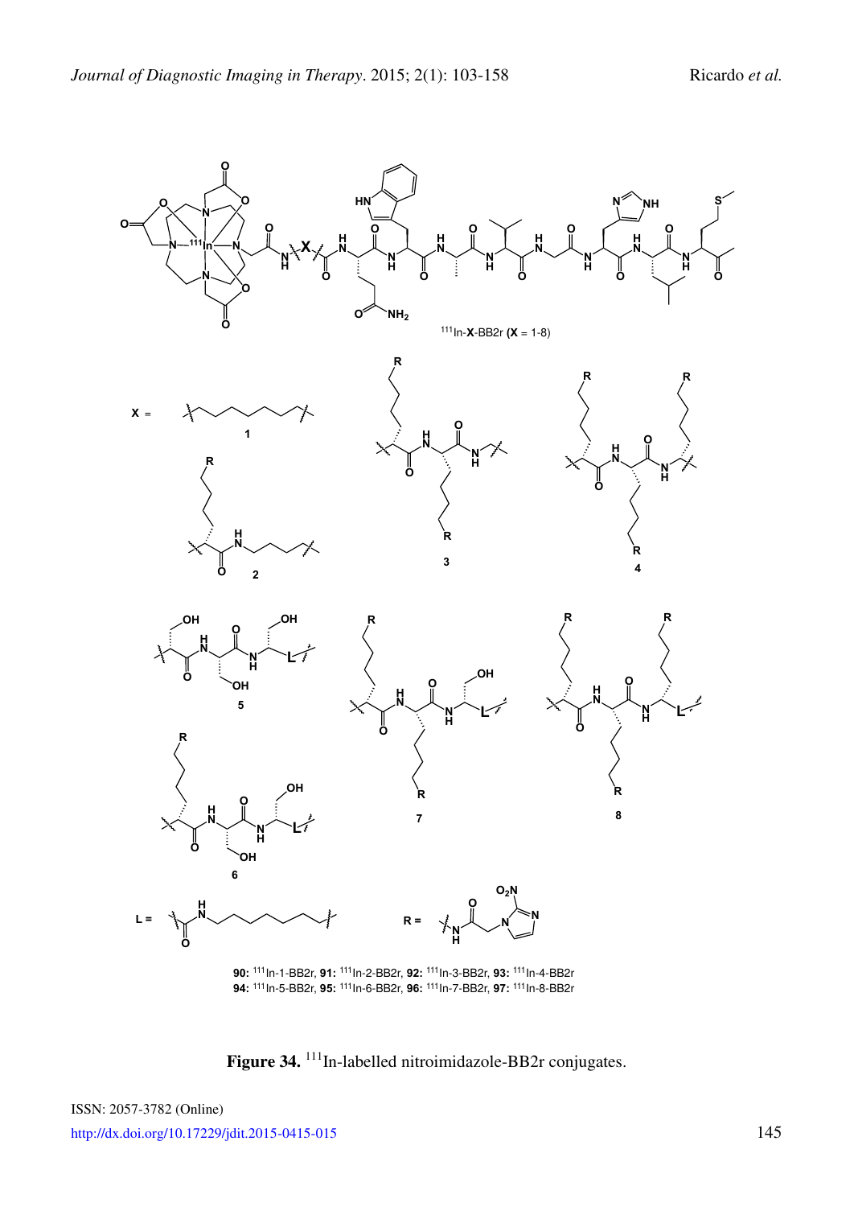$^{111}$In-**X**-BB2r (**X** = 1-8)

**90:** $^{111}$In-1-BB2r, **91:** $^{111}$In-2-BB2r, **92:** $^{111}$In-3-BB2r, **93:** $^{111}$In-4-BB2r
**94:** $^{111}$In-5-BB2r, **95:** $^{111}$In-6-BB2r, **96:** $^{111}$In-7-BB2r, **97:** $^{111}$In-8-BB2r

**Figure 34.** $^{111}$In-labelled nitroimidazole-BB2r conjugates.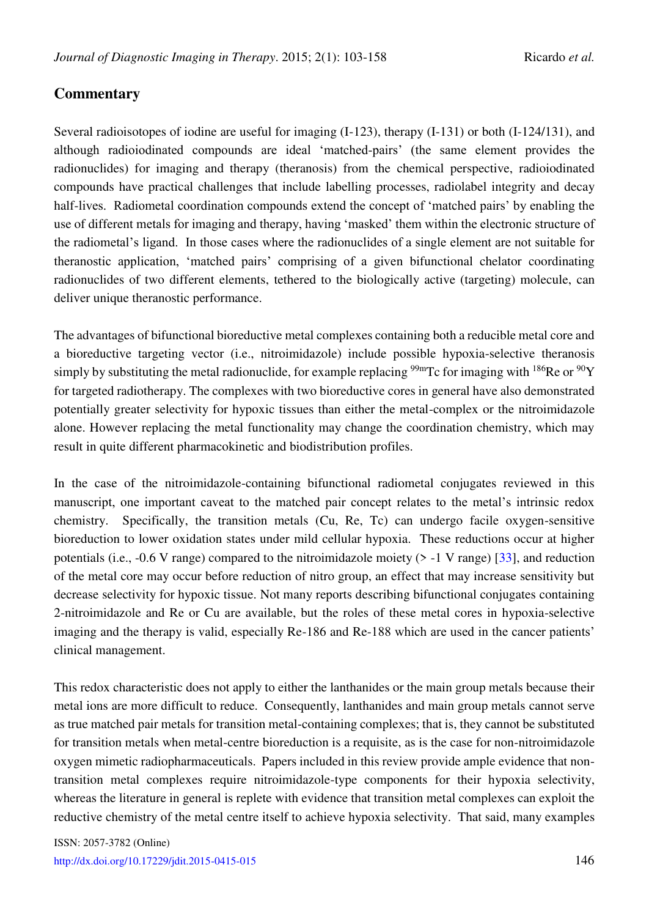## Commentary

Several radioisotopes of iodine are useful for imaging (I-123), therapy (I-131) or both (I-124/131), and although radioiodinated compounds are ideal 'matched-pairs' (the same element provides the radionuclides) for imaging and therapy (theranosis) from the chemical perspective, radioiodinated compounds have practical challenges that include labelling processes, radiolabel integrity and decay half-lives. Radiometal coordination compounds extend the concept of 'matched pairs' by enabling the use of different metals for imaging and therapy, having 'masked' them within the electronic structure of the radiometal's ligand. In those cases where the radionuclides of a single element are not suitable for theranostic application, 'matched pairs' comprising of a given bifunctional chelator coordinating radionuclides of two different elements, tethered to the biologically active (targeting) molecule, can deliver unique theranostic performance.

The advantages of bifunctional bioreductive metal complexes containing both a reducible metal core and a bioreductive targeting vector (i.e., nitroimidazole) include possible hypoxia-selective theranosis simply by substituting the metal radionuclide, for example replacing $^{99m}$Tc for imaging with $^{186}$Re or $^{90}$Y for targeted radiotherapy. The complexes with two bioreductive cores in general have also demonstrated potentially greater selectivity for hypoxic tissues than either the metal-complex or the nitroimidazole alone. However replacing the metal functionality may change the coordination chemistry, which may result in quite different pharmacokinetic and biodistribution profiles.

In the case of the nitroimidazole-containing bifunctional radiometal conjugates reviewed in this manuscript, one important caveat to the matched pair concept relates to the metal's intrinsic redox chemistry. Specifically, the transition metals (Cu, Re, Tc) can undergo facile oxygen-sensitive bioreduction to lower oxidation states under mild cellular hypoxia. These reductions occur at higher potentials (i.e., -0.6 V range) compared to the nitroimidazole moiety (> -1 V range) [33], and reduction of the metal core may occur before reduction of nitro group, an effect that may increase sensitivity but decrease selectivity for hypoxic tissue. Not many reports describing bifunctional conjugates containing 2-nitroimidazole and Re or Cu are available, but the roles of these metal cores in hypoxia-selective imaging and the therapy is valid, especially Re-186 and Re-188 which are used in the cancer patients' clinical management.

This redox characteristic does not apply to either the lanthanides or the main group metals because their metal ions are more difficult to reduce. Consequently, lanthanides and main group metals cannot serve as true matched pair metals for transition metal-containing complexes; that is, they cannot be substituted for transition metals when metal-centre bioreduction is a requisite, as is the case for non-nitroimidazole oxygen mimetic radiopharmaceuticals. Papers included in this review provide ample evidence that non-transition metal complexes require nitroimidazole-type components for their hypoxia selectivity, whereas the literature in general is replete with evidence that transition metal complexes can exploit the reductive chemistry of the metal centre itself to achieve hypoxia selectivity. That said, many examples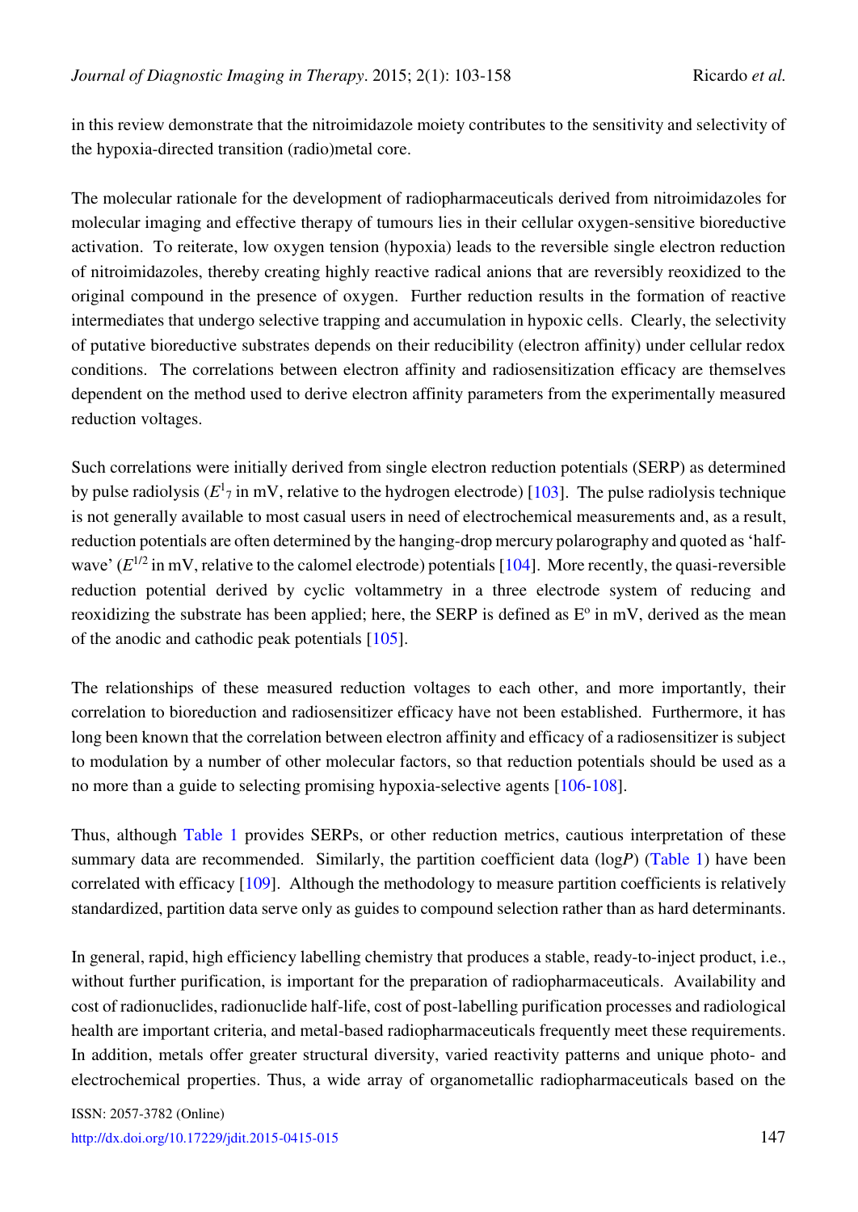in this review demonstrate that the nitroimidazole moiety contributes to the sensitivity and selectivity of the hypoxia-directed transition (radio)metal core.

The molecular rationale for the development of radiopharmaceuticals derived from nitroimidazoles for molecular imaging and effective therapy of tumours lies in their cellular oxygen-sensitive bioreductive activation. To reiterate, low oxygen tension (hypoxia) leads to the reversible single electron reduction of nitroimidazoles, thereby creating highly reactive radical anions that are reversibly reoxidized to the original compound in the presence of oxygen. Further reduction results in the formation of reactive intermediates that undergo selective trapping and accumulation in hypoxic cells. Clearly, the selectivity of putative bioreductive substrates depends on their reducibility (electron affinity) under cellular redox conditions. The correlations between electron affinity and radiosensitization efficacy are themselves dependent on the method used to derive electron affinity parameters from the experimentally measured reduction voltages.

Such correlations were initially derived from single electron reduction potentials (SERP) as determined by pulse radiolysis ($E^1{}_7$ in mV, relative to the hydrogen electrode) [103]. The pulse radiolysis technique is not generally available to most casual users in need of electrochemical measurements and, as a result, reduction potentials are often determined by the hanging-drop mercury polarography and quoted as 'half-wave' ($E^{1/2}$ in mV, relative to the calomel electrode) potentials [104]. More recently, the quasi-reversible reduction potential derived by cyclic voltammetry in a three electrode system of reducing and reoxidizing the substrate has been applied; here, the SERP is defined as $E^o$ in mV, derived as the mean of the anodic and cathodic peak potentials [105].

The relationships of these measured reduction voltages to each other, and more importantly, their correlation to bioreduction and radiosensitizer efficacy have not been established. Furthermore, it has long been known that the correlation between electron affinity and efficacy of a radiosensitizer is subject to modulation by a number of other molecular factors, so that reduction potentials should be used as a no more than a guide to selecting promising hypoxia-selective agents [106-108].

Thus, although Table 1 provides SERPs, or other reduction metrics, cautious interpretation of these summary data are recommended. Similarly, the partition coefficient data (log*P*) (Table 1) have been correlated with efficacy [109]. Although the methodology to measure partition coefficients is relatively standardized, partition data serve only as guides to compound selection rather than as hard determinants.

In general, rapid, high efficiency labelling chemistry that produces a stable, ready-to-inject product, i.e., without further purification, is important for the preparation of radiopharmaceuticals. Availability and cost of radionuclides, radionuclide half-life, cost of post-labelling purification processes and radiological health are important criteria, and metal-based radiopharmaceuticals frequently meet these requirements. In addition, metals offer greater structural diversity, varied reactivity patterns and unique photo- and electrochemical properties. Thus, a wide array of organometallic radiopharmaceuticals based on the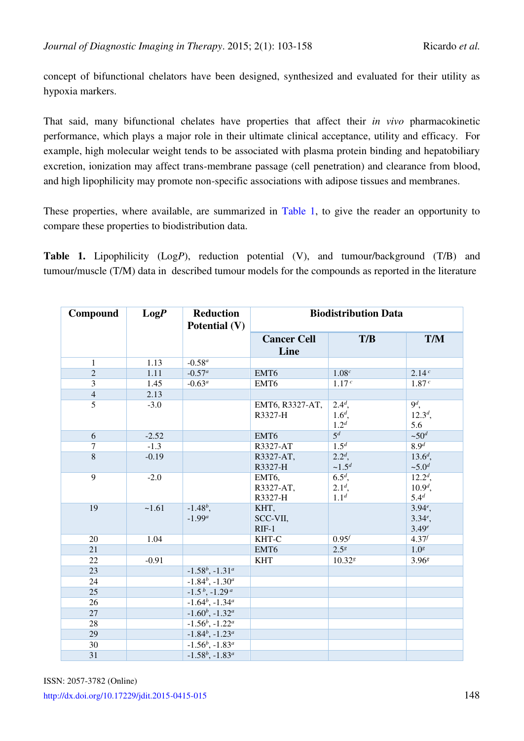concept of bifunctional chelators have been designed, synthesized and evaluated for their utility as hypoxia markers.

That said, many bifunctional chelates have properties that affect their *in vivo* pharmacokinetic performance, which plays a major role in their ultimate clinical acceptance, utility and efficacy. For example, high molecular weight tends to be associated with plasma protein binding and hepatobiliary excretion, ionization may affect trans-membrane passage (cell penetration) and clearance from blood, and high lipophilicity may promote non-specific associations with adipose tissues and membranes.

These properties, where available, are summarized in Table 1, to give the reader an opportunity to compare these properties to biodistribution data.

**Table 1.** Lipophilicity (Log*P*), reduction potential (V), and tumour/background (T/B) and tumour/muscle (T/M) data in described tumour models for the compounds as reported in the literature

| Compound | Log*P* | Reduction Potential (V) | Biodistribution Data | | |
|---|---|---|---|---|---|
| | | | Cancer Cell Line | T/B | T/M |
| 1 | 1.13 | -0.58[a] | | | |
| 2 | 1.11 | -0.57[a] | EMT6 | 1.08[c] | 2.14[c] |
| 3 | 1.45 | -0.63[a] | EMT6 | 1.17[c] | 1.87[c] |
| 4 | 2.13 | | | | |
| 5 | -3.0 | | EMT6, R3327-AT, R3327-H | 2.4[d], 1.6[d], 1.2[d] | 9[d], 12.3[d], 5.6 |
| 6 | -2.52 | | EMT6 | 5[d] | ~50[d] |
| 7 | -1.3 | | R3327-AT | 1.5[d] | 8.9[d] |
| 8 | -0.19 | | R3327-AT, R3327-H | 2.2[d], ~1.5[d] | 13.6[d], ~5.0[d] |
| 9 | -2.0 | | EMT6, R3327-AT, R3327-H | 6.5[d], 2.1[d], 1.1[d] | 12.2[d], 10.9[d], 5.4[d] |
| 19 | ~1.61 | -1.48[b], -1.99[a] | KHT, SCC-VII, RIF-1 | | 3.94[e], 3.34[e], 3.49[e] |
| 20 | 1.04 | | KHT-C | 0.95[f] | 4.37[f] |
| 21 | | | EMT6 | 2.5[g] | 1.0[g] |
| 22 | -0.91 | | KHT | 10.32[g] | 3.96[g] |
| 23 | | -1.58[b], -1.31[a] | | | |
| 24 | | -1.84[b], -1.30[a] | | | |
| 25 | | -1.5[b], -1.29[a] | | | |
| 26 | | -1.64[b], -1.34[a] | | | |
| 27 | | -1.60[b], -1.32[a] | | | |
| 28 | | -1.56[b], -1.22[a] | | | |
| 29 | | -1.84[b], -1.23[a] | | | |
| 30 | | -1.56[b], -1.83[a] | | | |
| 31 | | -1.58[b], -1.83[a] | | | |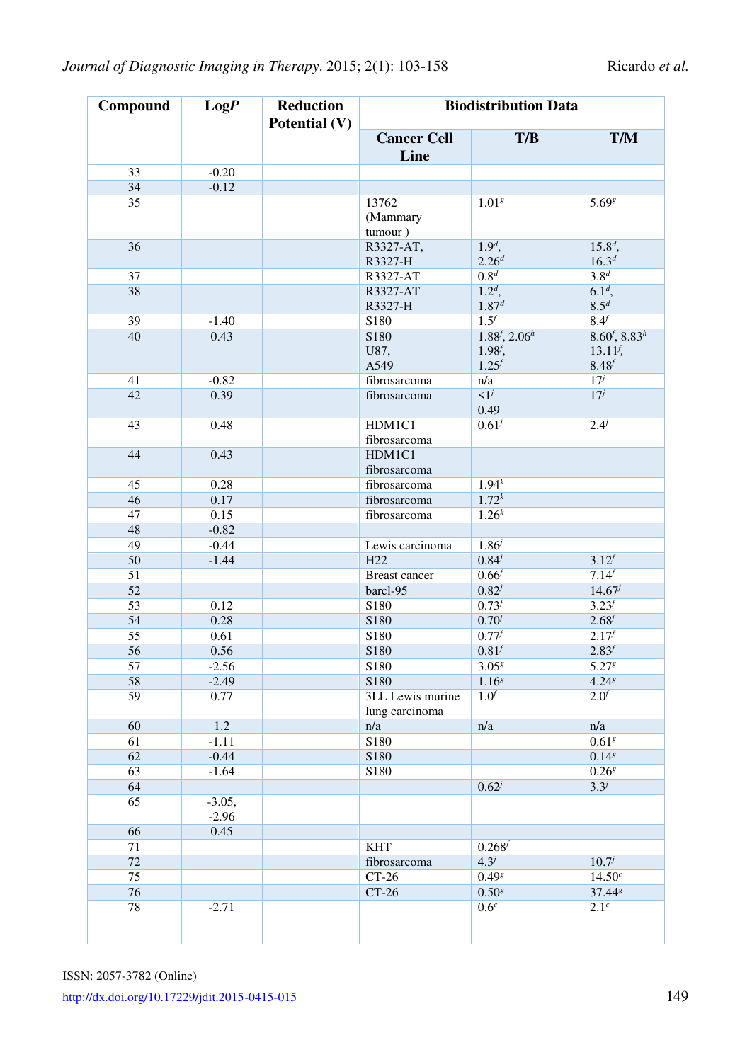| Compound | Log*P* | Reduction Potential (V) | Biodistribution Data | | |
|---|---|---|---|---|---|
| | | | Cancer Cell Line | T/B | T/M |
| 33 | -0.20 | | | | |
| 34 | -0.12 | | | | |
| 35 | | | 13762 (Mammary tumour ) | 1.01[g] | 5.69[g] |
| 36 | | | R3327-AT, R3327-H | 1.9[d], 2.26[d] | 15.8[d], 16.3[d] |
| 37 | | | R3327-AT | 0.8[d] | 3.8[d] |
| 38 | | | R3327-AT R3327-H | 1.2[d], 1.87[d] | 6.1[d], 8.5[d] |
| 39 | -1.40 | | S180 | 1.5[f] | 8.4[f] |
| 40 | 0.43 | | S180 U87, A549 | 1.88[f], 2.06[h] 1.98[f], 1.25[f] | 8.60[f], 8.83[h] 13.11[f], 8.48[f] |
| 41 | -0.82 | | fibrosarcoma | n/a | 17[j] |
| 42 | 0.39 | | fibrosarcoma | <1[j] 0.49 | 17[j] |
| 43 | 0.48 | | HDM1C1 fibrosarcoma | 0.61[j] | 2.4[j] |
| 44 | 0.43 | | HDM1C1 fibrosarcoma | | |
| 45 | 0.28 | | fibrosarcoma | 1.94[k] | |
| 46 | 0.17 | | fibrosarcoma | 1.72[k] | |
| 47 | 0.15 | | fibrosarcoma | 1.26[k] | |
| 48 | -0.82 | | | | |
| 49 | -0.44 | | Lewis carcinoma | 1.86[j] | |
| 50 | -1.44 | | H22 | 0.84[j] | 3.12[f] |
| 51 | | | Breast cancer | 0.66[f] | 7.14[f] |
| 52 | | | barcl-95 | 0.82[j] | 14.67[j] |
| 53 | 0.12 | | S180 | 0.73[f] | 3.23[f] |
| 54 | 0.28 | | S180 | 0.70[f] | 2.68[f] |
| 55 | 0.61 | | S180 | 0.77[f] | 2.17[f] |
| 56 | 0.56 | | S180 | 0.81[f] | 2.83[f] |
| 57 | -2.56 | | S180 | 3.05[g] | 5.27[g] |
| 58 | -2.49 | | S180 | 1.16[g] | 4.24[g] |
| 59 | 0.77 | | 3LL Lewis murine lung carcinoma | 1.0[f] | 2.0[f] |
| 60 | 1.2 | | n/a | n/a | n/a |
| 61 | -1.11 | | S180 | | 0.61[g] |
| 62 | -0.44 | | S180 | | 0.14[g] |
| 63 | -1.64 | | S180 | | 0.26[g] |
| 64 | | | | 0.62[j] | 3.3[j] |
| 65 | -3.05, -2.96 | | | | |
| 66 | 0.45 | | | | |
| 71 | | | KHT | 0.268[f] | |
| 72 | | | fibrosarcoma | 4.3[j] | 10.7[j] |
| 75 | | | CT-26 | 0.49[g] | 14.50[c] |
| 76 | | | CT-26 | 0.50[g] | 37.44[g] |
| 78 | -2.71 | | | 0.6[c] | 2.1[c] |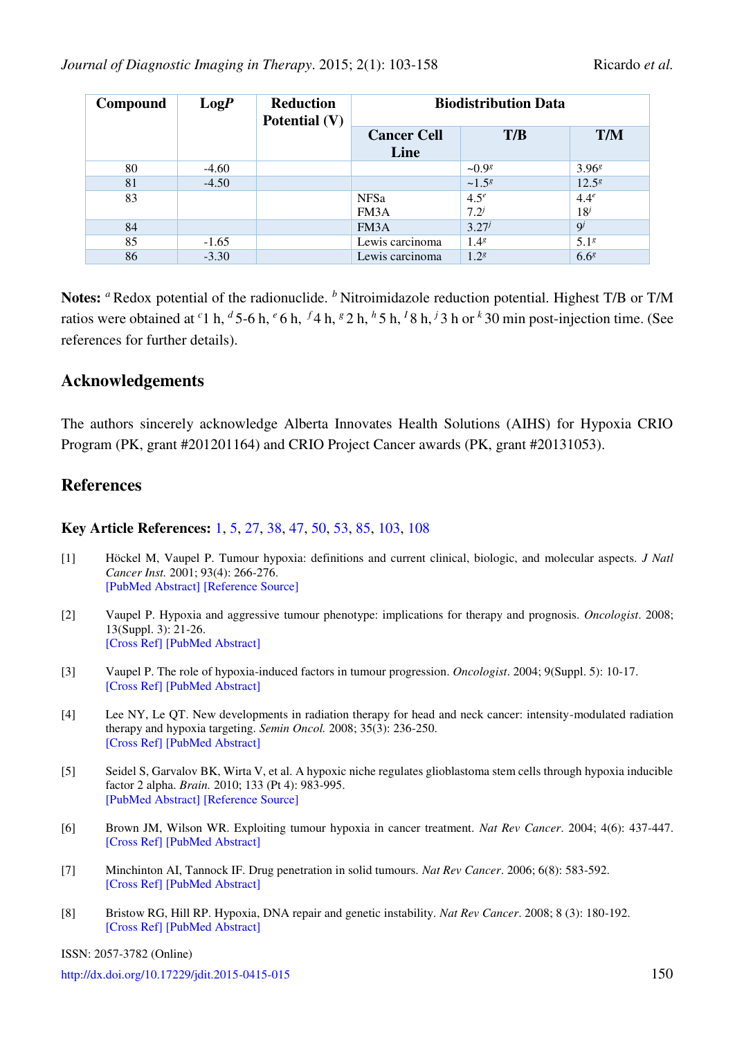| Compound | Log*P* | Reduction Potential (V) | Biodistribution Data | | |
|---|---|---|---|---|---|
| | | | Cancer Cell Line | T/B | T/M |
| 80 | -4.60 | | | ~0.9[g] | 3.96[g] |
| 81 | -4.50 | | | ~1.5[g] | 12.5[g] |
| 83 | | | NFSa<br>FM3A | 4.5[e]<br>7.2[j] | 4.4[e]<br>18[j] |
| 84 | | | FM3A | 3.27[j] | 9[j] |
| 85 | -1.65 | | Lewis carcinoma | 1.4[g] | 5.1[g] |
| 86 | -3.30 | | Lewis carcinoma | 1.2[g] | 6.6[g] |

**Notes:** [a] Redox potential of the radionuclide. [b] Nitroimidazole reduction potential. Highest T/B or T/M ratios were obtained at [c] 1 h, [d] 5-6 h, [e] 6 h, [f] 4 h, [g] 2 h, [h] 5 h, [i] 8 h, [j] 3 h or [k] 30 min post-injection time. (See references for further details).

## Acknowledgements

The authors sincerely acknowledge Alberta Innovates Health Solutions (AIHS) for Hypoxia CRIO Program (PK, grant #201201164) and CRIO Project Cancer awards (PK, grant #20131053).

## References

**Key Article References:** 1, 5, 27, 38, 47, 50, 53, 85, 103, 108

[1] Höckel M, Vaupel P. Tumour hypoxia: definitions and current clinical, biologic, and molecular aspects. *J Natl Cancer Inst.* 2001; 93(4): 266-276.
[PubMed Abstract] [Reference Source]

[2] Vaupel P. Hypoxia and aggressive tumour phenotype: implications for therapy and prognosis. *Oncologist*. 2008; 13(Suppl. 3): 21-26.
[Cross Ref] [PubMed Abstract]

[3] Vaupel P. The role of hypoxia-induced factors in tumour progression. *Oncologist*. 2004; 9(Suppl. 5): 10-17.
[Cross Ref] [PubMed Abstract]

[4] Lee NY, Le QT. New developments in radiation therapy for head and neck cancer: intensity-modulated radiation therapy and hypoxia targeting. *Semin Oncol.* 2008; 35(3): 236-250.
[Cross Ref] [PubMed Abstract]

[5] Seidel S, Garvalov BK, Wirta V, et al. A hypoxic niche regulates glioblastoma stem cells through hypoxia inducible factor 2 alpha. *Brain.* 2010; 133 (Pt 4): 983-995.
[PubMed Abstract] [Reference Source]

[6] Brown JM, Wilson WR. Exploiting tumour hypoxia in cancer treatment. *Nat Rev Cancer*. 2004; 4(6): 437-447.
[Cross Ref] [PubMed Abstract]

[7] Minchinton AI, Tannock IF. Drug penetration in solid tumours. *Nat Rev Cancer*. 2006; 6(8): 583-592.
[Cross Ref] [PubMed Abstract]

[8] Bristow RG, Hill RP. Hypoxia, DNA repair and genetic instability. *Nat Rev Cancer*. 2008; 8 (3): 180-192.
[Cross Ref] [PubMed Abstract]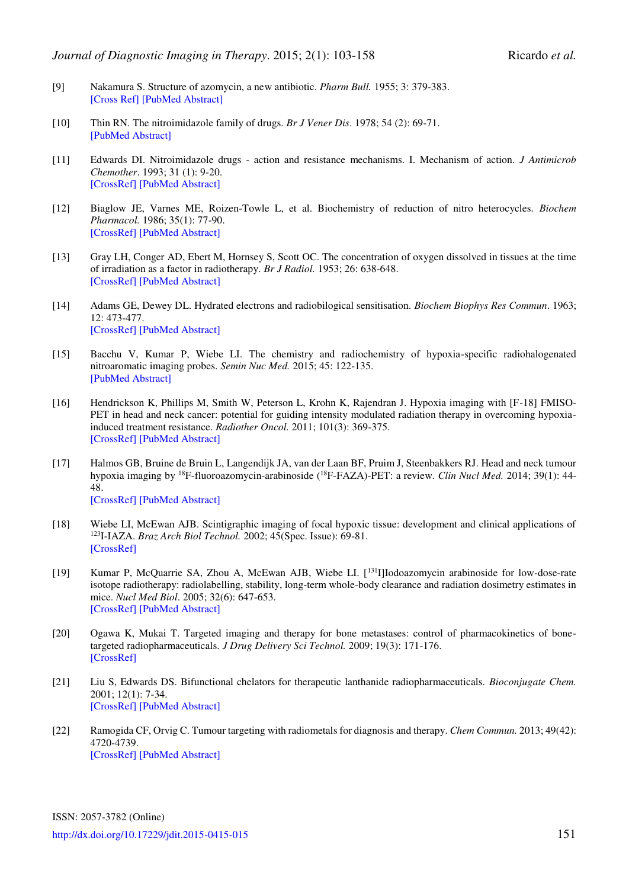[9] Nakamura S. Structure of azomycin, a new antibiotic. *Pharm Bull.* 1955; 3: 379-383.
[Cross Ref] [PubMed Abstract]

[10] Thin RN. The nitroimidazole family of drugs. *Br J Vener Dis*. 1978; 54 (2): 69-71.
[PubMed Abstract]

[11] Edwards DI. Nitroimidazole drugs - action and resistance mechanisms. I. Mechanism of action. *J Antimicrob Chemother*. 1993; 31 (1): 9-20.
[CrossRef] [PubMed Abstract]

[12] Biaglow JE, Varnes ME, Roizen-Towle L, et al. Biochemistry of reduction of nitro heterocycles. *Biochem Pharmacol.* 1986; 35(1): 77-90.
[CrossRef] [PubMed Abstract]

[13] Gray LH, Conger AD, Ebert M, Hornsey S, Scott OC. The concentration of oxygen dissolved in tissues at the time of irradiation as a factor in radiotherapy. *Br J Radiol.* 1953; 26: 638-648.
[CrossRef] [PubMed Abstract]

[14] Adams GE, Dewey DL. Hydrated electrons and radiobilogical sensitisation. *Biochem Biophys Res Commun*. 1963; 12: 473-477.
[CrossRef] [PubMed Abstract]

[15] Bacchu V, Kumar P, Wiebe LI. The chemistry and radiochemistry of hypoxia-specific radiohalogenated nitroaromatic imaging probes. *Semin Nuc Med.* 2015; 45: 122-135.
[PubMed Abstract]

[16] Hendrickson K, Phillips M, Smith W, Peterson L, Krohn K, Rajendran J. Hypoxia imaging with [F-18] FMISO-PET in head and neck cancer: potential for guiding intensity modulated radiation therapy in overcoming hypoxia-induced treatment resistance. *Radiother Oncol.* 2011; 101(3): 369-375.
[CrossRef] [PubMed Abstract]

[17] Halmos GB, Bruine de Bruin L, Langendijk JA, van der Laan BF, Pruim J, Steenbakkers RJ. Head and neck tumour hypoxia imaging by $^{18}$F-fluoroazomycin-arabinoside ($^{18}$F-FAZA)-PET: a review. *Clin Nucl Med.* 2014; 39(1): 44-48.
[CrossRef] [PubMed Abstract]

[18] Wiebe LI, McEwan AJB. Scintigraphic imaging of focal hypoxic tissue: development and clinical applications of $^{123}$I-IAZA. *Braz Arch Biol Technol.* 2002; 45(Spec. Issue): 69-81.
[CrossRef]

[19] Kumar P, McQuarrie SA, Zhou A, McEwan AJB, Wiebe LI. [$^{131}$I]Iodoazomycin arabinoside for low-dose-rate isotope radiotherapy: radiolabelling, stability, long-term whole-body clearance and radiation dosimetry estimates in mice. *Nucl Med Biol*. 2005; 32(6): 647-653.
[CrossRef] [PubMed Abstract]

[20] Ogawa K, Mukai T. Targeted imaging and therapy for bone metastases: control of pharmacokinetics of bone-targeted radiopharmaceuticals. *J Drug Delivery Sci Technol.* 2009; 19(3): 171-176.
[CrossRef]

[21] Liu S, Edwards DS. Bifunctional chelators for therapeutic lanthanide radiopharmaceuticals. *Bioconjugate Chem.* 2001; 12(1): 7-34.
[CrossRef] [PubMed Abstract]

[22] Ramogida CF, Orvig C. Tumour targeting with radiometals for diagnosis and therapy. *Chem Commun.* 2013; 49(42): 4720-4739.
[CrossRef] [PubMed Abstract]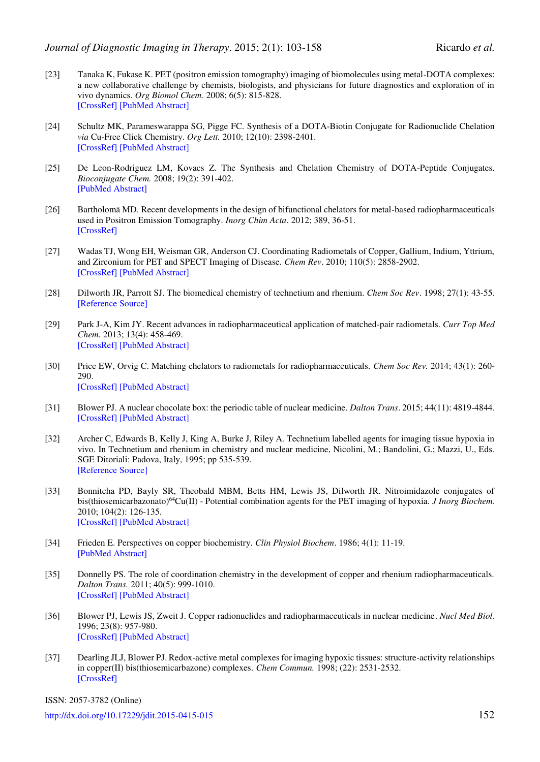[23] Tanaka K, Fukase K. PET (positron emission tomography) imaging of biomolecules using metal-DOTA complexes: a new collaborative challenge by chemists, biologists, and physicians for future diagnostics and exploration of in vivo dynamics. *Org Biomol Chem.* 2008; 6(5): 815-828.
[CrossRef] [PubMed Abstract]

[24] Schultz MK, Parameswarappa SG, Pigge FC. Synthesis of a DOTA-Biotin Conjugate for Radionuclide Chelation *via* Cu-Free Click Chemistry. *Org Lett.* 2010; 12(10): 2398-2401.
[CrossRef] [PubMed Abstract]

[25] De Leon-Rodriguez LM, Kovacs Z. The Synthesis and Chelation Chemistry of DOTA-Peptide Conjugates. *Bioconjugate Chem.* 2008; 19(2): 391-402.
[PubMed Abstract]

[26] Bartholomä MD. Recent developments in the design of bifunctional chelators for metal-based radiopharmaceuticals used in Positron Emission Tomography. *Inorg Chim Acta*. 2012; 389, 36-51.
[CrossRef]

[27] Wadas TJ, Wong EH, Weisman GR, Anderson CJ. Coordinating Radiometals of Copper, Gallium, Indium, Yttrium, and Zirconium for PET and SPECT Imaging of Disease. *Chem Rev*. 2010; 110(5): 2858-2902.
[CrossRef] [PubMed Abstract]

[28] Dilworth JR, Parrott SJ. The biomedical chemistry of technetium and rhenium. *Chem Soc Rev*. 1998; 27(1): 43-55.
[Reference Source]

[29] Park J-A, Kim JY. Recent advances in radiopharmaceutical application of matched-pair radiometals. *Curr Top Med Chem.* 2013; 13(4): 458-469.
[CrossRef] [PubMed Abstract]

[30] Price EW, Orvig C. Matching chelators to radiometals for radiopharmaceuticals. *Chem Soc Rev.* 2014; 43(1): 260-290.
[CrossRef] [PubMed Abstract]

[31] Blower PJ. A nuclear chocolate box: the periodic table of nuclear medicine. *Dalton Trans*. 2015; 44(11): 4819-4844.
[CrossRef] [PubMed Abstract]

[32] Archer C, Edwards B, Kelly J, King A, Burke J, Riley A. Technetium labelled agents for imaging tissue hypoxia in vivo. In Technetium and rhenium in chemistry and nuclear medicine, Nicolini, M.; Bandolini, G.; Mazzi, U., Eds. SGE Ditoriali: Padova, Italy, 1995; pp 535-539.
[Reference Source]

[33] Bonnitcha PD, Bayly SR, Theobald MBM, Betts HM, Lewis JS, Dilworth JR. Nitroimidazole conjugates of bis(thiosemicarbazonato)$^{64}$Cu(II) - Potential combination agents for the PET imaging of hypoxia. *J Inorg Biochem.* 2010; 104(2): 126-135.
[CrossRef] [PubMed Abstract]

[34] Frieden E. Perspectives on copper biochemistry. *Clin Physiol Biochem*. 1986; 4(1): 11-19.
[PubMed Abstract]

[35] Donnelly PS. The role of coordination chemistry in the development of copper and rhenium radiopharmaceuticals. *Dalton Trans.* 2011; 40(5): 999-1010.
[CrossRef] [PubMed Abstract]

[36] Blower PJ, Lewis JS, Zweit J. Copper radionuclides and radiopharmaceuticals in nuclear medicine. *Nucl Med Biol.* 1996; 23(8): 957-980.
[CrossRef] [PubMed Abstract]

[37] Dearling JLJ, Blower PJ. Redox-active metal complexes for imaging hypoxic tissues: structure-activity relationships in copper(II) bis(thiosemicarbazone) complexes. *Chem Commun.* 1998; (22): 2531-2532.
[CrossRef]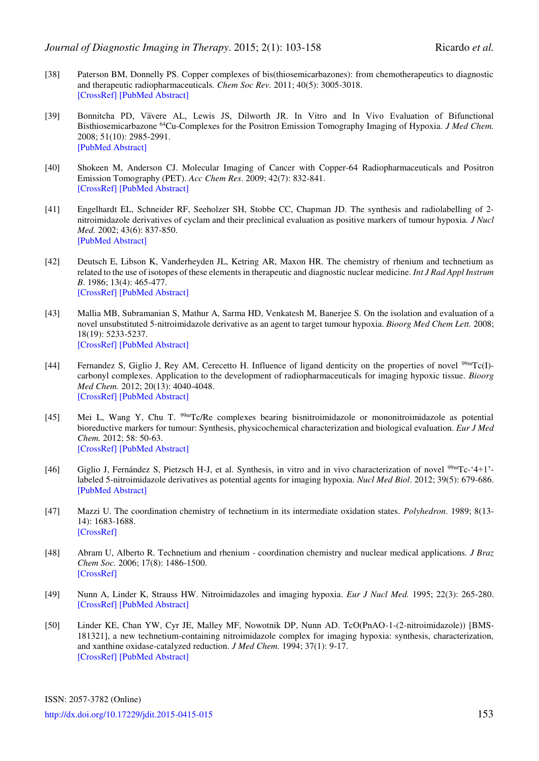[38] Paterson BM, Donnelly PS. Copper complexes of bis(thiosemicarbazones): from chemotherapeutics to diagnostic and therapeutic radiopharmaceuticals. *Chem Soc Rev.* 2011; 40(5): 3005-3018.
[CrossRef] [PubMed Abstract]

[39] Bonnitcha PD, Vāvere AL, Lewis JS, Dilworth JR. In Vitro and In Vivo Evaluation of Bifunctional Bisthiosemicarbazone $^{64}$Cu-Complexes for the Positron Emission Tomography Imaging of Hypoxia. *J Med Chem.* 2008; 51(10): 2985-2991.
[PubMed Abstract]

[40] Shokeen M, Anderson CJ. Molecular Imaging of Cancer with Copper-64 Radiopharmaceuticals and Positron Emission Tomography (PET). *Acc Chem Res*. 2009; 42(7): 832-841.
[CrossRef] [PubMed Abstract]

[41] Engelhardt EL, Schneider RF, Seeholzer SH, Stobbe CC, Chapman JD. The synthesis and radiolabelling of 2-nitroimidazole derivatives of cyclam and their preclinical evaluation as positive markers of tumour hypoxia. *J Nucl Med.* 2002; 43(6): 837-850.
[PubMed Abstract]

[42] Deutsch E, Libson K, Vanderheyden JL, Ketring AR, Maxon HR. The chemistry of rhenium and technetium as related to the use of isotopes of these elements in therapeutic and diagnostic nuclear medicine. *Int J Rad Appl Instrum B*. 1986; 13(4): 465-477.
[CrossRef] [PubMed Abstract]

[43] Mallia MB, Subramanian S, Mathur A, Sarma HD, Venkatesh M, Banerjee S. On the isolation and evaluation of a novel unsubstituted 5-nitroimidazole derivative as an agent to target tumour hypoxia. *Bioorg Med Chem Lett.* 2008; 18(19): 5233-5237.
[CrossRef] [PubMed Abstract]

[44] Fernandez S, Giglio J, Rey AM, Cerecetto H. Influence of ligand denticity on the properties of novel $^{99m}$Tc(I)-carbonyl complexes. Application to the development of radiopharmaceuticals for imaging hypoxic tissue. *Bioorg Med Chem.* 2012; 20(13): 4040-4048.
[CrossRef] [PubMed Abstract]

[45] Mei L, Wang Y, Chu T. $^{99m}$Tc/Re complexes bearing bisnitroimidazole or mononitroimidazole as potential bioreductive markers for tumour: Synthesis, physicochemical characterization and biological evaluation. *Eur J Med Chem.* 2012; 58: 50-63.
[CrossRef] [PubMed Abstract]

[46] Giglio J, Fernández S, Pietzsch H-J, et al. Synthesis, in vitro and in vivo characterization of novel $^{99m}$Tc-'4+1'-labeled 5-nitroimidazole derivatives as potential agents for imaging hypoxia. *Nucl Med Biol*. 2012; 39(5): 679-686.
[PubMed Abstract]

[47] Mazzi U. The coordination chemistry of technetium in its intermediate oxidation states. *Polyhedron*. 1989; 8(13-14): 1683-1688.
[CrossRef]

[48] Abram U, Alberto R. Technetium and rhenium - coordination chemistry and nuclear medical applications. *J Braz Chem Soc.* 2006; 17(8): 1486-1500.
[CrossRef]

[49] Nunn A, Linder K, Strauss HW. Nitroimidazoles and imaging hypoxia. *Eur J Nucl Med.* 1995; 22(3): 265-280.
[CrossRef] [PubMed Abstract]

[50] Linder KE, Chan YW, Cyr JE, Malley MF, Nowotnik DP, Nunn AD. TcO(PnAO-1-(2-nitroimidazole)) [BMS-181321], a new technetium-containing nitroimidazole complex for imaging hypoxia: synthesis, characterization, and xanthine oxidase-catalyzed reduction. *J Med Chem.* 1994; 37(1): 9-17.
[CrossRef] [PubMed Abstract]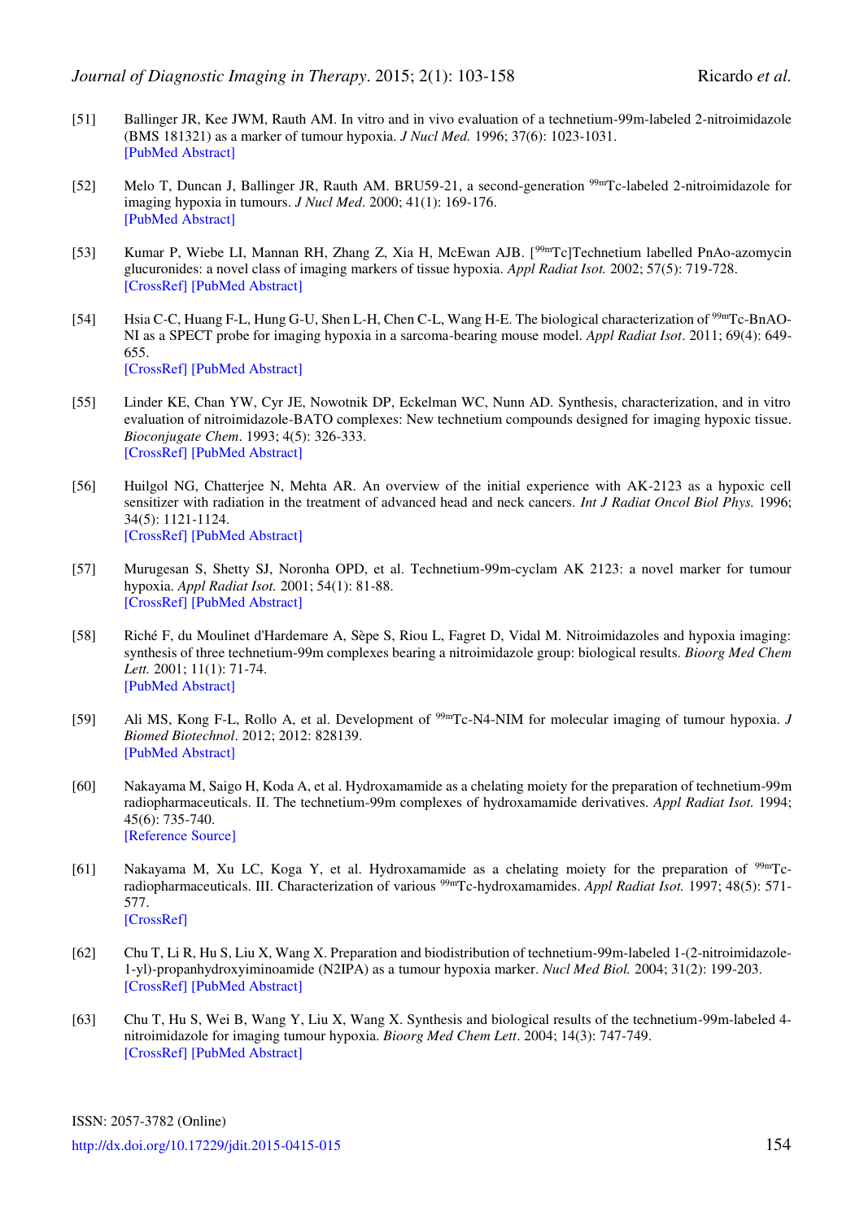[51] Ballinger JR, Kee JWM, Rauth AM. In vitro and in vivo evaluation of a technetium-99m-labeled 2-nitroimidazole (BMS 181321) as a marker of tumour hypoxia. *J Nucl Med.* 1996; 37(6): 1023-1031.
[PubMed Abstract]

[52] Melo T, Duncan J, Ballinger JR, Rauth AM. BRU59-21, a second-generation $^{99m}$Tc-labeled 2-nitroimidazole for imaging hypoxia in tumours. *J Nucl Med*. 2000; 41(1): 169-176.
[PubMed Abstract]

[53] Kumar P, Wiebe LI, Mannan RH, Zhang Z, Xia H, McEwan AJB. [$^{99m}$Tc]Technetium labelled PnAo-azomycin glucuronides: a novel class of imaging markers of tissue hypoxia. *Appl Radiat Isot.* 2002; 57(5): 719-728.
[CrossRef] [PubMed Abstract]

[54] Hsia C-C, Huang F-L, Hung G-U, Shen L-H, Chen C-L, Wang H-E. The biological characterization of $^{99m}$Tc-BnAO-NI as a SPECT probe for imaging hypoxia in a sarcoma-bearing mouse model. *Appl Radiat Isot*. 2011; 69(4): 649-655.
[CrossRef] [PubMed Abstract]

[55] Linder KE, Chan YW, Cyr JE, Nowotnik DP, Eckelman WC, Nunn AD. Synthesis, characterization, and in vitro evaluation of nitroimidazole-BATO complexes: New technetium compounds designed for imaging hypoxic tissue. *Bioconjugate Chem*. 1993; 4(5): 326-333.
[CrossRef] [PubMed Abstract]

[56] Huilgol NG, Chatterjee N, Mehta AR. An overview of the initial experience with AK-2123 as a hypoxic cell sensitizer with radiation in the treatment of advanced head and neck cancers. *Int J Radiat Oncol Biol Phys.* 1996; 34(5): 1121-1124.
[CrossRef] [PubMed Abstract]

[57] Murugesan S, Shetty SJ, Noronha OPD, et al. Technetium-99m-cyclam AK 2123: a novel marker for tumour hypoxia. *Appl Radiat Isot.* 2001; 54(1): 81-88.
[CrossRef] [PubMed Abstract]

[58] Riché F, du Moulinet d'Hardemare A, Sèpe S, Riou L, Fagret D, Vidal M. Nitroimidazoles and hypoxia imaging: synthesis of three technetium-99m complexes bearing a nitroimidazole group: biological results. *Bioorg Med Chem Lett.* 2001; 11(1): 71-74.
[PubMed Abstract]

[59] Ali MS, Kong F-L, Rollo A, et al. Development of $^{99m}$Tc-N4-NIM for molecular imaging of tumour hypoxia. *J Biomed Biotechnol*. 2012; 2012: 828139.
[PubMed Abstract]

[60] Nakayama M, Saigo H, Koda A, et al. Hydroxamamide as a chelating moiety for the preparation of technetium-99m radiopharmaceuticals. II. The technetium-99m complexes of hydroxamamide derivatives. *Appl Radiat Isot.* 1994; 45(6): 735-740.
[Reference Source]

[61] Nakayama M, Xu LC, Koga Y, et al. Hydroxamamide as a chelating moiety for the preparation of $^{99m}$Tc-radiopharmaceuticals. III. Characterization of various $^{99m}$Tc-hydroxamamides. *Appl Radiat Isot.* 1997; 48(5): 571-577.
[CrossRef]

[62] Chu T, Li R, Hu S, Liu X, Wang X. Preparation and biodistribution of technetium-99m-labeled 1-(2-nitroimidazole-1-yl)-propanhydroxyiminoamide (N2IPA) as a tumour hypoxia marker. *Nucl Med Biol.* 2004; 31(2): 199-203.
[CrossRef] [PubMed Abstract]

[63] Chu T, Hu S, Wei B, Wang Y, Liu X, Wang X. Synthesis and biological results of the technetium-99m-labeled 4-nitroimidazole for imaging tumour hypoxia. *Bioorg Med Chem Lett*. 2004; 14(3): 747-749.
[CrossRef] [PubMed Abstract]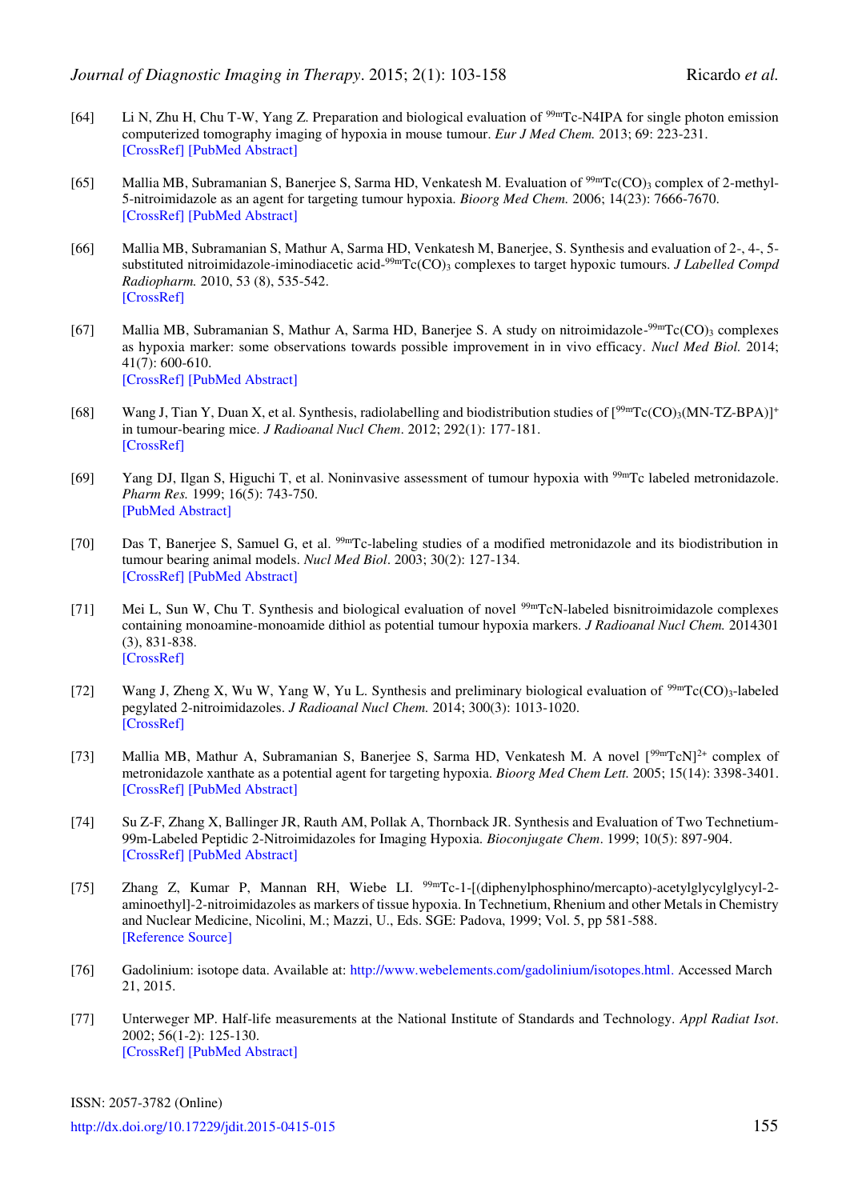[64] Li N, Zhu H, Chu T-W, Yang Z. Preparation and biological evaluation of $^{99m}$Tc-N4IPA for single photon emission computerized tomography imaging of hypoxia in mouse tumour. *Eur J Med Chem.* 2013; 69: 223-231.
[CrossRef] [PubMed Abstract]

[65] Mallia MB, Subramanian S, Banerjee S, Sarma HD, Venkatesh M. Evaluation of $^{99m}$Tc(CO)$_3$ complex of 2-methyl-5-nitroimidazole as an agent for targeting tumour hypoxia. *Bioorg Med Chem.* 2006; 14(23): 7666-7670.
[CrossRef] [PubMed Abstract]

[66] Mallia MB, Subramanian S, Mathur A, Sarma HD, Venkatesh M, Banerjee, S. Synthesis and evaluation of 2-, 4-, 5-substituted nitroimidazole-iminodiacetic acid-$^{99m}$Tc(CO)$_3$ complexes to target hypoxic tumours. *J Labelled Compd Radiopharm.* 2010, 53 (8), 535-542.
[CrossRef]

[67] Mallia MB, Subramanian S, Mathur A, Sarma HD, Banerjee S. A study on nitroimidazole-$^{99m}$Tc(CO)$_3$ complexes as hypoxia marker: some observations towards possible improvement in in vivo efficacy. *Nucl Med Biol.* 2014; 41(7): 600-610.
[CrossRef] [PubMed Abstract]

[68] Wang J, Tian Y, Duan X, et al. Synthesis, radiolabelling and biodistribution studies of [$^{99m}$Tc(CO)$_3$(MN-TZ-BPA)]$^+$ in tumour-bearing mice. *J Radioanal Nucl Chem*. 2012; 292(1): 177-181.
[CrossRef]

[69] Yang DJ, Ilgan S, Higuchi T, et al. Noninvasive assessment of tumour hypoxia with $^{99m}$Tc labeled metronidazole. *Pharm Res.* 1999; 16(5): 743-750.
[PubMed Abstract]

[70] Das T, Banerjee S, Samuel G, et al. $^{99m}$Tc-labeling studies of a modified metronidazole and its biodistribution in tumour bearing animal models. *Nucl Med Biol*. 2003; 30(2): 127-134.
[CrossRef] [PubMed Abstract]

[71] Mei L, Sun W, Chu T. Synthesis and biological evaluation of novel $^{99m}$TcN-labeled bisnitroimidazole complexes containing monoamine-monoamide dithiol as potential tumour hypoxia markers. *J Radioanal Nucl Chem.* 2014301 (3), 831-838.
[CrossRef]

[72] Wang J, Zheng X, Wu W, Yang W, Yu L. Synthesis and preliminary biological evaluation of $^{99m}$Tc(CO)$_3$-labeled pegylated 2-nitroimidazoles. *J Radioanal Nucl Chem.* 2014; 300(3): 1013-1020.
[CrossRef]

[73] Mallia MB, Mathur A, Subramanian S, Banerjee S, Sarma HD, Venkatesh M. A novel [$^{99m}$TcN]$^{2+}$ complex of metronidazole xanthate as a potential agent for targeting hypoxia. *Bioorg Med Chem Lett.* 2005; 15(14): 3398-3401.
[CrossRef] [PubMed Abstract]

[74] Su Z-F, Zhang X, Ballinger JR, Rauth AM, Pollak A, Thornback JR. Synthesis and Evaluation of Two Technetium-99m-Labeled Peptidic 2-Nitroimidazoles for Imaging Hypoxia. *Bioconjugate Chem*. 1999; 10(5): 897-904.
[CrossRef] [PubMed Abstract]

[75] Zhang Z, Kumar P, Mannan RH, Wiebe LI. $^{99m}$Tc-1-[(diphenylphosphino/mercapto)-acetylglycylglycyl-2-aminoethyl]-2-nitroimidazoles as markers of tissue hypoxia. In Technetium, Rhenium and other Metals in Chemistry and Nuclear Medicine, Nicolini, M.; Mazzi, U., Eds. SGE: Padova, 1999; Vol. 5, pp 581-588.
[Reference Source]

[76] Gadolinium: isotope data. Available at: http://www.webelements.com/gadolinium/isotopes.html. Accessed March 21, 2015.

[77] Unterweger MP. Half-life measurements at the National Institute of Standards and Technology. *Appl Radiat Isot*. 2002; 56(1-2): 125-130.
[CrossRef] [PubMed Abstract]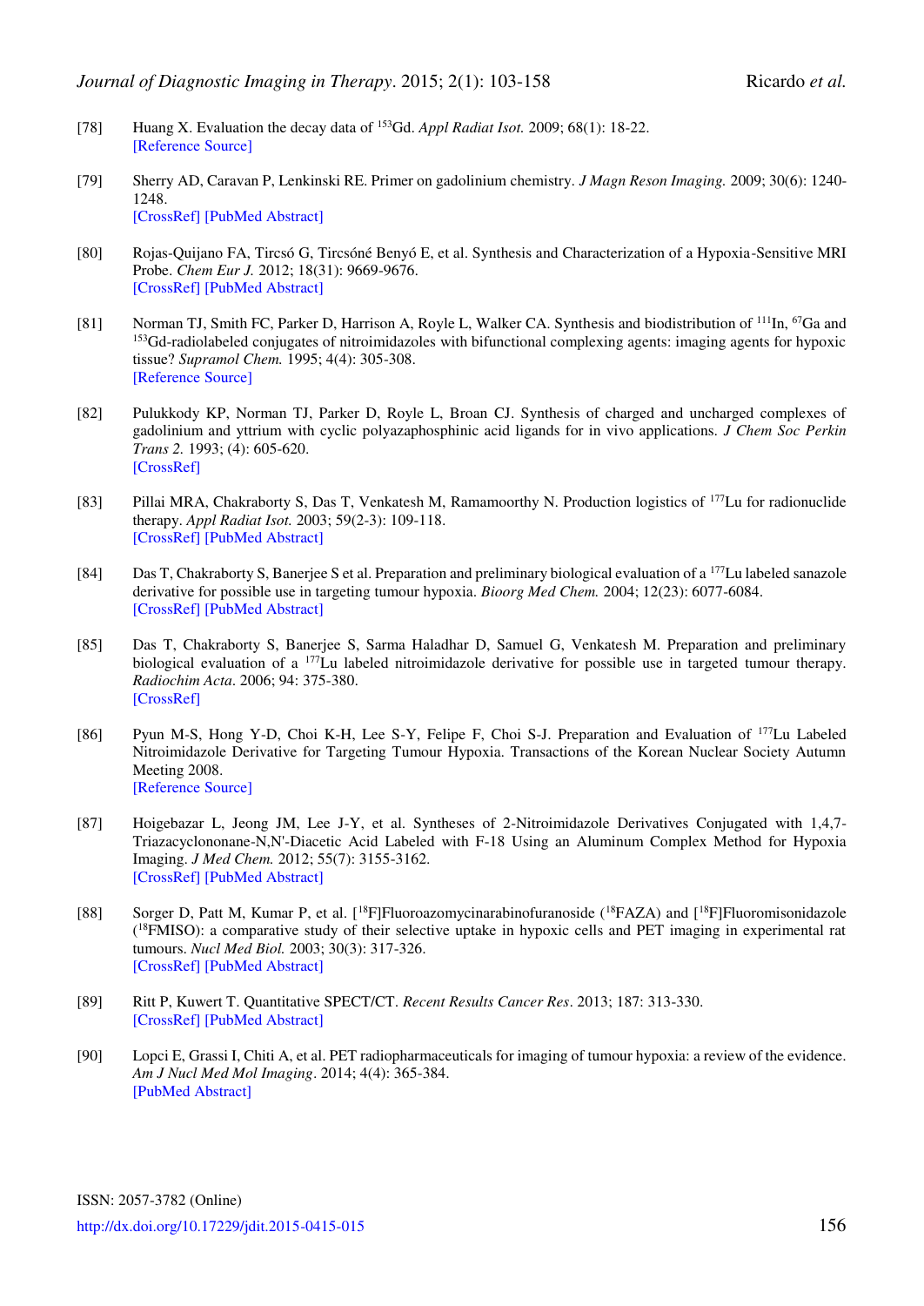[78] Huang X. Evaluation the decay data of $^{153}$Gd. *Appl Radiat Isot.* 2009; 68(1): 18-22.
[Reference Source]

[79] Sherry AD, Caravan P, Lenkinski RE. Primer on gadolinium chemistry. *J Magn Reson Imaging.* 2009; 30(6): 1240-1248.
[CrossRef] [PubMed Abstract]

[80] Rojas-Quijano FA, Tircsó G, Tircsóné Benyó E, et al. Synthesis and Characterization of a Hypoxia-Sensitive MRI Probe. *Chem Eur J.* 2012; 18(31): 9669-9676.
[CrossRef] [PubMed Abstract]

[81] Norman TJ, Smith FC, Parker D, Harrison A, Royle L, Walker CA. Synthesis and biodistribution of $^{111}$In, $^{67}$Ga and $^{153}$Gd-radiolabeled conjugates of nitroimidazoles with bifunctional complexing agents: imaging agents for hypoxic tissue? *Supramol Chem.* 1995; 4(4): 305-308.
[Reference Source]

[82] Pulukkody KP, Norman TJ, Parker D, Royle L, Broan CJ. Synthesis of charged and uncharged complexes of gadolinium and yttrium with cyclic polyazaphosphinic acid ligands for in vivo applications. *J Chem Soc Perkin Trans 2.* 1993; (4): 605-620.
[CrossRef]

[83] Pillai MRA, Chakraborty S, Das T, Venkatesh M, Ramamoorthy N. Production logistics of $^{177}$Lu for radionuclide therapy. *Appl Radiat Isot.* 2003; 59(2-3): 109-118.
[CrossRef] [PubMed Abstract]

[84] Das T, Chakraborty S, Banerjee S et al. Preparation and preliminary biological evaluation of a $^{177}$Lu labeled sanazole derivative for possible use in targeting tumour hypoxia. *Bioorg Med Chem.* 2004; 12(23): 6077-6084.
[CrossRef] [PubMed Abstract]

[85] Das T, Chakraborty S, Banerjee S, Sarma Haladhar D, Samuel G, Venkatesh M. Preparation and preliminary biological evaluation of a $^{177}$Lu labeled nitroimidazole derivative for possible use in targeted tumour therapy. *Radiochim Acta*. 2006; 94: 375-380.
[CrossRef]

[86] Pyun M-S, Hong Y-D, Choi K-H, Lee S-Y, Felipe F, Choi S-J. Preparation and Evaluation of $^{177}$Lu Labeled Nitroimidazole Derivative for Targeting Tumour Hypoxia. Transactions of the Korean Nuclear Society Autumn Meeting 2008.
[Reference Source]

[87] Hoigebazar L, Jeong JM, Lee J-Y, et al. Syntheses of 2-Nitroimidazole Derivatives Conjugated with 1,4,7-Triazacyclononane-N,N'-Diacetic Acid Labeled with F-18 Using an Aluminum Complex Method for Hypoxia Imaging. *J Med Chem.* 2012; 55(7): 3155-3162.
[CrossRef] [PubMed Abstract]

[88] Sorger D, Patt M, Kumar P, et al. [$^{18}$F]Fluoroazomycinarabinofuranoside ($^{18}$FAZA) and [$^{18}$F]Fluoromisonidazole ($^{18}$FMISO): a comparative study of their selective uptake in hypoxic cells and PET imaging in experimental rat tumours. *Nucl Med Biol.* 2003; 30(3): 317-326.
[CrossRef] [PubMed Abstract]

[89] Ritt P, Kuwert T. Quantitative SPECT/CT. *Recent Results Cancer Res*. 2013; 187: 313-330.
[CrossRef] [PubMed Abstract]

[90] Lopci E, Grassi I, Chiti A, et al. PET radiopharmaceuticals for imaging of tumour hypoxia: a review of the evidence. *Am J Nucl Med Mol Imaging*. 2014; 4(4): 365-384.
[PubMed Abstract]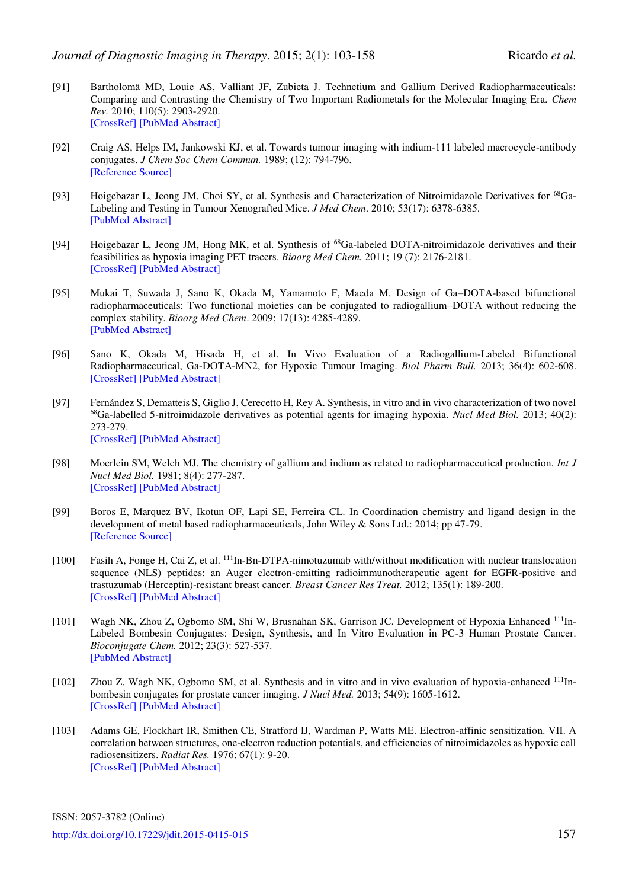[91] Bartholomä MD, Louie AS, Valliant JF, Zubieta J. Technetium and Gallium Derived Radiopharmaceuticals: Comparing and Contrasting the Chemistry of Two Important Radiometals for the Molecular Imaging Era. *Chem Rev.* 2010; 110(5): 2903-2920.
[CrossRef] [PubMed Abstract]

[92] Craig AS, Helps IM, Jankowski KJ, et al. Towards tumour imaging with indium-111 labeled macrocycle-antibody conjugates. *J Chem Soc Chem Commun.* 1989; (12): 794-796.
[Reference Source]

[93] Hoigebazar L, Jeong JM, Choi SY, et al. Synthesis and Characterization of Nitroimidazole Derivatives for $^{68}$Ga-Labeling and Testing in Tumour Xenografted Mice. *J Med Chem*. 2010; 53(17): 6378-6385.
[PubMed Abstract]

[94] Hoigebazar L, Jeong JM, Hong MK, et al. Synthesis of $^{68}$Ga-labeled DOTA-nitroimidazole derivatives and their feasibilities as hypoxia imaging PET tracers. *Bioorg Med Chem.* 2011; 19 (7): 2176-2181.
[CrossRef] [PubMed Abstract]

[95] Mukai T, Suwada J, Sano K, Okada M, Yamamoto F, Maeda M. Design of Ga–DOTA-based bifunctional radiopharmaceuticals: Two functional moieties can be conjugated to radiogallium–DOTA without reducing the complex stability. *Bioorg Med Chem*. 2009; 17(13): 4285-4289.
[PubMed Abstract]

[96] Sano K, Okada M, Hisada H, et al. In Vivo Evaluation of a Radiogallium-Labeled Bifunctional Radiopharmaceutical, Ga-DOTA-MN2, for Hypoxic Tumour Imaging. *Biol Pharm Bull.* 2013; 36(4): 602-608.
[CrossRef] [PubMed Abstract]

[97] Fernández S, Dematteis S, Giglio J, Cerecetto H, Rey A. Synthesis, in vitro and in vivo characterization of two novel $^{68}$Ga-labelled 5-nitroimidazole derivatives as potential agents for imaging hypoxia. *Nucl Med Biol.* 2013; 40(2): 273-279.
[CrossRef] [PubMed Abstract]

[98] Moerlein SM, Welch MJ. The chemistry of gallium and indium as related to radiopharmaceutical production. *Int J Nucl Med Biol.* 1981; 8(4): 277-287.
[CrossRef] [PubMed Abstract]

[99] Boros E, Marquez BV, Ikotun OF, Lapi SE, Ferreira CL. In Coordination chemistry and ligand design in the development of metal based radiopharmaceuticals, John Wiley & Sons Ltd.: 2014; pp 47-79.
[Reference Source]

[100] Fasih A, Fonge H, Cai Z, et al. $^{111}$In-Bn-DTPA-nimotuzumab with/without modification with nuclear translocation sequence (NLS) peptides: an Auger electron-emitting radioimmunotherapeutic agent for EGFR-positive and trastuzumab (Herceptin)-resistant breast cancer. *Breast Cancer Res Treat.* 2012; 135(1): 189-200.
[CrossRef] [PubMed Abstract]

[101] Wagh NK, Zhou Z, Ogbomo SM, Shi W, Brusnahan SK, Garrison JC. Development of Hypoxia Enhanced $^{111}$In-Labeled Bombesin Conjugates: Design, Synthesis, and In Vitro Evaluation in PC-3 Human Prostate Cancer. *Bioconjugate Chem.* 2012; 23(3): 527-537.
[PubMed Abstract]

[102] Zhou Z, Wagh NK, Ogbomo SM, et al. Synthesis and in vitro and in vivo evaluation of hypoxia-enhanced $^{111}$In-bombesin conjugates for prostate cancer imaging. *J Nucl Med.* 2013; 54(9): 1605-1612.
[CrossRef] [PubMed Abstract]

[103] Adams GE, Flockhart IR, Smithen CE, Stratford IJ, Wardman P, Watts ME. Electron-affinic sensitization. VII. A correlation between structures, one-electron reduction potentials, and efficiencies of nitroimidazoles as hypoxic cell radiosensitizers. *Radiat Res.* 1976; 67(1): 9-20.
[CrossRef] [PubMed Abstract]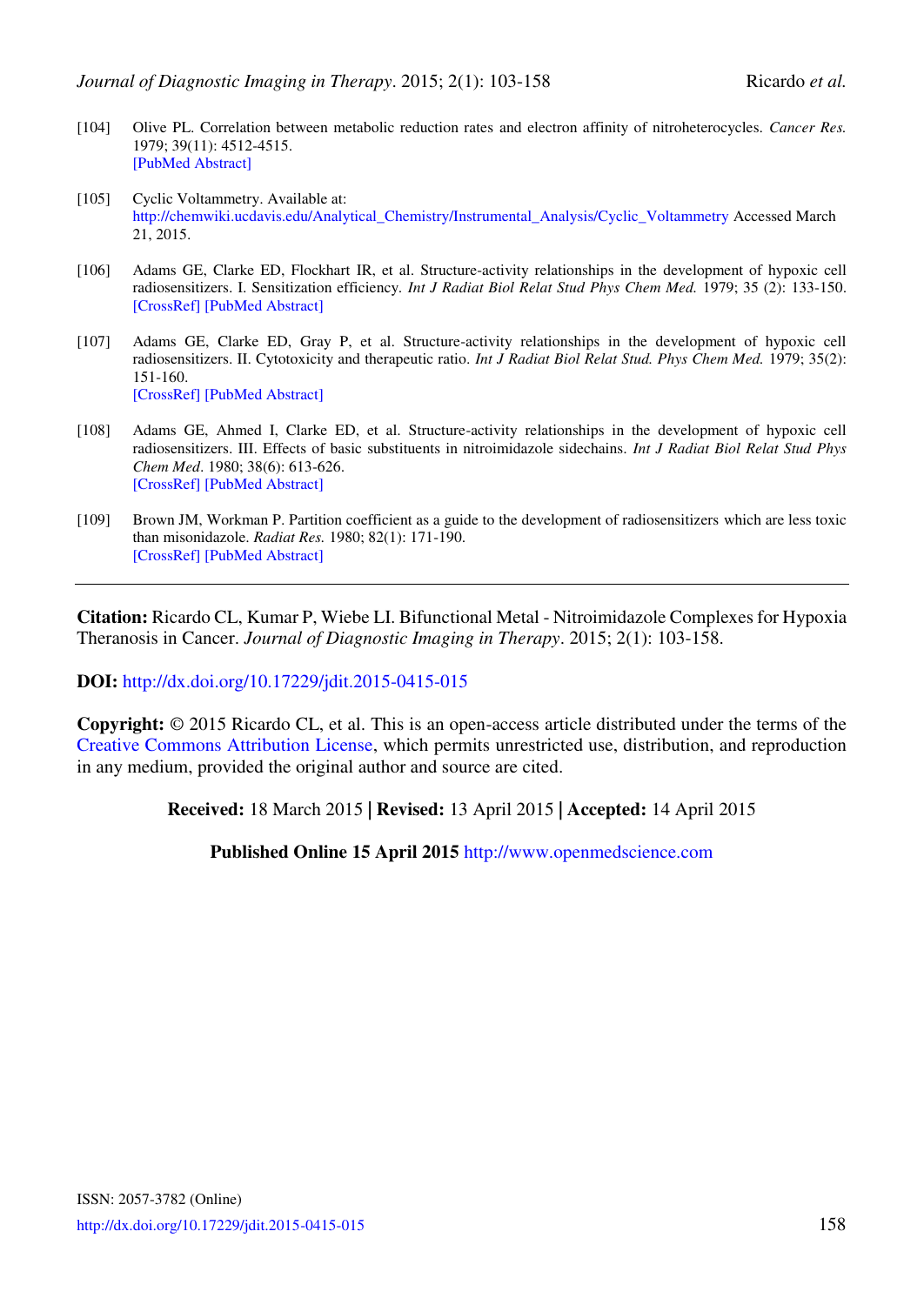[104] Olive PL. Correlation between metabolic reduction rates and electron affinity of nitroheterocycles. *Cancer Res.* 1979; 39(11): 4512-4515.
[PubMed Abstract]

[105] Cyclic Voltammetry. Available at: http://chemwiki.ucdavis.edu/Analytical_Chemistry/Instrumental_Analysis/Cyclic_Voltammetry Accessed March 21, 2015.

[106] Adams GE, Clarke ED, Flockhart IR, et al. Structure-activity relationships in the development of hypoxic cell radiosensitizers. I. Sensitization efficiency. *Int J Radiat Biol Relat Stud Phys Chem Med.* 1979; 35 (2): 133-150.
[CrossRef] [PubMed Abstract]

[107] Adams GE, Clarke ED, Gray P, et al. Structure-activity relationships in the development of hypoxic cell radiosensitizers. II. Cytotoxicity and therapeutic ratio. *Int J Radiat Biol Relat Stud. Phys Chem Med.* 1979; 35(2): 151-160.
[CrossRef] [PubMed Abstract]

[108] Adams GE, Ahmed I, Clarke ED, et al. Structure-activity relationships in the development of hypoxic cell radiosensitizers. III. Effects of basic substituents in nitroimidazole sidechains. *Int J Radiat Biol Relat Stud Phys Chem Med*. 1980; 38(6): 613-626.
[CrossRef] [PubMed Abstract]

[109] Brown JM, Workman P. Partition coefficient as a guide to the development of radiosensitizers which are less toxic than misonidazole. *Radiat Res.* 1980; 82(1): 171-190.
[CrossRef] [PubMed Abstract]

---

**Citation:** Ricardo CL, Kumar P, Wiebe LI. Bifunctional Metal - Nitroimidazole Complexes for Hypoxia Theranosis in Cancer. *Journal of Diagnostic Imaging in Therapy*. 2015; 2(1): 103-158.

**DOI:** http://dx.doi.org/10.17229/jdit.2015-0415-015

**Copyright:** © 2015 Ricardo CL, et al. This is an open-access article distributed under the terms of the Creative Commons Attribution License, which permits unrestricted use, distribution, and reproduction in any medium, provided the original author and source are cited.

**Received:** 18 March 2015 | **Revised:** 13 April 2015 | **Accepted:** 14 April 2015

**Published Online 15 April 2015** http://www.openmedscience.com

ISSN: 2057-3782 (Online)